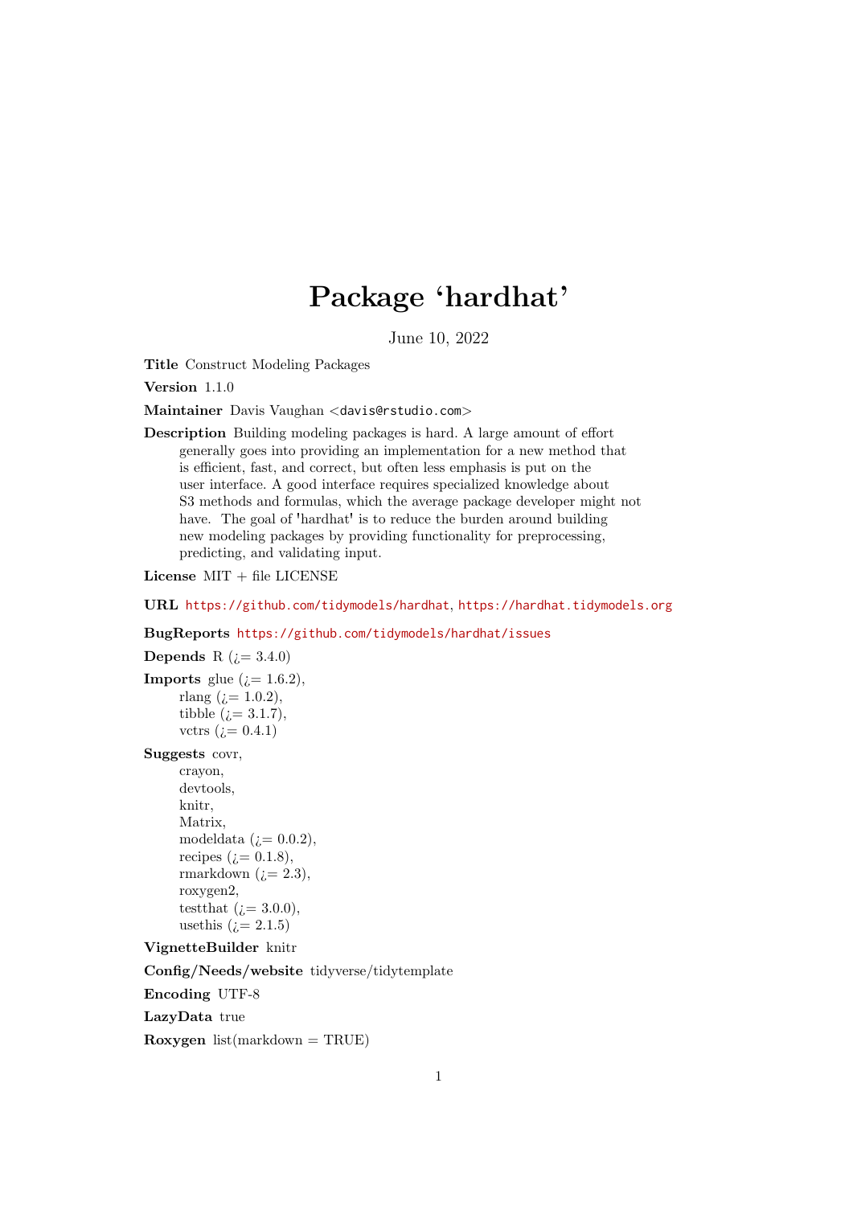# Package 'hardhat'

June 10, 2022

**Title** Construct Modeling Packages

**Version** 1.1.0

**Maintainer** Davis Vaughan <davis@rstudio.com>

**Description** Building modeling packages is hard. A large amount of effort generally goes into providing an implementation for a new method that is efficient, fast, and correct, but often less emphasis is put on the user interface. A good interface requires specialized knowledge about S3 methods and formulas, which the average package developer might not have. The goal of 'hardhat' is to reduce the burden around building new modeling packages by providing functionality for preprocessing, predicting, and validating input.

**License** MIT + file LICENSE

**URL** https://github.com/tidymodels/hardhat, https://hardhat.tidymodels.org

**BugReports** https://github.com/tidymodels/hardhat/issues

**Depends** R (¿= 3.4.0)

**Imports** glue (¿= 1.6.2),
rlang (¿= 1.0.2),
tibble (¿= 3.1.7),
vctrs (¿= 0.4.1)

**Suggests** covr,
crayon,
devtools,
knitr,
Matrix,
modeldata (¿= 0.0.2),
recipes (¿= 0.1.8),
rmarkdown (¿= 2.3),
roxygen2,
testthat (¿= 3.0.0),
usethis (¿= 2.1.5)

**VignetteBuilder** knitr

**Config/Needs/website** tidyverse/tidytemplate

**Encoding** UTF-8

**LazyData** true

**Roxygen** list(markdown = TRUE)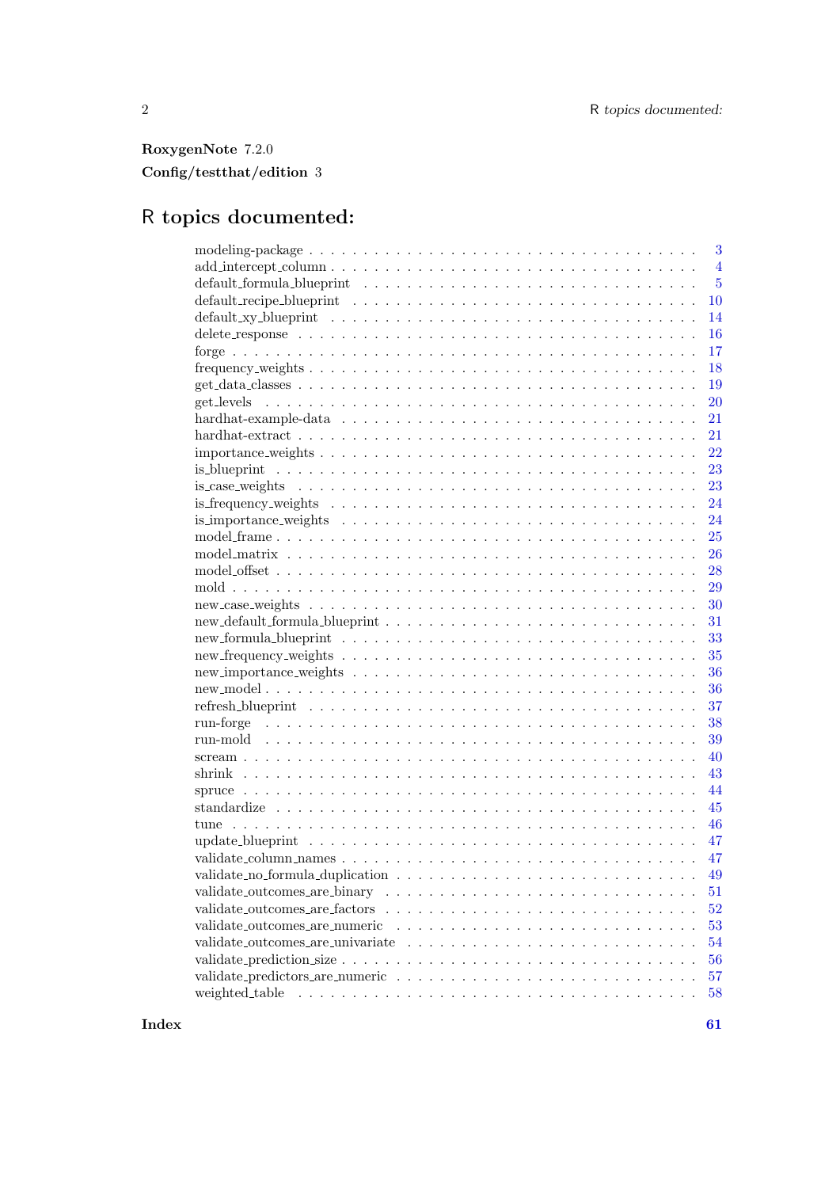**RoxygenNote** 7.2.0

**Config/testthat/edition** 3

# R topics documented:

| | |
|---|---|
| modeling-package | 3 |
| add_intercept_column | 4 |
| default_formula_blueprint | 5 |
| default_recipe_blueprint | 10 |
| default_xy_blueprint | 14 |
| delete_response | 16 |
| forge | 17 |
| frequency_weights | 18 |
| get_data_classes | 19 |
| get_levels | 20 |
| hardhat-example-data | 21 |
| hardhat-extract | 21 |
| importance_weights | 22 |
| is_blueprint | 23 |
| is_case_weights | 23 |
| is_frequency_weights | 24 |
| is_importance_weights | 24 |
| model_frame | 25 |
| model_matrix | 26 |
| model_offset | 28 |
| mold | 29 |
| new_case_weights | 30 |
| new_default_formula_blueprint | 31 |
| new_formula_blueprint | 33 |
| new_frequency_weights | 35 |
| new_importance_weights | 36 |
| new_model | 36 |
| refresh_blueprint | 37 |
| run-forge | 38 |
| run-mold | 39 |
| scream | 40 |
| shrink | 43 |
| spruce | 44 |
| standardize | 45 |
| tune | 46 |
| update_blueprint | 47 |
| validate_column_names | 47 |
| validate_no_formula_duplication | 49 |
| validate_outcomes_are_binary | 51 |
| validate_outcomes_are_factors | 52 |
| validate_outcomes_are_numeric | 53 |
| validate_outcomes_are_univariate | 54 |
| validate_prediction_size | 56 |
| validate_predictors_are_numeric | 57 |
| weighted_table | 58 |

**Index** **61**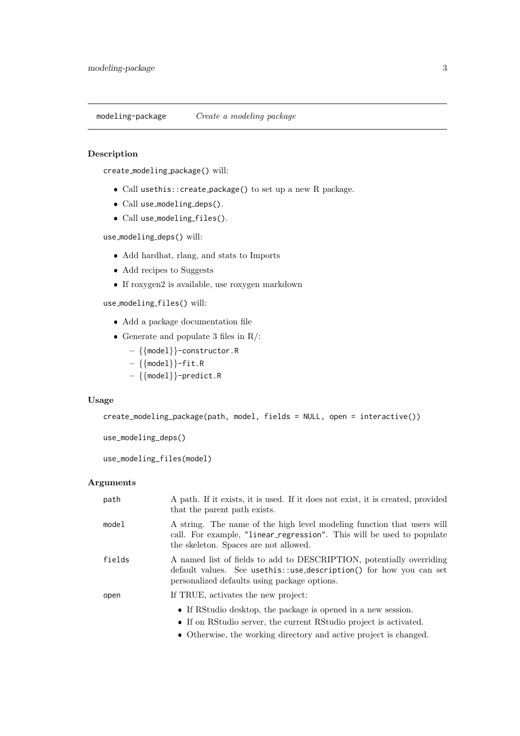## modeling-package *Create a modeling package*

### Description

`create_modeling_package()` will:

- Call `usethis::create_package()` to set up a new R package.
- Call `use_modeling_deps()`.
- Call `use_modeling_files()`.

`use_modeling_deps()` will:

- Add hardhat, rlang, and stats to Imports
- Add recipes to Suggests
- If roxygen2 is available, use roxygen markdown

`use_modeling_files()` will:

- Add a package documentation file
- Generate and populate 3 files in R/:
  - `{{model}}-constructor.R`
  - `{{model}}-fit.R`
  - `{{model}}-predict.R`

### Usage

```
create_modeling_package(path, model, fields = NULL, open = interactive())

use_modeling_deps()

use_modeling_files(model)
```

### Arguments

| | |
|---|---|
| `path` | A path. If it exists, it is used. If it does not exist, it is created, provided that the parent path exists. |
| `model` | A string. The name of the high level modeling function that users will call. For example, `"linear_regression"`. This will be used to populate the skeleton. Spaces are not allowed. |
| `fields` | A named list of fields to add to DESCRIPTION, potentially overriding default values. See `usethis::use_description()` for how you can set personalized defaults using package options. |
| `open` | If TRUE, activates the new project: <br>• If RStudio desktop, the package is opened in a new session. <br>• If on RStudio server, the current RStudio project is activated. <br>• Otherwise, the working directory and active project is changed. |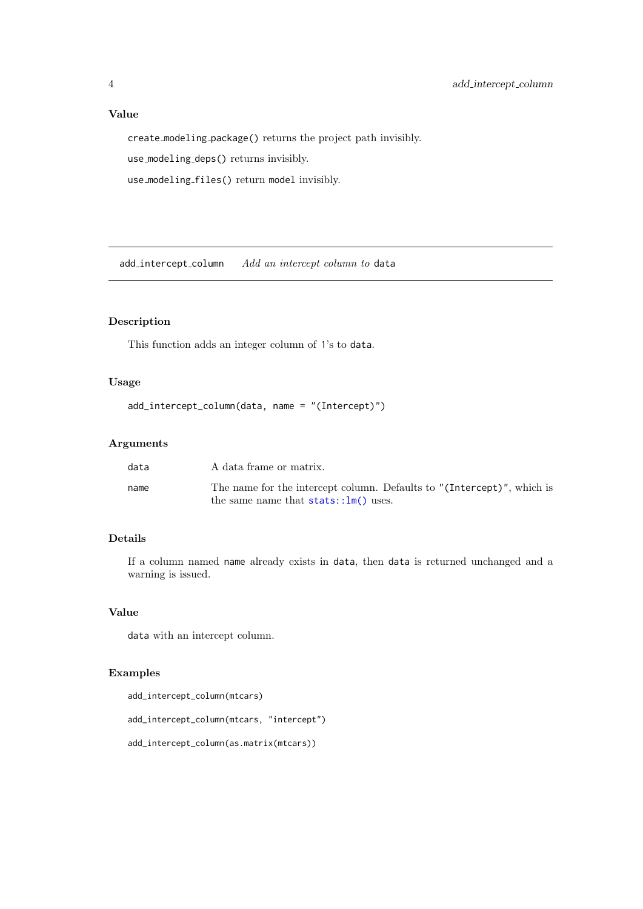### Value

`create_modeling_package()` returns the project path invisibly.

`use_modeling_deps()` returns invisibly.

`use_modeling_files()` return `model` invisibly.

---

## add_intercept_column — *Add an intercept column to* `data`

---

### Description

This function adds an integer column of 1's to `data`.

### Usage

```
add_intercept_column(data, name = "(Intercept)")
```

### Arguments

| | |
|---|---|
| `data` | A data frame or matrix. |
| `name` | The name for the intercept column. Defaults to `"(Intercept)"`, which is the same name that `stats::lm()` uses. |

### Details

If a column named `name` already exists in `data`, then `data` is returned unchanged and a warning is issued.

### Value

`data` with an intercept column.

### Examples

```
add_intercept_column(mtcars)

add_intercept_column(mtcars, "intercept")

add_intercept_column(as.matrix(mtcars))
```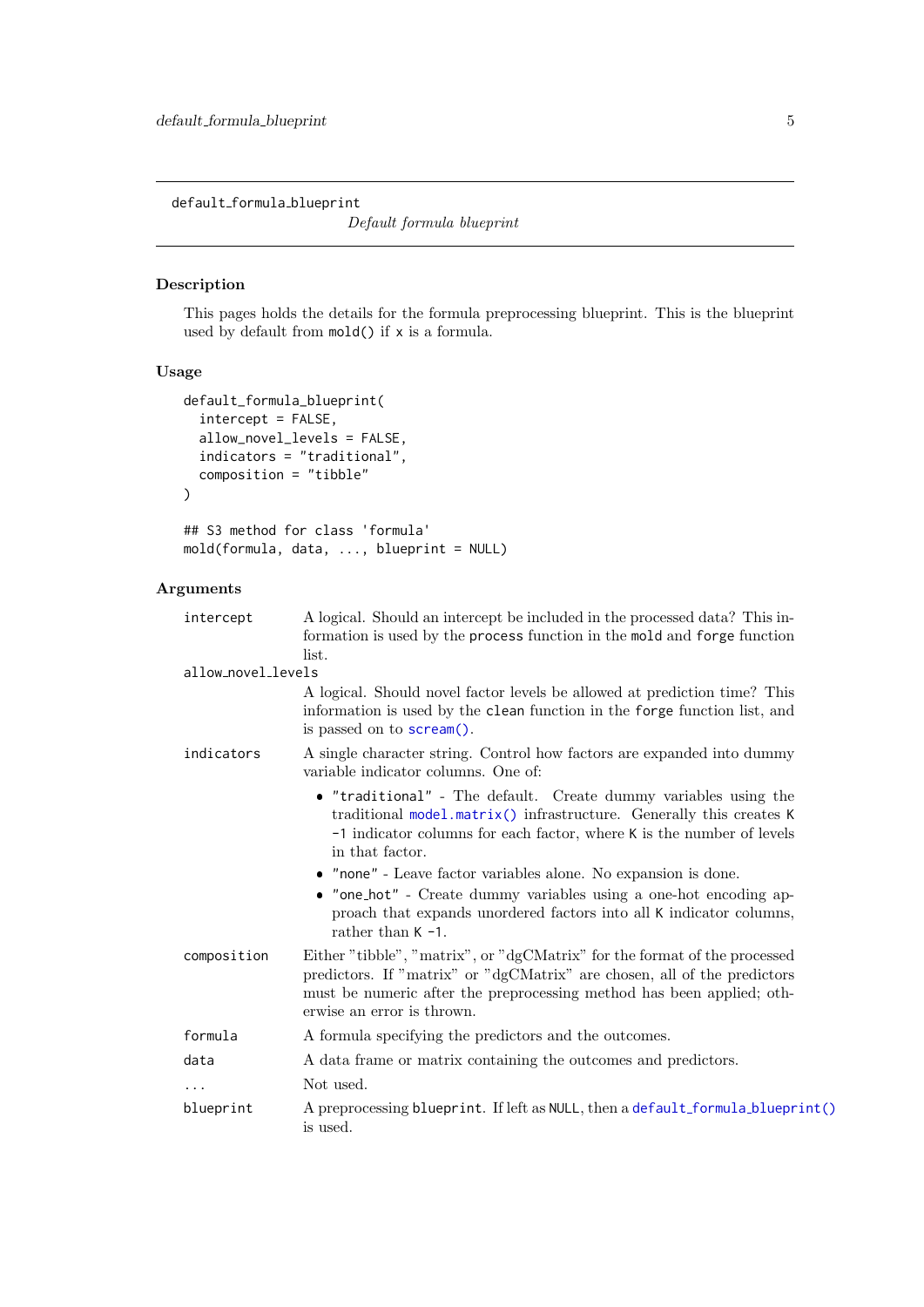`default_formula_blueprint` *Default formula blueprint*

## Description

This pages holds the details for the formula preprocessing blueprint. This is the blueprint used by default from `mold()` if `x` is a formula.

## Usage

```
default_formula_blueprint(
  intercept = FALSE,
  allow_novel_levels = FALSE,
  indicators = "traditional",
  composition = "tibble"
)

## S3 method for class 'formula'
mold(formula, data, ..., blueprint = NULL)
```

## Arguments

- `intercept` — A logical. Should an intercept be included in the processed data? This information is used by the `process` function in the `mold` and `forge` function list.
- `allow_novel_levels` — A logical. Should novel factor levels be allowed at prediction time? This information is used by the `clean` function in the `forge` function list, and is passed on to `scream()`.
- `indicators` — A single character string. Control how factors are expanded into dummy variable indicator columns. One of:
  - `"traditional"` - The default. Create dummy variables using the traditional `model.matrix()` infrastructure. Generally this creates `K -1` indicator columns for each factor, where `K` is the number of levels in that factor.
  - `"none"` - Leave factor variables alone. No expansion is done.
  - `"one_hot"` - Create dummy variables using a one-hot encoding approach that expands unordered factors into all `K` indicator columns, rather than `K -1`.
- `composition` — Either "tibble", "matrix", or "dgCMatrix" for the format of the processed predictors. If "matrix" or "dgCMatrix" are chosen, all of the predictors must be numeric after the preprocessing method has been applied; otherwise an error is thrown.
- `formula` — A formula specifying the predictors and the outcomes.
- `data` — A data frame or matrix containing the outcomes and predictors.
- `...` — Not used.
- `blueprint` — A preprocessing `blueprint`. If left as `NULL`, then a `default_formula_blueprint()` is used.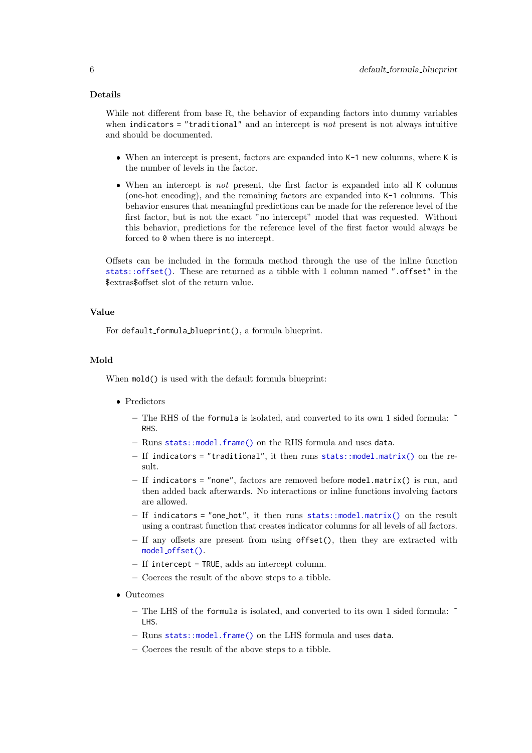### Details

While not different from base R, the behavior of expanding factors into dummy variables when `indicators = "traditional"` and an intercept is *not* present is not always intuitive and should be documented.

- When an intercept is present, factors are expanded into `K-1` new columns, where `K` is the number of levels in the factor.
- When an intercept is *not* present, the first factor is expanded into all `K` columns (one-hot encoding), and the remaining factors are expanded into `K-1` columns. This behavior ensures that meaningful predictions can be made for the reference level of the first factor, but is not the exact "no intercept" model that was requested. Without this behavior, predictions for the reference level of the first factor would always be forced to `0` when there is no intercept.

Offsets can be included in the formula method through the use of the inline function `stats::offset()`. These are returned as a tibble with 1 column named `".offset"` in the $extras$offset slot of the return value.

### Value

For `default_formula_blueprint()`, a formula blueprint.

### Mold

When `mold()` is used with the default formula blueprint:

- Predictors
  - The RHS of the `formula` is isolated, and converted to its own 1 sided formula: `~ RHS`.
  - Runs `stats::model.frame()` on the RHS formula and uses `data`.
  - If `indicators = "traditional"`, it then runs `stats::model.matrix()` on the result.
  - If `indicators = "none"`, factors are removed before `model.matrix()` is run, and then added back afterwards. No interactions or inline functions involving factors are allowed.
  - If `indicators = "one_hot"`, it then runs `stats::model.matrix()` on the result using a contrast function that creates indicator columns for all levels of all factors.
  - If any offsets are present from using `offset()`, then they are extracted with `model_offset()`.
  - If `intercept = TRUE`, adds an intercept column.
  - Coerces the result of the above steps to a tibble.
- Outcomes
  - The LHS of the `formula` is isolated, and converted to its own 1 sided formula: `~ LHS`.
  - Runs `stats::model.frame()` on the LHS formula and uses `data`.
  - Coerces the result of the above steps to a tibble.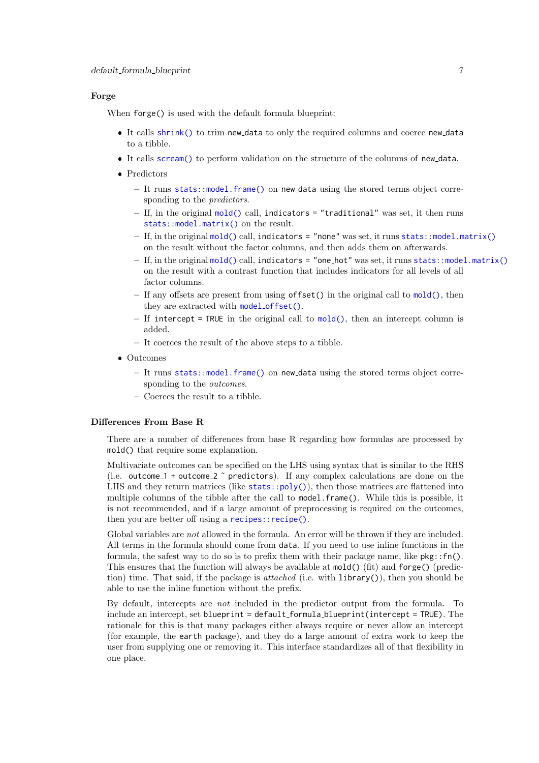## Forge

When `forge()` is used with the default formula blueprint:

- It calls `shrink()` to trim `new_data` to only the required columns and coerce `new_data` to a tibble.
- It calls `scream()` to perform validation on the structure of the columns of `new_data`.
- Predictors
  - It runs `stats::model.frame()` on `new_data` using the stored terms object corresponding to the *predictors*.
  - If, in the original `mold()` call, `indicators = "traditional"` was set, it then runs `stats::model.matrix()` on the result.
  - If, in the original `mold()` call, `indicators = "none"` was set, it runs `stats::model.matrix()` on the result without the factor columns, and then adds them on afterwards.
  - If, in the original `mold()` call, `indicators = "one_hot"` was set, it runs `stats::model.matrix()` on the result with a contrast function that includes indicators for all levels of all factor columns.
  - If any offsets are present from using `offset()` in the original call to `mold()`, then they are extracted with `model_offset()`.
  - If `intercept = TRUE` in the original call to `mold()`, then an intercept column is added.
  - It coerces the result of the above steps to a tibble.
- Outcomes
  - It runs `stats::model.frame()` on `new_data` using the stored terms object corresponding to the *outcomes*.
  - Coerces the result to a tibble.

## Differences From Base R

There are a number of differences from base R regarding how formulas are processed by `mold()` that require some explanation.

Multivariate outcomes can be specified on the LHS using syntax that is similar to the RHS (i.e. `outcome_1 + outcome_2 ~ predictors`). If any complex calculations are done on the LHS and they return matrices (like `stats::poly()`), then those matrices are flattened into multiple columns of the tibble after the call to `model.frame()`. While this is possible, it is not recommended, and if a large amount of preprocessing is required on the outcomes, then you are better off using a `recipes::recipe()`.

Global variables are *not* allowed in the formula. An error will be thrown if they are included. All terms in the formula should come from `data`. If you need to use inline functions in the formula, the safest way to do so is to prefix them with their package name, like `pkg::fn()`. This ensures that the function will always be available at `mold()` (fit) and `forge()` (prediction) time. That said, if the package is *attached* (i.e. with `library()`), then you should be able to use the inline function without the prefix.

By default, intercepts are *not* included in the predictor output from the formula. To include an intercept, set `blueprint = default_formula_blueprint(intercept = TRUE)`. The rationale for this is that many packages either always require or never allow an intercept (for example, the `earth` package), and they do a large amount of extra work to keep the user from supplying one or removing it. This interface standardizes all of that flexibility in one place.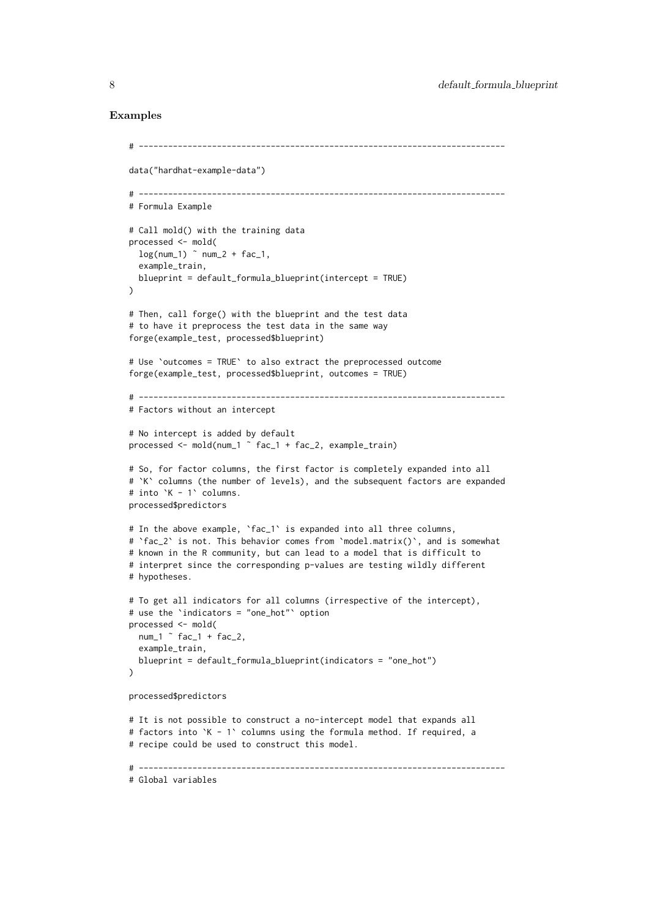### Examples

```
# ---------------------------------------------------------------------------

data("hardhat-example-data")

# ---------------------------------------------------------------------------
# Formula Example

# Call mold() with the training data
processed <- mold(
  log(num_1) ~ num_2 + fac_1,
  example_train,
  blueprint = default_formula_blueprint(intercept = TRUE)
)

# Then, call forge() with the blueprint and the test data
# to have it preprocess the test data in the same way
forge(example_test, processed$blueprint)

# Use `outcomes = TRUE` to also extract the preprocessed outcome
forge(example_test, processed$blueprint, outcomes = TRUE)

# ---------------------------------------------------------------------------
# Factors without an intercept

# No intercept is added by default
processed <- mold(num_1 ~ fac_1 + fac_2, example_train)

# So, for factor columns, the first factor is completely expanded into all
# `K` columns (the number of levels), and the subsequent factors are expanded
# into `K - 1` columns.
processed$predictors

# In the above example, `fac_1` is expanded into all three columns,
# `fac_2` is not. This behavior comes from `model.matrix()`, and is somewhat
# known in the R community, but can lead to a model that is difficult to
# interpret since the corresponding p-values are testing wildly different
# hypotheses.

# To get all indicators for all columns (irrespective of the intercept),
# use the `indicators = "one_hot"` option
processed <- mold(
  num_1 ~ fac_1 + fac_2,
  example_train,
  blueprint = default_formula_blueprint(indicators = "one_hot")
)

processed$predictors

# It is not possible to construct a no-intercept model that expands all
# factors into `K - 1` columns using the formula method. If required, a
# recipe could be used to construct this model.

# ---------------------------------------------------------------------------
# Global variables
```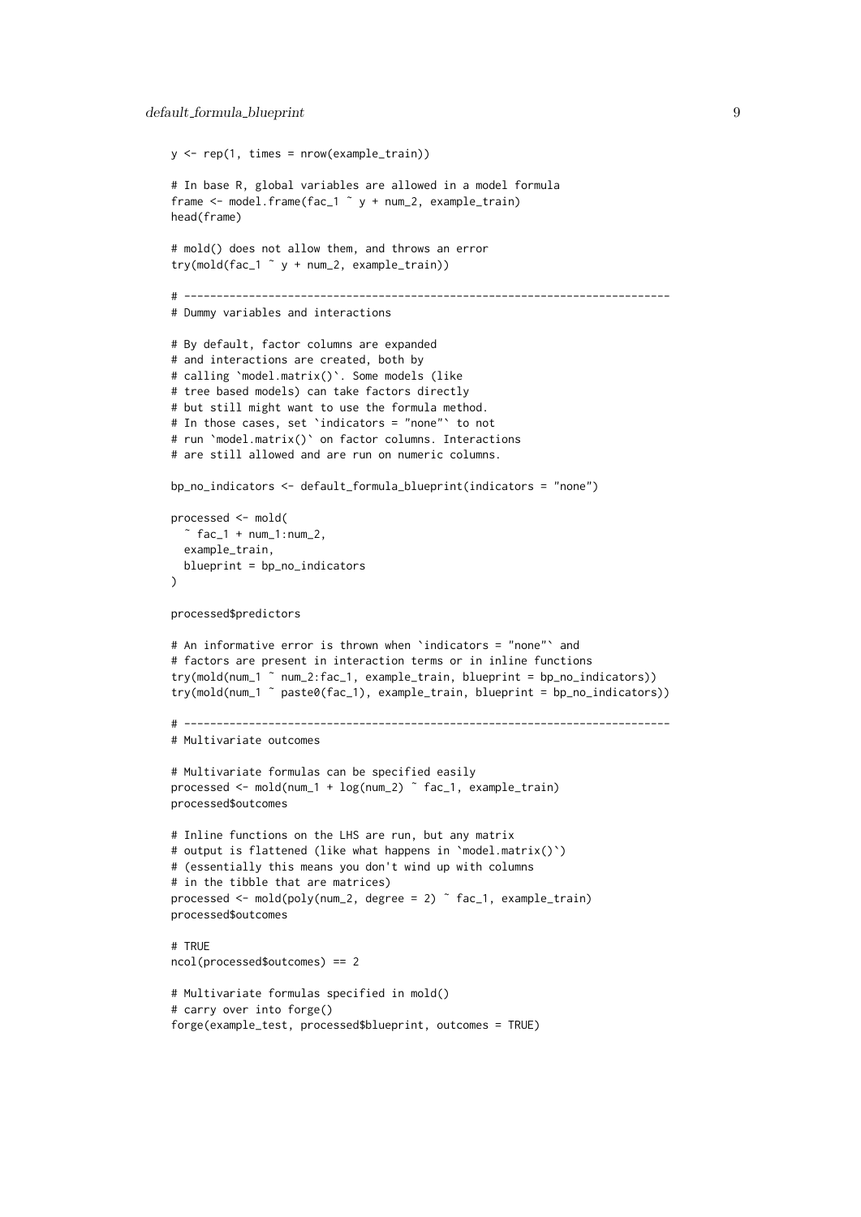```
y <- rep(1, times = nrow(example_train))

# In base R, global variables are allowed in a model formula
frame <- model.frame(fac_1 ~ y + num_2, example_train)
head(frame)

# mold() does not allow them, and throws an error
try(mold(fac_1 ~ y + num_2, example_train))

# ---------------------------------------------------------------------------
# Dummy variables and interactions

# By default, factor columns are expanded
# and interactions are created, both by
# calling `model.matrix()`. Some models (like
# tree based models) can take factors directly
# but still might want to use the formula method.
# In those cases, set `indicators = "none"` to not
# run `model.matrix()` on factor columns. Interactions
# are still allowed and are run on numeric columns.

bp_no_indicators <- default_formula_blueprint(indicators = "none")

processed <- mold(
  ~ fac_1 + num_1:num_2,
  example_train,
  blueprint = bp_no_indicators
)

processed$predictors

# An informative error is thrown when `indicators = "none"` and
# factors are present in interaction terms or in inline functions
try(mold(num_1 ~ num_2:fac_1, example_train, blueprint = bp_no_indicators))
try(mold(num_1 ~ paste0(fac_1), example_train, blueprint = bp_no_indicators))

# ---------------------------------------------------------------------------
# Multivariate outcomes

# Multivariate formulas can be specified easily
processed <- mold(num_1 + log(num_2) ~ fac_1, example_train)
processed$outcomes

# Inline functions on the LHS are run, but any matrix
# output is flattened (like what happens in `model.matrix()`)
# (essentially this means you don't wind up with columns
# in the tibble that are matrices)
processed <- mold(poly(num_2, degree = 2) ~ fac_1, example_train)
processed$outcomes

# TRUE
ncol(processed$outcomes) == 2

# Multivariate formulas specified in mold()
# carry over into forge()
forge(example_test, processed$blueprint, outcomes = TRUE)
```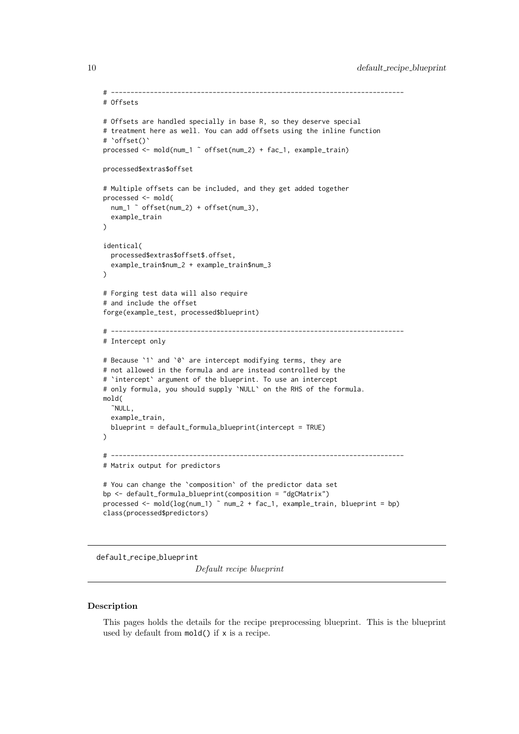```
# ---------------------------------------------------------------------------
# Offsets

# Offsets are handled specially in base R, so they deserve special
# treatment here as well. You can add offsets using the inline function
# `offset()`
processed <- mold(num_1 ~ offset(num_2) + fac_1, example_train)

processed$extras$offset

# Multiple offsets can be included, and they get added together
processed <- mold(
  num_1 ~ offset(num_2) + offset(num_3),
  example_train
)

identical(
  processed$extras$offset$.offset,
  example_train$num_2 + example_train$num_3
)

# Forging test data will also require
# and include the offset
forge(example_test, processed$blueprint)

# ---------------------------------------------------------------------------
# Intercept only

# Because `1` and `0` are intercept modifying terms, they are
# not allowed in the formula and are instead controlled by the
# `intercept` argument of the blueprint. To use an intercept
# only formula, you should supply `NULL` on the RHS of the formula.
mold(
  ~NULL,
  example_train,
  blueprint = default_formula_blueprint(intercept = TRUE)
)

# ---------------------------------------------------------------------------
# Matrix output for predictors

# You can change the `composition` of the predictor data set
bp <- default_formula_blueprint(composition = "dgCMatrix")
processed <- mold(log(num_1) ~ num_2 + fac_1, example_train, blueprint = bp)
class(processed$predictors)
```

---

## default_recipe_blueprint

*Default recipe blueprint*

### Description

This pages holds the details for the recipe preprocessing blueprint. This is the blueprint used by default from `mold()` if `x` is a recipe.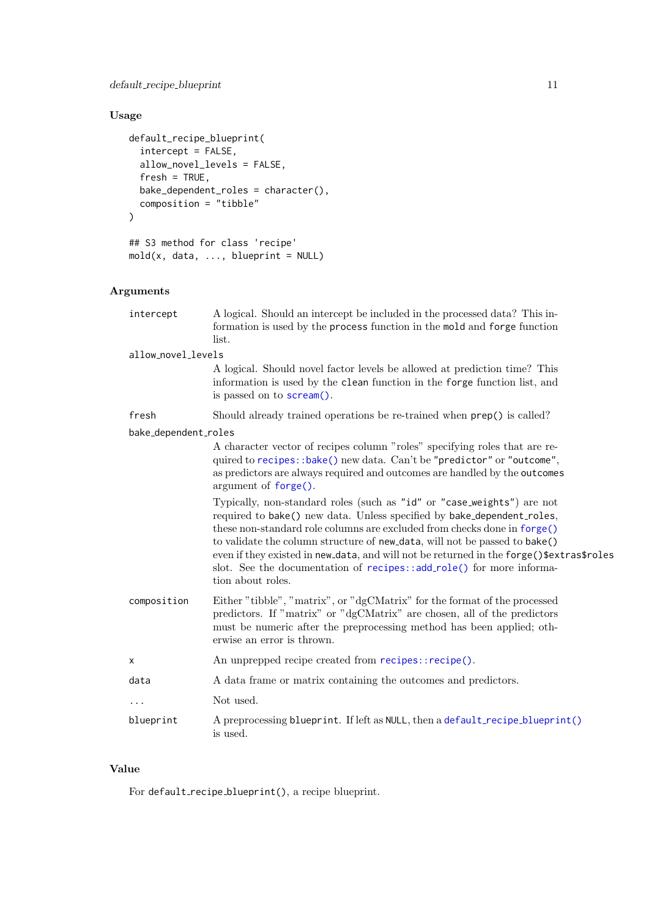## Usage

```
default_recipe_blueprint(
  intercept = FALSE,
  allow_novel_levels = FALSE,
  fresh = TRUE,
  bake_dependent_roles = character(),
  composition = "tibble"
)

## S3 method for class 'recipe'
mold(x, data, ..., blueprint = NULL)
```

## Arguments

| | |
|---|---|
| `intercept` | A logical. Should an intercept be included in the processed data? This information is used by the `process` function in the `mold` and `forge` function list. |
| `allow_novel_levels` | A logical. Should novel factor levels be allowed at prediction time? This information is used by the `clean` function in the `forge` function list, and is passed on to `scream()`. |
| `fresh` | Should already trained operations be re-trained when `prep()` is called? |
| `bake_dependent_roles` | A character vector of recipes column "roles" specifying roles that are required to `recipes::bake()` new data. Can't be `"predictor"` or `"outcome"`, as predictors are always required and outcomes are handled by the `outcomes` argument of `forge()`.<br><br>Typically, non-standard roles (such as `"id"` or `"case_weights"`) are not required to `bake()` new data. Unless specified by `bake_dependent_roles`, these non-standard role columns are excluded from checks done in `forge()` to validate the column structure of `new_data`, will not be passed to `bake()` even if they existed in `new_data`, and will not be returned in the `forge()$extras$roles` slot. See the documentation of `recipes::add_role()` for more information about roles. |
| `composition` | Either "tibble", "matrix", or "dgCMatrix" for the format of the processed predictors. If "matrix" or "dgCMatrix" are chosen, all of the predictors must be numeric after the preprocessing method has been applied; otherwise an error is thrown. |
| `x` | An unprepped recipe created from `recipes::recipe()`. |
| `data` | A data frame or matrix containing the outcomes and predictors. |
| `...` | Not used. |
| `blueprint` | A preprocessing `blueprint`. If left as `NULL`, then a `default_recipe_blueprint()` is used. |

## Value

For `default_recipe_blueprint()`, a recipe blueprint.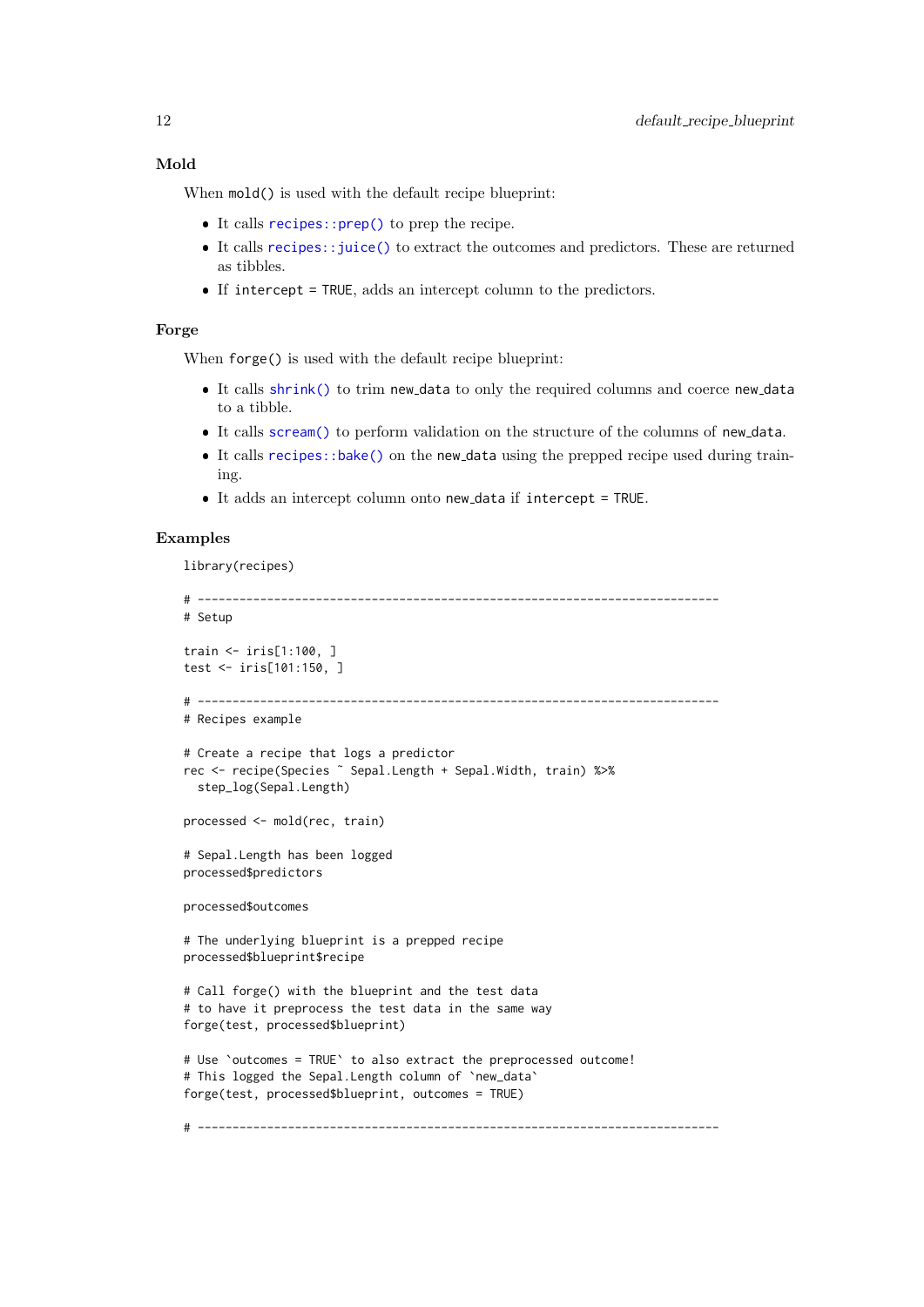### Mold

When `mold()` is used with the default recipe blueprint:

- It calls `recipes::prep()` to prep the recipe.
- It calls `recipes::juice()` to extract the outcomes and predictors. These are returned as tibbles.
- If `intercept = TRUE`, adds an intercept column to the predictors.

### Forge

When `forge()` is used with the default recipe blueprint:

- It calls `shrink()` to trim `new_data` to only the required columns and coerce `new_data` to a tibble.
- It calls `scream()` to perform validation on the structure of the columns of `new_data`.
- It calls `recipes::bake()` on the `new_data` using the prepped recipe used during training.
- It adds an intercept column onto `new_data` if `intercept = TRUE`.

## Examples

```
library(recipes)

# ---------------------------------------------------------------------------
# Setup

train <- iris[1:100, ]
test <- iris[101:150, ]

# ---------------------------------------------------------------------------
# Recipes example

# Create a recipe that logs a predictor
rec <- recipe(Species ~ Sepal.Length + Sepal.Width, train) %>%
  step_log(Sepal.Length)

processed <- mold(rec, train)

# Sepal.Length has been logged
processed$predictors

processed$outcomes

# The underlying blueprint is a prepped recipe
processed$blueprint$recipe

# Call forge() with the blueprint and the test data
# to have it preprocess the test data in the same way
forge(test, processed$blueprint)

# Use `outcomes = TRUE` to also extract the preprocessed outcome!
# This logged the Sepal.Length column of `new_data`
forge(test, processed$blueprint, outcomes = TRUE)

# ---------------------------------------------------------------------------
```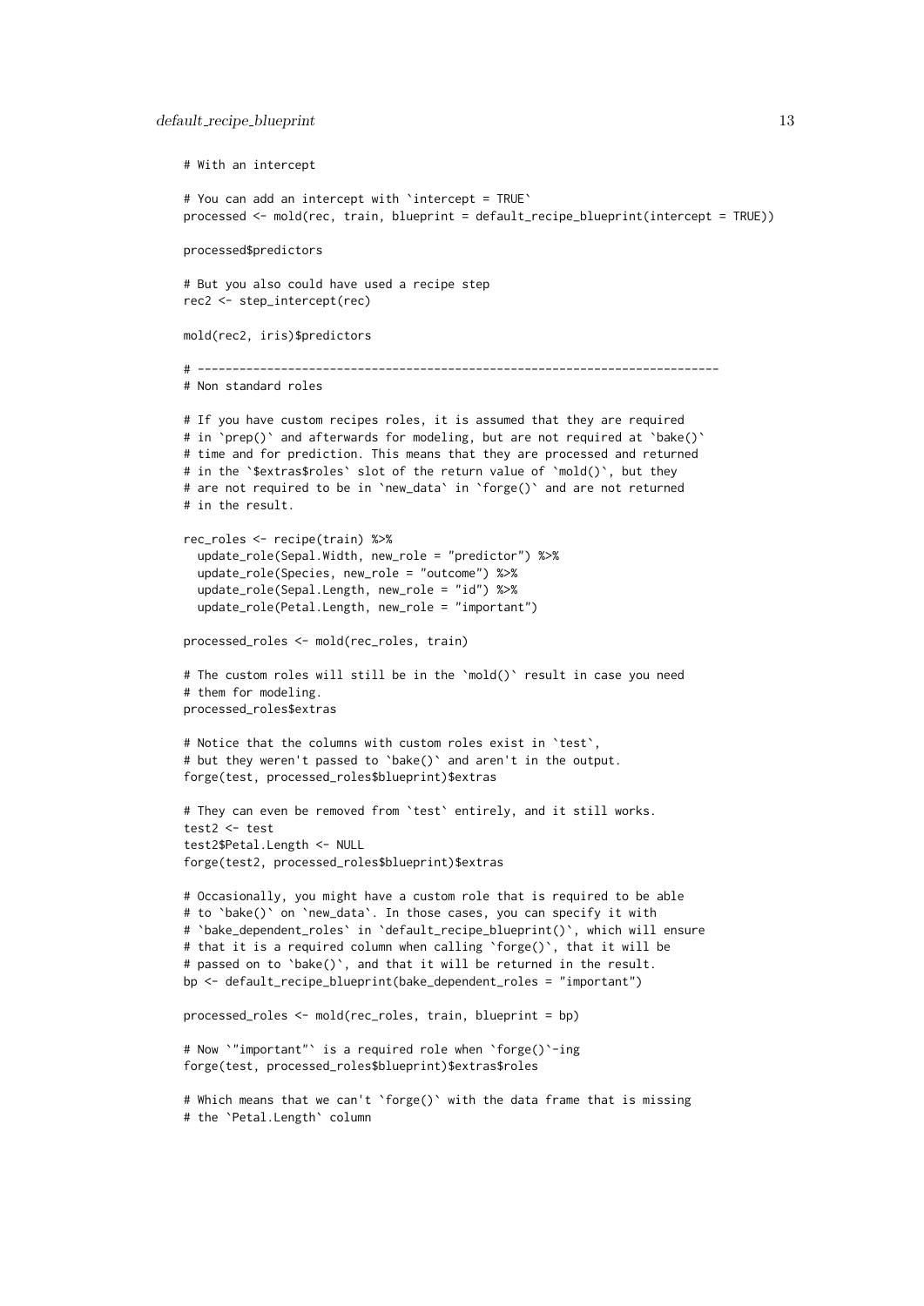```
# With an intercept

# You can add an intercept with `intercept = TRUE`
processed <- mold(rec, train, blueprint = default_recipe_blueprint(intercept = TRUE))

processed$predictors

# But you also could have used a recipe step
rec2 <- step_intercept(rec)

mold(rec2, iris)$predictors

# ---------------------------------------------------------------------------
# Non standard roles

# If you have custom recipes roles, it is assumed that they are required
# in `prep()` and afterwards for modeling, but are not required at `bake()`
# time and for prediction. This means that they are processed and returned
# in the `$extras$roles` slot of the return value of `mold()`, but they
# are not required to be in `new_data` in `forge()` and are not returned
# in the result.

rec_roles <- recipe(train) %>%
  update_role(Sepal.Width, new_role = "predictor") %>%
  update_role(Species, new_role = "outcome") %>%
  update_role(Sepal.Length, new_role = "id") %>%
  update_role(Petal.Length, new_role = "important")

processed_roles <- mold(rec_roles, train)

# The custom roles will still be in the `mold()` result in case you need
# them for modeling.
processed_roles$extras

# Notice that the columns with custom roles exist in `test`,
# but they weren't passed to `bake()` and aren't in the output.
forge(test, processed_roles$blueprint)$extras

# They can even be removed from `test` entirely, and it still works.
test2 <- test
test2$Petal.Length <- NULL
forge(test2, processed_roles$blueprint)$extras

# Occasionally, you might have a custom role that is required to be able
# to `bake()` on `new_data`. In those cases, you can specify it with
# `bake_dependent_roles` in `default_recipe_blueprint()`, which will ensure
# that it is a required column when calling `forge()`, that it will be
# passed on to `bake()`, and that it will be returned in the result.
bp <- default_recipe_blueprint(bake_dependent_roles = "important")

processed_roles <- mold(rec_roles, train, blueprint = bp)

# Now `"important"` is a required role when `forge()`-ing
forge(test, processed_roles$blueprint)$extras$roles

# Which means that we can't `forge()` with the data frame that is missing
# the `Petal.Length` column
```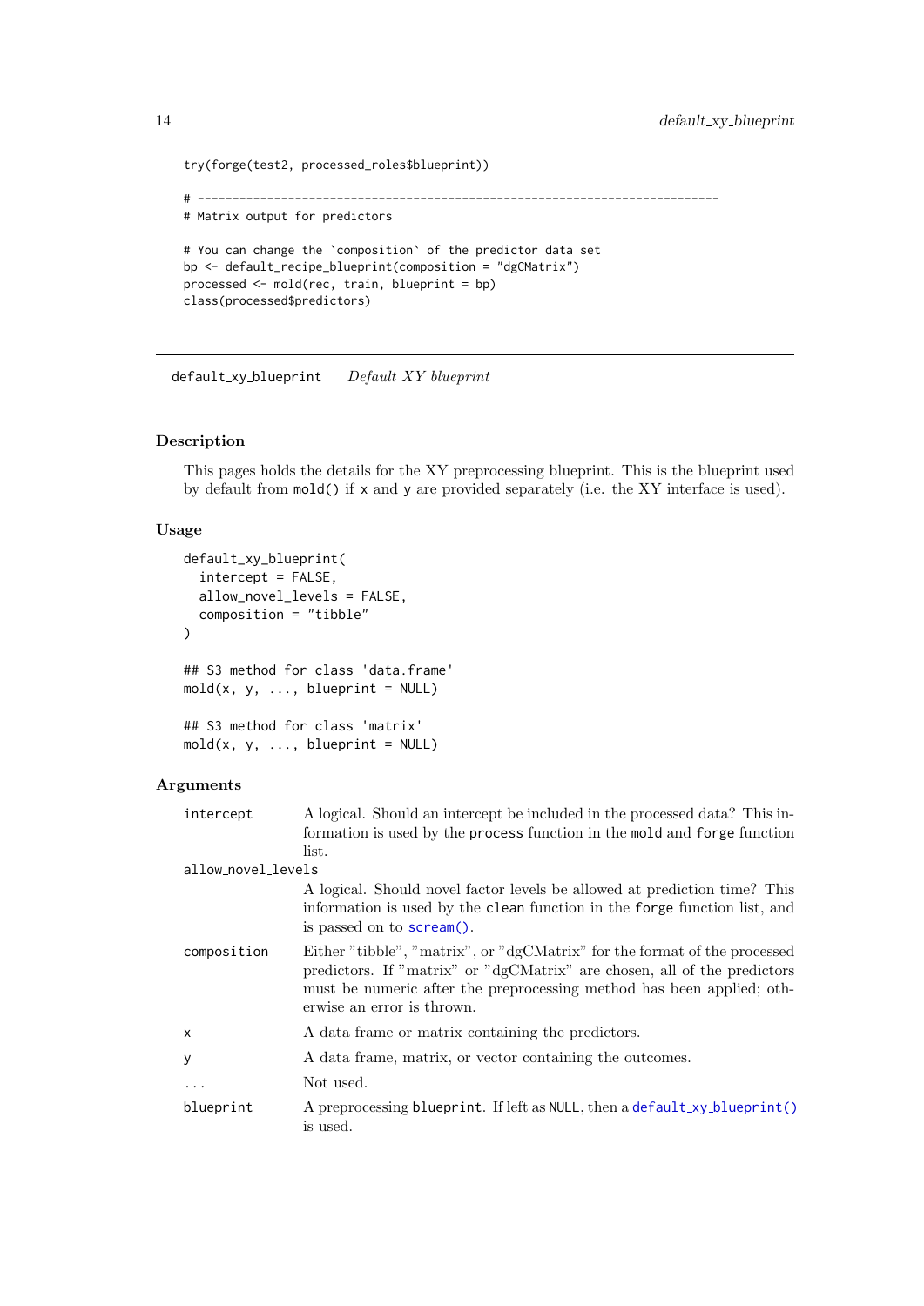```
try(forge(test2, processed_roles$blueprint))

# ---------------------------------------------------------------------------
# Matrix output for predictors

# You can change the `composition` of the predictor data set
bp <- default_recipe_blueprint(composition = "dgCMatrix")
processed <- mold(rec, train, blueprint = bp)
class(processed$predictors)
```

## default_xy_blueprint *Default XY blueprint*

### Description

This pages holds the details for the XY preprocessing blueprint. This is the blueprint used by default from `mold()` if `x` and `y` are provided separately (i.e. the XY interface is used).

### Usage

```
default_xy_blueprint(
  intercept = FALSE,
  allow_novel_levels = FALSE,
  composition = "tibble"
)

## S3 method for class 'data.frame'
mold(x, y, ..., blueprint = NULL)

## S3 method for class 'matrix'
mold(x, y, ..., blueprint = NULL)
```

### Arguments

| | |
|---|---|
| `intercept` | A logical. Should an intercept be included in the processed data? This information is used by the `process` function in the `mold` and `forge` function list. |
| `allow_novel_levels` | A logical. Should novel factor levels be allowed at prediction time? This information is used by the `clean` function in the `forge` function list, and is passed on to `scream()`. |
| `composition` | Either "tibble", "matrix", or "dgCMatrix" for the format of the processed predictors. If "matrix" or "dgCMatrix" are chosen, all of the predictors must be numeric after the preprocessing method has been applied; otherwise an error is thrown. |
| `x` | A data frame or matrix containing the predictors. |
| `y` | A data frame, matrix, or vector containing the outcomes. |
| `...` | Not used. |
| `blueprint` | A preprocessing `blueprint`. If left as `NULL`, then a `default_xy_blueprint()` is used. |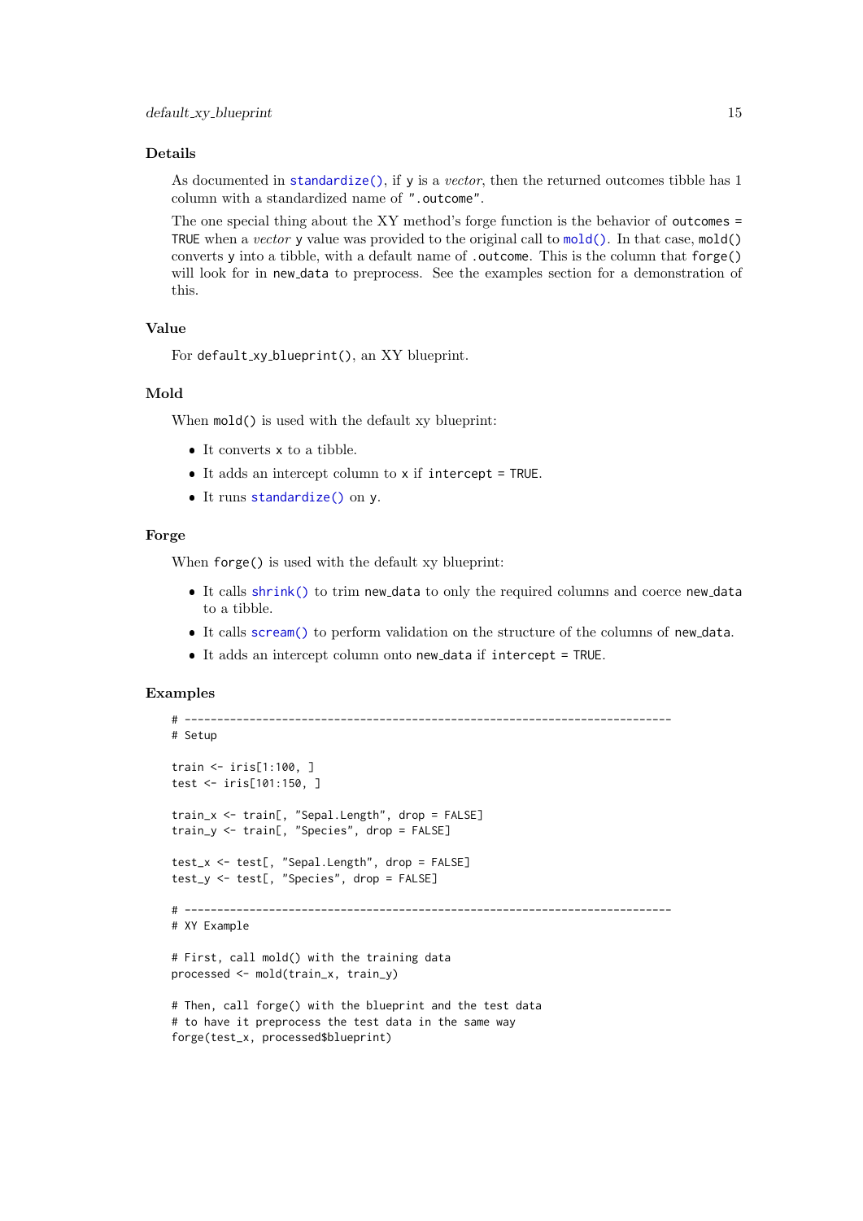## Details

As documented in `standardize()`, if `y` is a *vector*, then the returned outcomes tibble has 1 column with a standardized name of `".outcome"`.

The one special thing about the XY method's forge function is the behavior of `outcomes = TRUE` when a *vector* `y` value was provided to the original call to `mold()`. In that case, `mold()` converts `y` into a tibble, with a default name of `.outcome`. This is the column that `forge()` will look for in `new_data` to preprocess. See the examples section for a demonstration of this.

## Value

For `default_xy_blueprint()`, an XY blueprint.

## Mold

When `mold()` is used with the default xy blueprint:

- It converts `x` to a tibble.
- It adds an intercept column to `x` if `intercept = TRUE`.
- It runs `standardize()` on `y`.

## Forge

When `forge()` is used with the default xy blueprint:

- It calls `shrink()` to trim `new_data` to only the required columns and coerce `new_data` to a tibble.
- It calls `scream()` to perform validation on the structure of the columns of `new_data`.
- It adds an intercept column onto `new_data` if `intercept = TRUE`.

## Examples

```
# ---------------------------------------------------------------------------
# Setup

train <- iris[1:100, ]
test <- iris[101:150, ]

train_x <- train[, "Sepal.Length", drop = FALSE]
train_y <- train[, "Species", drop = FALSE]

test_x <- test[, "Sepal.Length", drop = FALSE]
test_y <- test[, "Species", drop = FALSE]

# ---------------------------------------------------------------------------
# XY Example

# First, call mold() with the training data
processed <- mold(train_x, train_y)

# Then, call forge() with the blueprint and the test data
# to have it preprocess the test data in the same way
forge(test_x, processed$blueprint)
```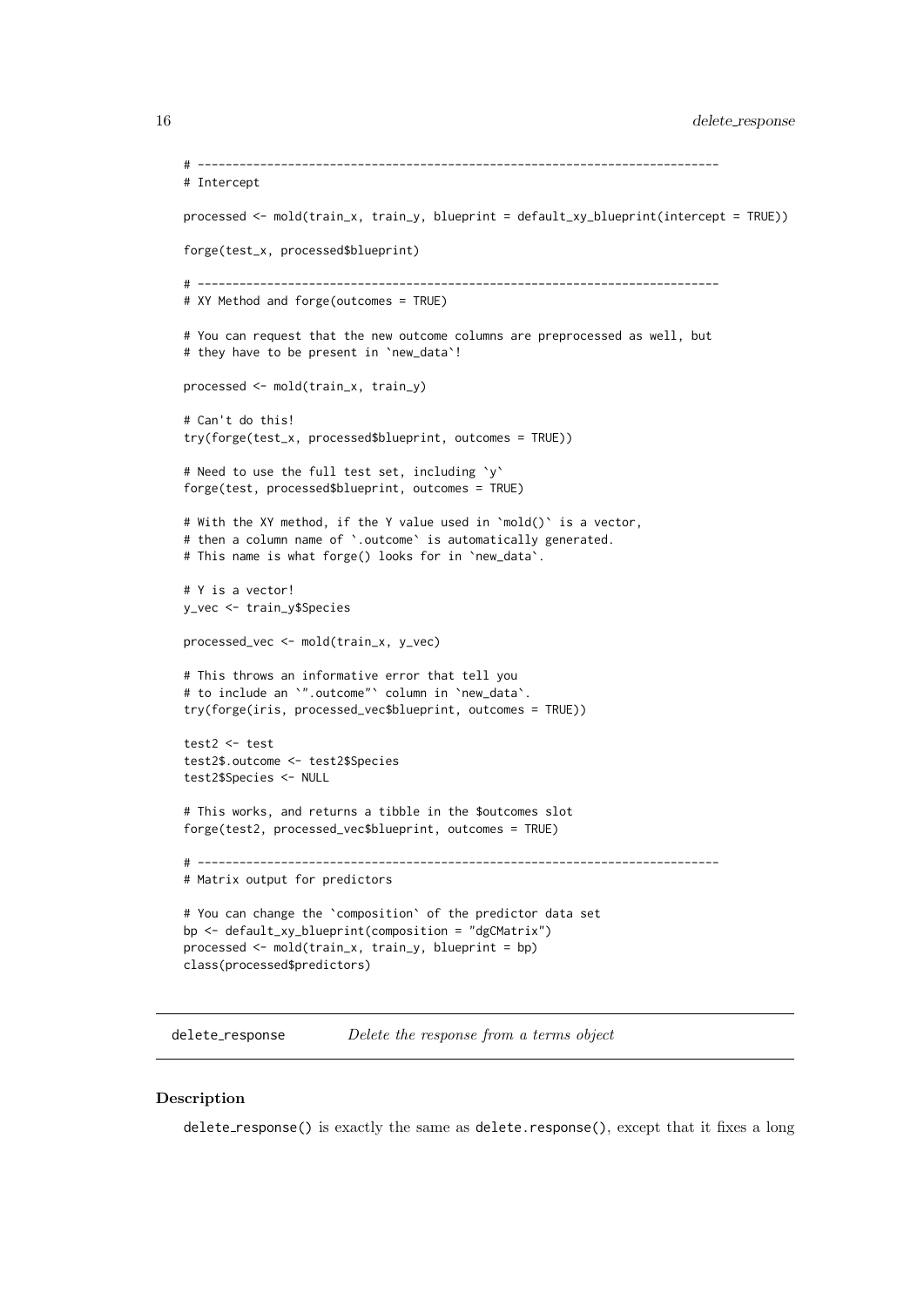```
# ---------------------------------------------------------------------------
# Intercept

processed <- mold(train_x, train_y, blueprint = default_xy_blueprint(intercept = TRUE))

forge(test_x, processed$blueprint)

# ---------------------------------------------------------------------------
# XY Method and forge(outcomes = TRUE)

# You can request that the new outcome columns are preprocessed as well, but
# they have to be present in `new_data`!

processed <- mold(train_x, train_y)

# Can't do this!
try(forge(test_x, processed$blueprint, outcomes = TRUE))

# Need to use the full test set, including `y`
forge(test, processed$blueprint, outcomes = TRUE)

# With the XY method, if the Y value used in `mold()` is a vector,
# then a column name of `.outcome` is automatically generated.
# This name is what forge() looks for in `new_data`.

# Y is a vector!
y_vec <- train_y$Species

processed_vec <- mold(train_x, y_vec)

# This throws an informative error that tell you
# to include an `".outcome"` column in `new_data`.
try(forge(iris, processed_vec$blueprint, outcomes = TRUE))

test2 <- test
test2$.outcome <- test2$Species
test2$Species <- NULL

# This works, and returns a tibble in the $outcomes slot
forge(test2, processed_vec$blueprint, outcomes = TRUE)

# ---------------------------------------------------------------------------
# Matrix output for predictors

# You can change the `composition` of the predictor data set
bp <- default_xy_blueprint(composition = "dgCMatrix")
processed <- mold(train_x, train_y, blueprint = bp)
class(processed$predictors)
```

---

## delete_response *Delete the response from a terms object*

---

### Description

`delete_response()` is exactly the same as `delete.response()`, except that it fixes a long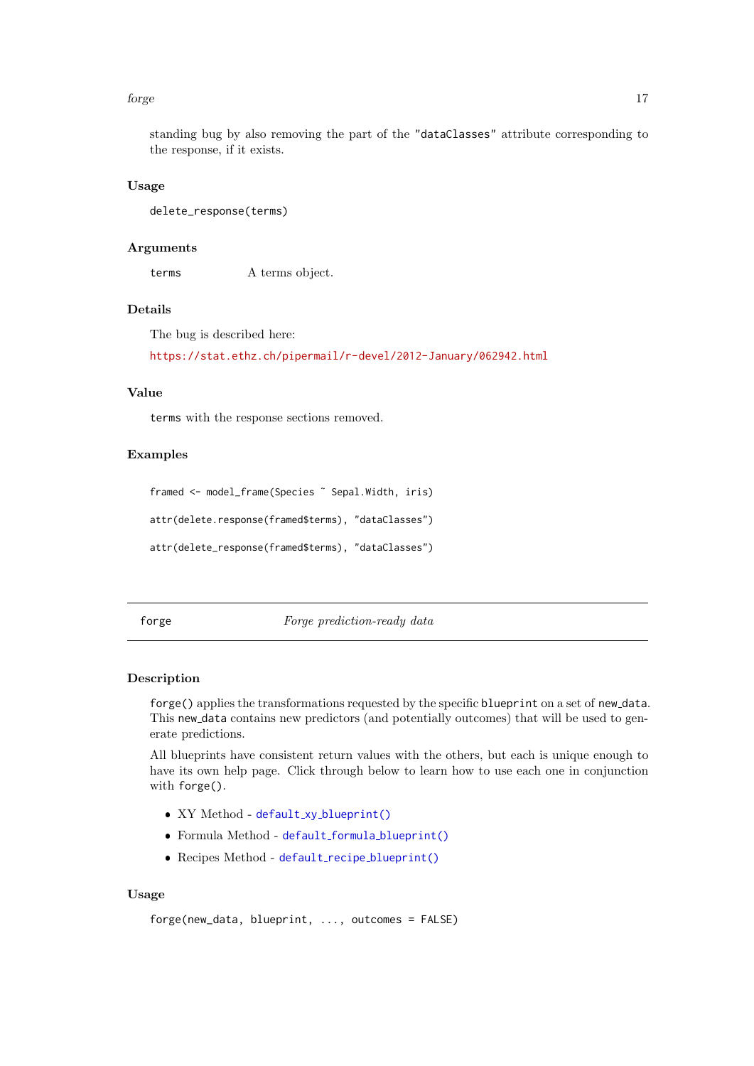standing bug by also removing the part of the "dataClasses" attribute corresponding to the response, if it exists.

### Usage

```
delete_response(terms)
```

### Arguments

| | |
|---|---|
| terms | A terms object. |

### Details

The bug is described here:

https://stat.ethz.ch/pipermail/r-devel/2012-January/062942.html

### Value

terms with the response sections removed.

### Examples

```
framed <- model_frame(Species ~ Sepal.Width, iris)

attr(delete.response(framed$terms), "dataClasses")

attr(delete_response(framed$terms), "dataClasses")
```

---

## forge — *Forge prediction-ready data*

---

### Description

forge() applies the transformations requested by the specific blueprint on a set of new_data. This new_data contains new predictors (and potentially outcomes) that will be used to generate predictions.

All blueprints have consistent return values with the others, but each is unique enough to have its own help page. Click through below to learn how to use each one in conjunction with forge().

- XY Method - default_xy_blueprint()
- Formula Method - default_formula_blueprint()
- Recipes Method - default_recipe_blueprint()

### Usage

```
forge(new_data, blueprint, ..., outcomes = FALSE)
```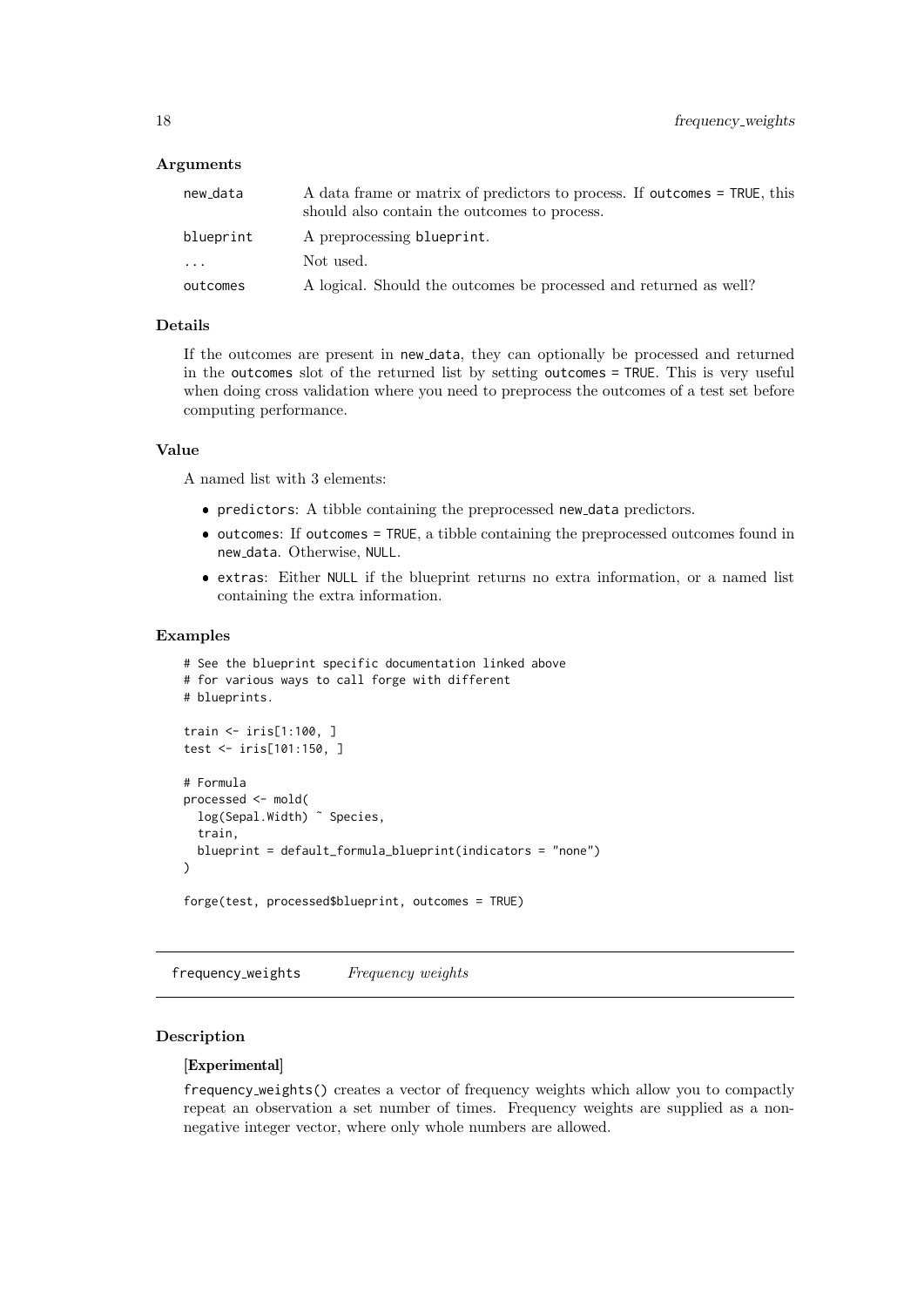### Arguments

| | |
|---|---|
| new_data | A data frame or matrix of predictors to process. If outcomes = TRUE, this should also contain the outcomes to process. |
| blueprint | A preprocessing blueprint. |
| ... | Not used. |
| outcomes | A logical. Should the outcomes be processed and returned as well? |

### Details

If the outcomes are present in new_data, they can optionally be processed and returned in the outcomes slot of the returned list by setting outcomes = TRUE. This is very useful when doing cross validation where you need to preprocess the outcomes of a test set before computing performance.

### Value

A named list with 3 elements:

- predictors: A tibble containing the preprocessed new_data predictors.
- outcomes: If outcomes = TRUE, a tibble containing the preprocessed outcomes found in new_data. Otherwise, NULL.
- extras: Either NULL if the blueprint returns no extra information, or a named list containing the extra information.

### Examples

```
# See the blueprint specific documentation linked above
# for various ways to call forge with different
# blueprints.

train <- iris[1:100, ]
test <- iris[101:150, ]

# Formula
processed <- mold(
  log(Sepal.Width) ~ Species,
  train,
  blueprint = default_formula_blueprint(indicators = "none")
)

forge(test, processed$blueprint, outcomes = TRUE)
```

## frequency_weights *Frequency weights*

### Description

**[Experimental]**

frequency_weights() creates a vector of frequency weights which allow you to compactly repeat an observation a set number of times. Frequency weights are supplied as a non-negative integer vector, where only whole numbers are allowed.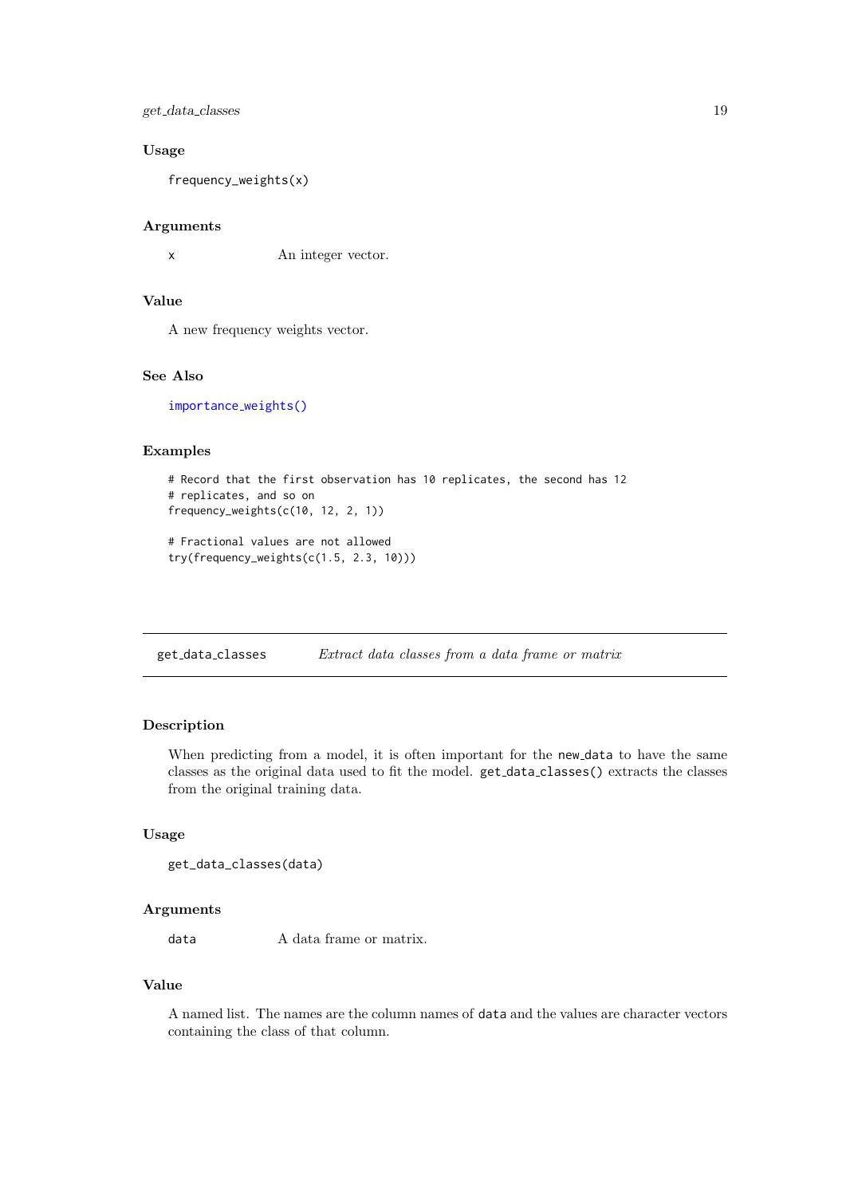### Usage

```
frequency_weights(x)
```

### Arguments

| | |
|---|---|
| `x` | An integer vector. |

### Value

A new frequency weights vector.

### See Also

`importance_weights()`

### Examples

```
# Record that the first observation has 10 replicates, the second has 12
# replicates, and so on
frequency_weights(c(10, 12, 2, 1))

# Fractional values are not allowed
try(frequency_weights(c(1.5, 2.3, 10)))
```

---

## get_data_classes — *Extract data classes from a data frame or matrix*

### Description

When predicting from a model, it is often important for the `new_data` to have the same classes as the original data used to fit the model. `get_data_classes()` extracts the classes from the original training data.

### Usage

```
get_data_classes(data)
```

### Arguments

| | |
|---|---|
| `data` | A data frame or matrix. |

### Value

A named list. The names are the column names of `data` and the values are character vectors containing the class of that column.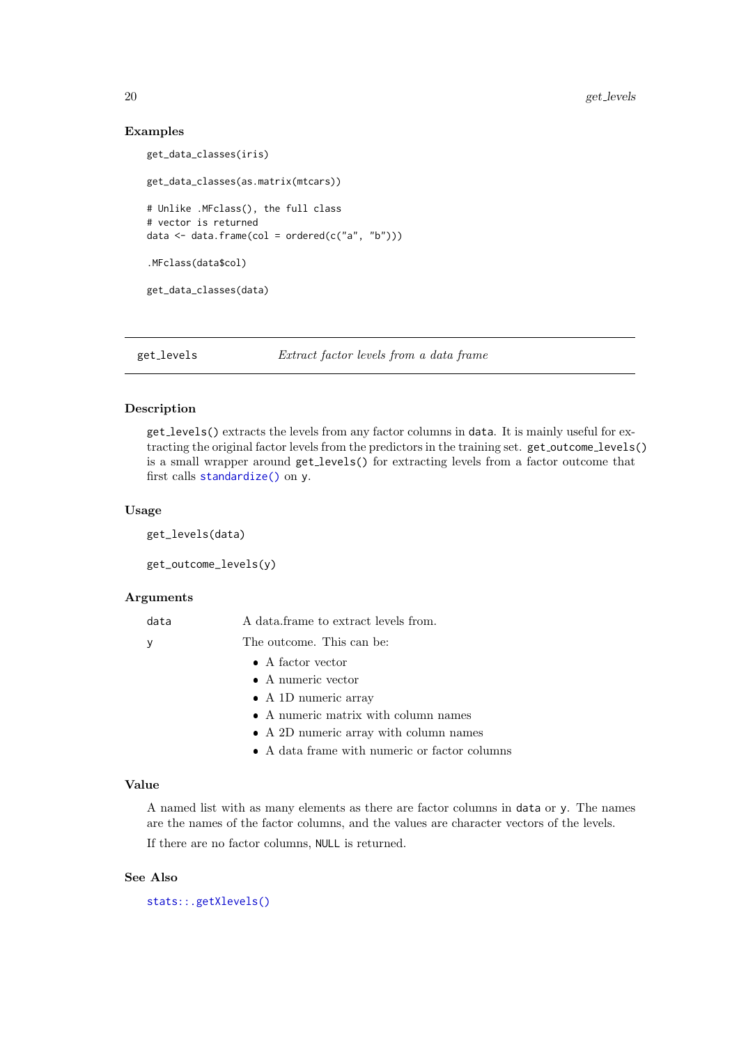### Examples

```
get_data_classes(iris)

get_data_classes(as.matrix(mtcars))

# Unlike .MFclass(), the full class
# vector is returned
data <- data.frame(col = ordered(c("a", "b")))

.MFclass(data$col)

get_data_classes(data)
```

---

## get_levels &nbsp;&nbsp;&nbsp;&nbsp; *Extract factor levels from a data frame*

---

### Description

`get_levels()` extracts the levels from any factor columns in `data`. It is mainly useful for extracting the original factor levels from the predictors in the training set. `get_outcome_levels()` is a small wrapper around `get_levels()` for extracting levels from a factor outcome that first calls `standardize()` on `y`.

### Usage

```
get_levels(data)

get_outcome_levels(y)
```

### Arguments

| | |
|---|---|
| `data` | A data.frame to extract levels from. |
| `y` | The outcome. This can be:<br>• A factor vector<br>• A numeric vector<br>• A 1D numeric array<br>• A numeric matrix with column names<br>• A 2D numeric array with column names<br>• A data frame with numeric or factor columns |

### Value

A named list with as many elements as there are factor columns in `data` or `y`. The names are the names of the factor columns, and the values are character vectors of the levels.

If there are no factor columns, `NULL` is returned.

### See Also

`stats::.getXlevels()`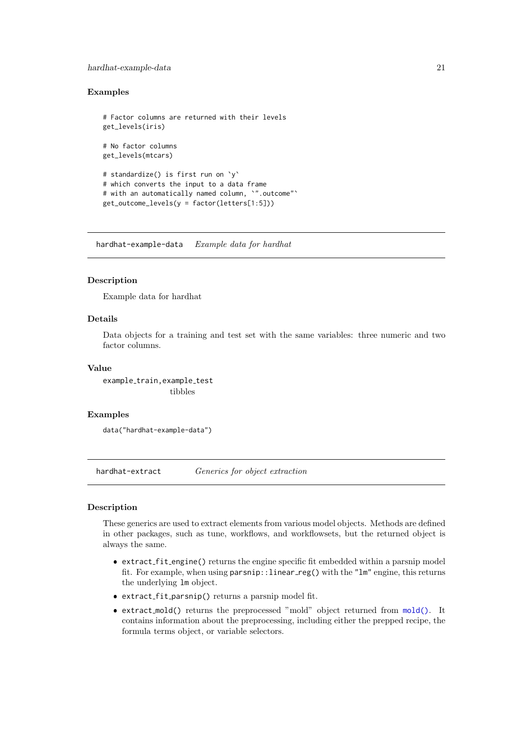### Examples

```
# Factor columns are returned with their levels
get_levels(iris)

# No factor columns
get_levels(mtcars)

# standardize() is first run on `y`
# which converts the input to a data frame
# with an automatically named column, `".outcome"`
get_outcome_levels(y = factor(letters[1:5]))
```

## hardhat-example-data — *Example data for hardhat*

### Description

Example data for hardhat

### Details

Data objects for a training and test set with the same variables: three numeric and two factor columns.

### Value

`example_train,example_test`
tibbles

### Examples

```
data("hardhat-example-data")
```

## hardhat-extract — *Generics for object extraction*

### Description

These generics are used to extract elements from various model objects. Methods are defined in other packages, such as tune, workflows, and workflowsets, but the returned object is always the same.

- `extract_fit_engine()` returns the engine specific fit embedded within a parsnip model fit. For example, when using `parsnip::linear_reg()` with the `"lm"` engine, this returns the underlying `lm` object.
- `extract_fit_parsnip()` returns a parsnip model fit.
- `extract_mold()` returns the preprocessed "mold" object returned from `mold()`. It contains information about the preprocessing, including either the prepped recipe, the formula terms object, or variable selectors.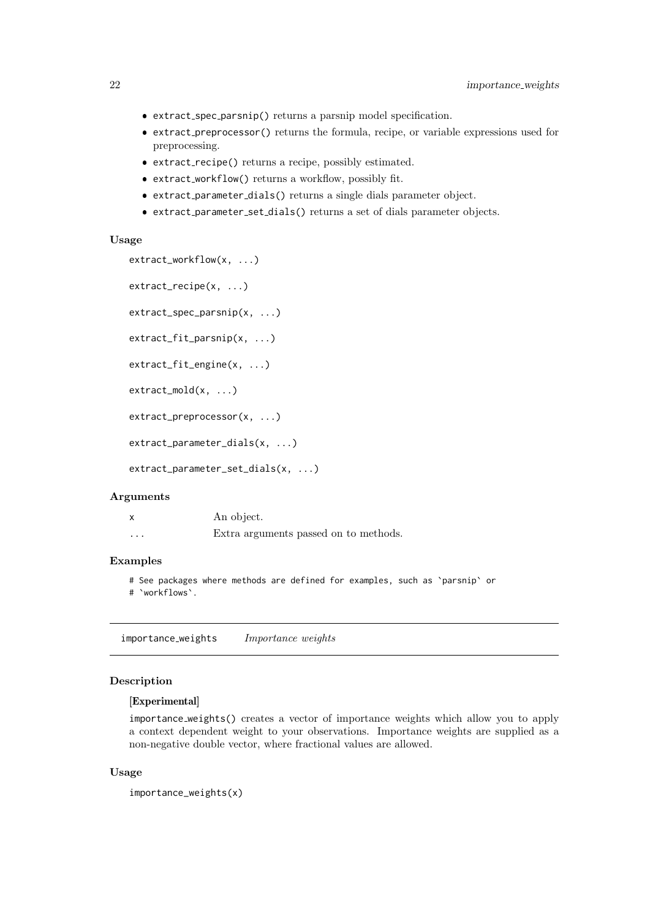- `extract_spec_parsnip()` returns a parsnip model specification.
- `extract_preprocessor()` returns the formula, recipe, or variable expressions used for preprocessing.
- `extract_recipe()` returns a recipe, possibly estimated.
- `extract_workflow()` returns a workflow, possibly fit.
- `extract_parameter_dials()` returns a single dials parameter object.
- `extract_parameter_set_dials()` returns a set of dials parameter objects.

### Usage

```
extract_workflow(x, ...)

extract_recipe(x, ...)

extract_spec_parsnip(x, ...)

extract_fit_parsnip(x, ...)

extract_fit_engine(x, ...)

extract_mold(x, ...)

extract_preprocessor(x, ...)

extract_parameter_dials(x, ...)

extract_parameter_set_dials(x, ...)
```

### Arguments

| | |
|---|---|
| x | An object. |
| ... | Extra arguments passed on to methods. |

### Examples

```
# See packages where methods are defined for examples, such as `parsnip` or
# `workflows`.
```

---

## importance_weights    *Importance weights*

### Description

**[Experimental]**

`importance_weights()` creates a vector of importance weights which allow you to apply a context dependent weight to your observations. Importance weights are supplied as a non-negative double vector, where fractional values are allowed.

### Usage

```
importance_weights(x)
```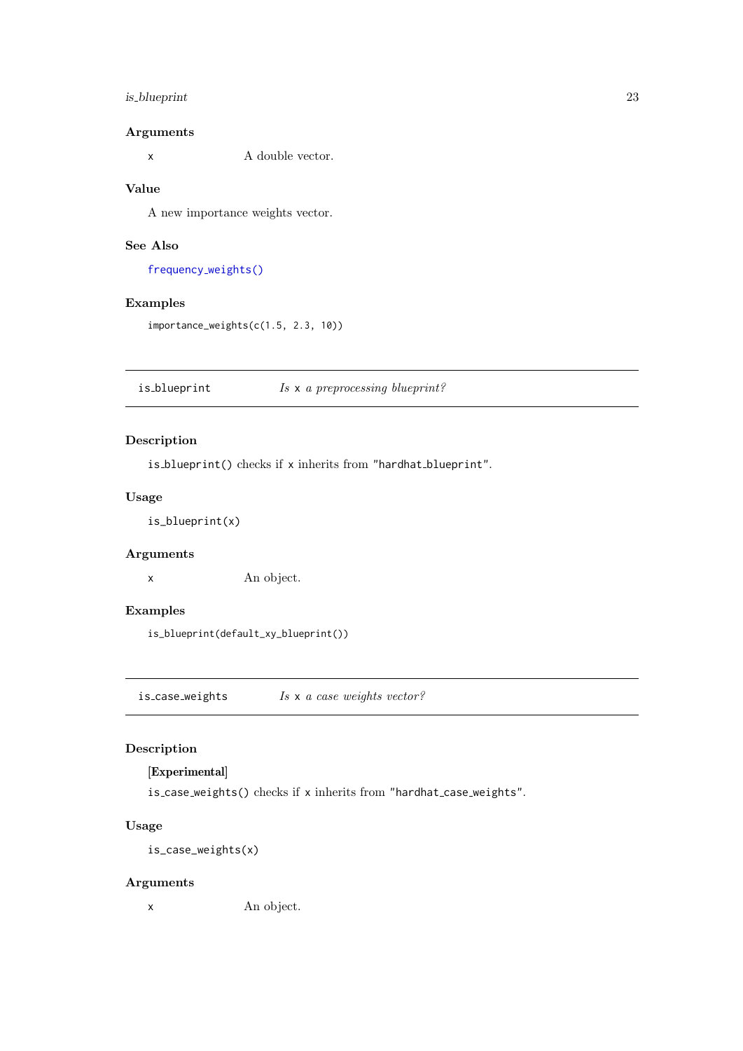### Arguments

`x` A double vector.

### Value

A new importance weights vector.

### See Also

`frequency_weights()`

### Examples

```
importance_weights(c(1.5, 2.3, 10))
```

---

## is_blueprint *Is `x` a preprocessing blueprint?*

### Description

`is_blueprint()` checks if `x` inherits from `"hardhat_blueprint"`.

### Usage

```
is_blueprint(x)
```

### Arguments

`x` An object.

### Examples

```
is_blueprint(default_xy_blueprint())
```

---

## is_case_weights *Is `x` a case weights vector?*

### Description

**[Experimental]**

`is_case_weights()` checks if `x` inherits from `"hardhat_case_weights"`.

### Usage

```
is_case_weights(x)
```

### Arguments

`x` An object.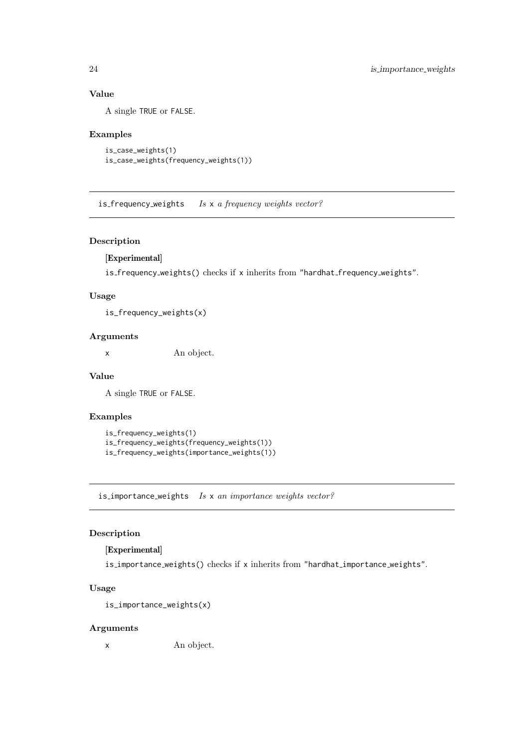### Value

A single TRUE or FALSE.

### Examples

```
is_case_weights(1)
is_case_weights(frequency_weights(1))
```

---

## is_frequency_weights *Is* x *a frequency weights vector?*

---

### Description

**[Experimental]**

is_frequency_weights() checks if x inherits from "hardhat_frequency_weights".

### Usage

```
is_frequency_weights(x)
```

### Arguments

| | |
|---|---|
| x | An object. |

### Value

A single TRUE or FALSE.

### Examples

```
is_frequency_weights(1)
is_frequency_weights(frequency_weights(1))
is_frequency_weights(importance_weights(1))
```

---

## is_importance_weights *Is* x *an importance weights vector?*

---

### Description

**[Experimental]**

is_importance_weights() checks if x inherits from "hardhat_importance_weights".

### Usage

```
is_importance_weights(x)
```

### Arguments

| | |
|---|---|
| x | An object. |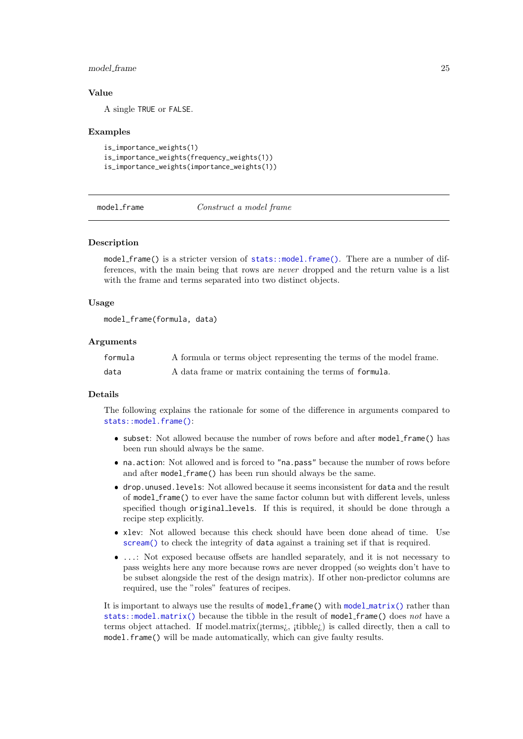### Value

A single TRUE or FALSE.

### Examples

```
is_importance_weights(1)
is_importance_weights(frequency_weights(1))
is_importance_weights(importance_weights(1))
```

---

## model_frame — *Construct a model frame*

---

### Description

model_frame() is a stricter version of stats::model.frame(). There are a number of differences, with the main being that rows are *never* dropped and the return value is a list with the frame and terms separated into two distinct objects.

### Usage

```
model_frame(formula, data)
```

### Arguments

| | |
|---|---|
| formula | A formula or terms object representing the terms of the model frame. |
| data | A data frame or matrix containing the terms of formula. |

### Details

The following explains the rationale for some of the difference in arguments compared to stats::model.frame():

- subset: Not allowed because the number of rows before and after model_frame() has been run should always be the same.
- na.action: Not allowed and is forced to "na.pass" because the number of rows before and after model_frame() has been run should always be the same.
- drop.unused.levels: Not allowed because it seems inconsistent for data and the result of model_frame() to ever have the same factor column but with different levels, unless specified though original_levels. If this is required, it should be done through a recipe step explicitly.
- xlev: Not allowed because this check should have been done ahead of time. Use scream() to check the integrity of data against a training set if that is required.
- ...: Not exposed because offsets are handled separately, and it is not necessary to pass weights here any more because rows are never dropped (so weights don't have to be subset alongside the rest of the design matrix). If other non-predictor columns are required, use the "roles" features of recipes.

It is important to always use the results of model_frame() with model_matrix() rather than stats::model.matrix() because the tibble in the result of model_frame() does *not* have a terms object attached. If model.matrix(¡terms¿, ¡tibble¿) is called directly, then a call to model.frame() will be made automatically, which can give faulty results.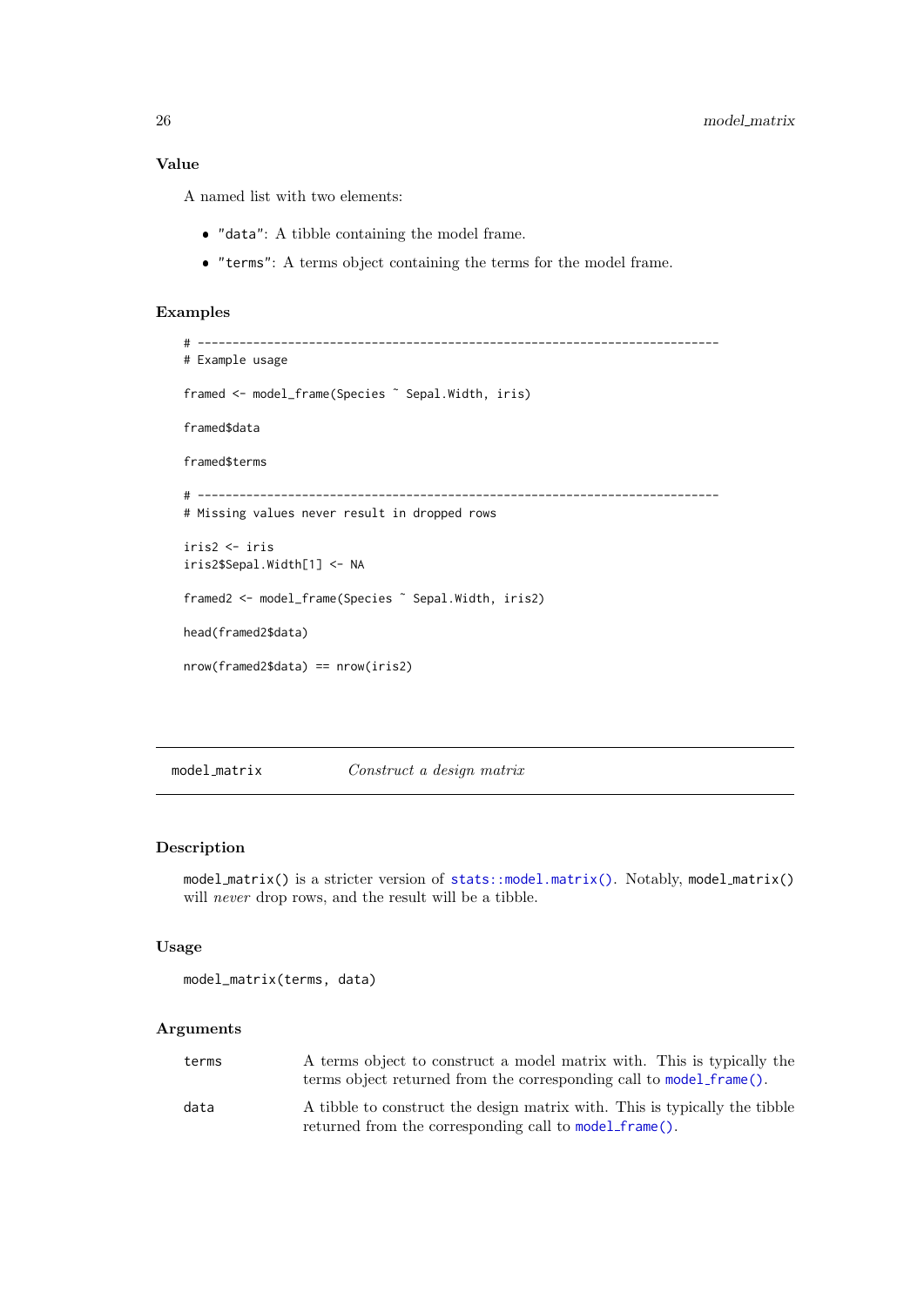### Value

A named list with two elements:

- "data": A tibble containing the model frame.
- "terms": A terms object containing the terms for the model frame.

### Examples

```
# ---------------------------------------------------------------------------
# Example usage

framed <- model_frame(Species ~ Sepal.Width, iris)

framed$data

framed$terms

# ---------------------------------------------------------------------------
# Missing values never result in dropped rows

iris2 <- iris
iris2$Sepal.Width[1] <- NA

framed2 <- model_frame(Species ~ Sepal.Width, iris2)

head(framed2$data)

nrow(framed2$data) == nrow(iris2)
```

---

## model_matrix — *Construct a design matrix*

---

### Description

model_matrix() is a stricter version of stats::model.matrix(). Notably, model_matrix() will *never* drop rows, and the result will be a tibble.

### Usage

```
model_matrix(terms, data)
```

### Arguments

| | |
|---|---|
| terms | A terms object to construct a model matrix with. This is typically the terms object returned from the corresponding call to model_frame(). |
| data | A tibble to construct the design matrix with. This is typically the tibble returned from the corresponding call to model_frame(). |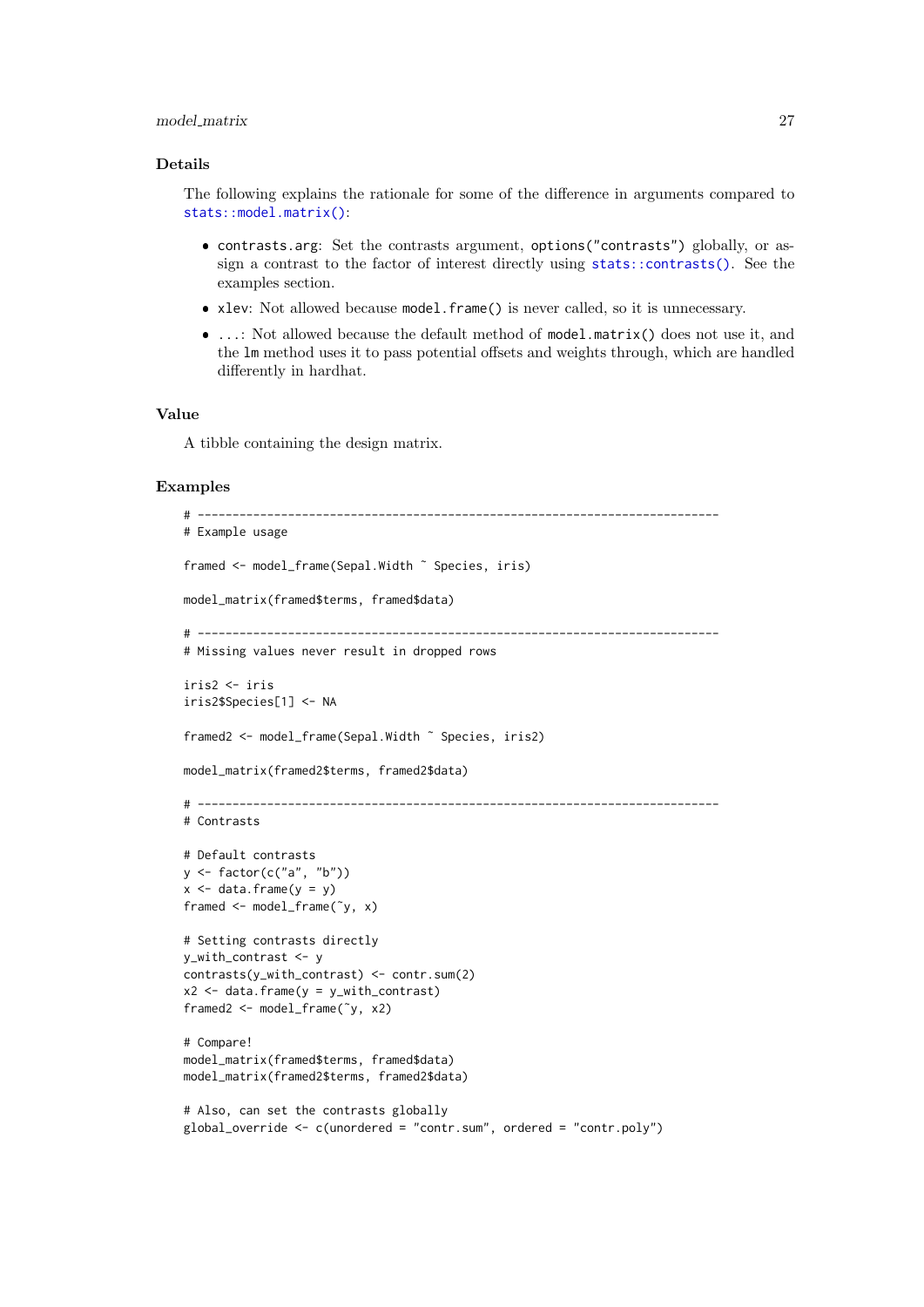## Details

The following explains the rationale for some of the difference in arguments compared to `stats::model.matrix()`:

- `contrasts.arg`: Set the contrasts argument, `options("contrasts")` globally, or assign a contrast to the factor of interest directly using `stats::contrasts()`. See the examples section.
- `xlev`: Not allowed because `model.frame()` is never called, so it is unnecessary.
- `...`: Not allowed because the default method of `model.matrix()` does not use it, and the `lm` method uses it to pass potential offsets and weights through, which are handled differently in hardhat.

## Value

A tibble containing the design matrix.

## Examples

```
# ---------------------------------------------------------------------------
# Example usage

framed <- model_frame(Sepal.Width ~ Species, iris)

model_matrix(framed$terms, framed$data)

# ---------------------------------------------------------------------------
# Missing values never result in dropped rows

iris2 <- iris
iris2$Species[1] <- NA

framed2 <- model_frame(Sepal.Width ~ Species, iris2)

model_matrix(framed2$terms, framed2$data)

# ---------------------------------------------------------------------------
# Contrasts

# Default contrasts
y <- factor(c("a", "b"))
x <- data.frame(y = y)
framed <- model_frame(~y, x)

# Setting contrasts directly
y_with_contrast <- y
contrasts(y_with_contrast) <- contr.sum(2)
x2 <- data.frame(y = y_with_contrast)
framed2 <- model_frame(~y, x2)

# Compare!
model_matrix(framed$terms, framed$data)
model_matrix(framed2$terms, framed2$data)

# Also, can set the contrasts globally
global_override <- c(unordered = "contr.sum", ordered = "contr.poly")
```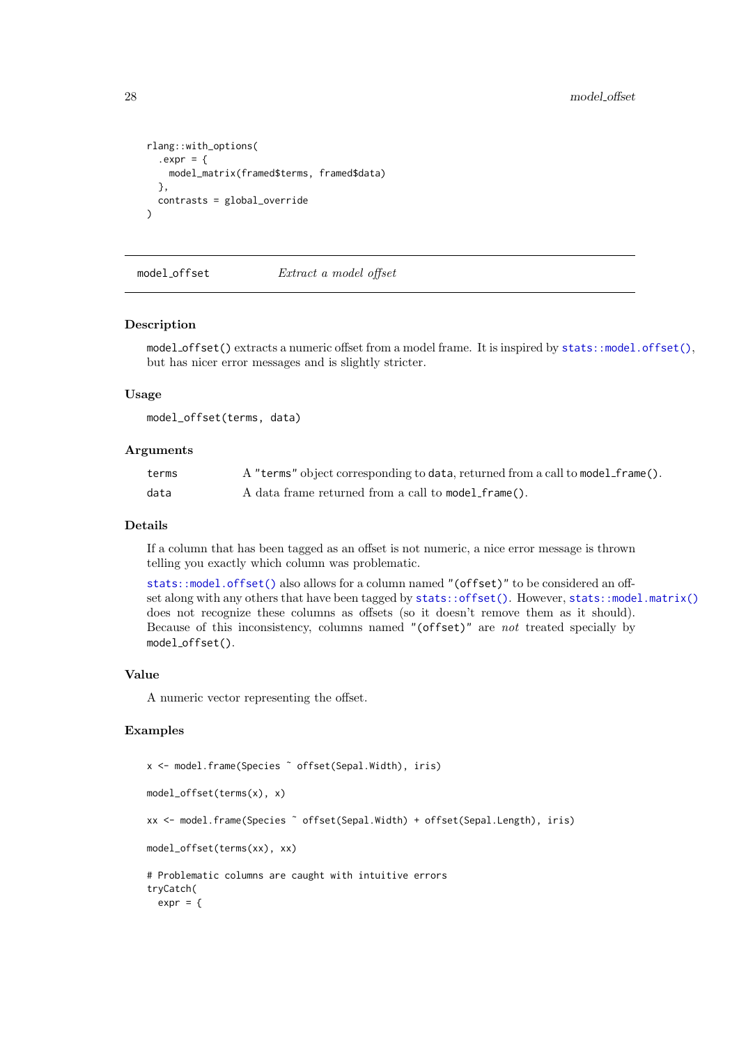```
rlang::with_options(
  .expr = {
    model_matrix(framed$terms, framed$data)
  },
  contrasts = global_override
)
```

## model_offset — *Extract a model offset*

### Description

`model_offset()` extracts a numeric offset from a model frame. It is inspired by `stats::model.offset()`, but has nicer error messages and is slightly stricter.

### Usage

```
model_offset(terms, data)
```

### Arguments

| | |
|---|---|
| `terms` | A `"terms"` object corresponding to `data`, returned from a call to `model_frame()`. |
| `data` | A data frame returned from a call to `model_frame()`. |

### Details

If a column that has been tagged as an offset is not numeric, a nice error message is thrown telling you exactly which column was problematic.

`stats::model.offset()` also allows for a column named `"(offset)"` to be considered an offset along with any others that have been tagged by `stats::offset()`. However, `stats::model.matrix()` does not recognize these columns as offsets (so it doesn't remove them as it should). Because of this inconsistency, columns named `"(offset)"` are *not* treated specially by `model_offset()`.

### Value

A numeric vector representing the offset.

### Examples

```
x <- model.frame(Species ~ offset(Sepal.Width), iris)

model_offset(terms(x), x)

xx <- model.frame(Species ~ offset(Sepal.Width) + offset(Sepal.Length), iris)

model_offset(terms(xx), xx)

# Problematic columns are caught with intuitive errors
tryCatch(
  expr = {
```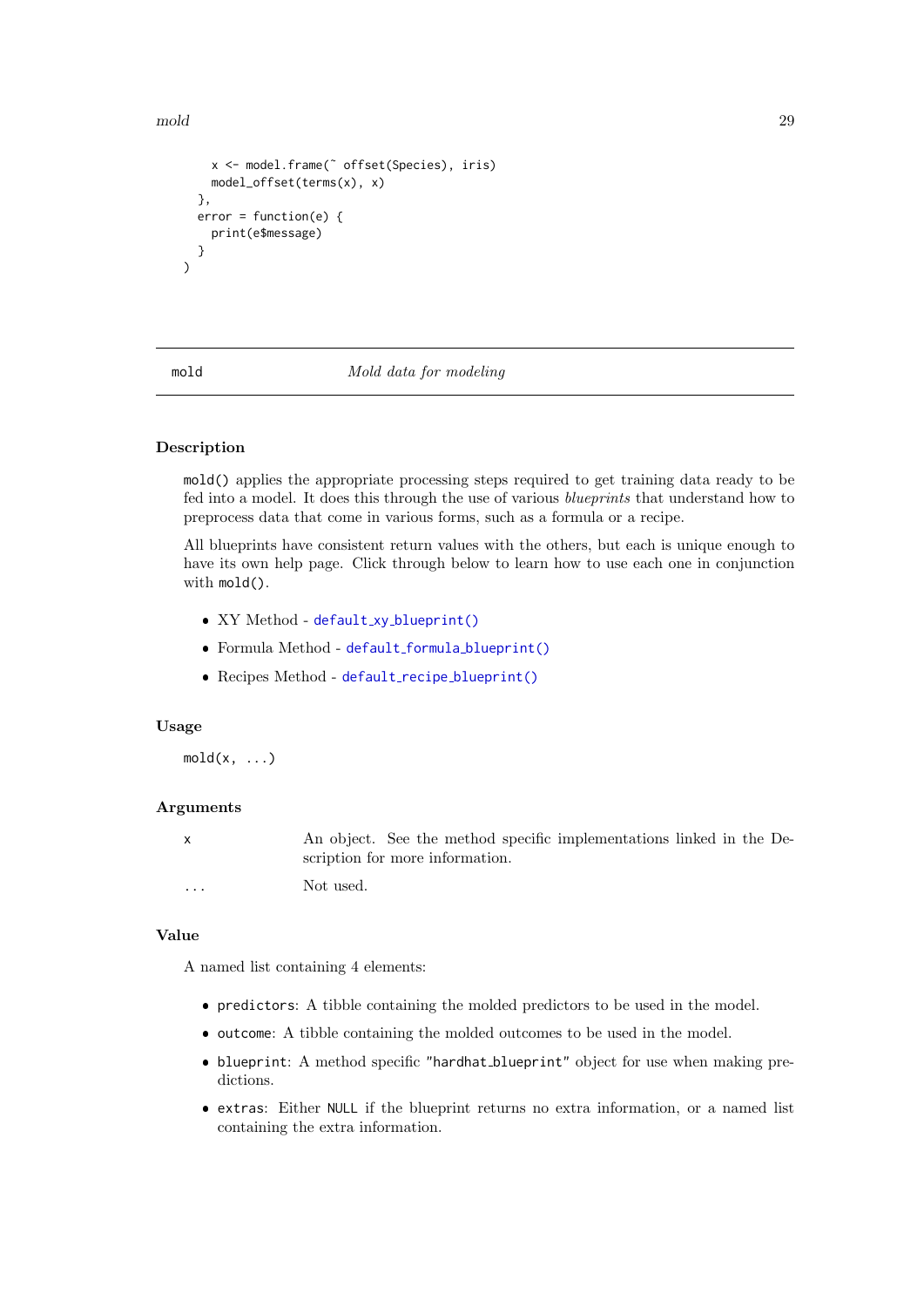```
    x <- model.frame(~ offset(Species), iris)
    model_offset(terms(x), x)
  },
  error = function(e) {
    print(e$message)
  }
)
```

## mold — *Mold data for modeling*

### Description

`mold()` applies the appropriate processing steps required to get training data ready to be fed into a model. It does this through the use of various *blueprints* that understand how to preprocess data that come in various forms, such as a formula or a recipe.

All blueprints have consistent return values with the others, but each is unique enough to have its own help page. Click through below to learn how to use each one in conjunction with `mold()`.

- XY Method - `default_xy_blueprint()`
- Formula Method - `default_formula_blueprint()`
- Recipes Method - `default_recipe_blueprint()`

### Usage

```
mold(x, ...)
```

### Arguments

| | |
|---|---|
| `x` | An object. See the method specific implementations linked in the Description for more information. |
| `...` | Not used. |

### Value

A named list containing 4 elements:

- `predictors`: A tibble containing the molded predictors to be used in the model.
- `outcome`: A tibble containing the molded outcomes to be used in the model.
- `blueprint`: A method specific `"hardhat_blueprint"` object for use when making predictions.
- `extras`: Either `NULL` if the blueprint returns no extra information, or a named list containing the extra information.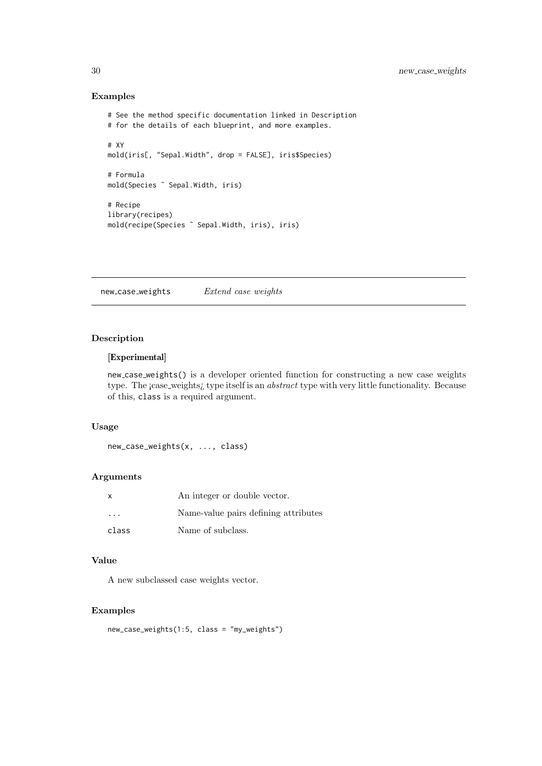## Examples

```
# See the method specific documentation linked in Description
# for the details of each blueprint, and more examples.

# XY
mold(iris[, "Sepal.Width", drop = FALSE], iris$Species)

# Formula
mold(Species ~ Sepal.Width, iris)

# Recipe
library(recipes)
mold(recipe(Species ~ Sepal.Width, iris), iris)
```

---

# new_case_weights *Extend case weights*

## Description

**[Experimental]**

new_case_weights() is a developer oriented function for constructing a new case weights type. The ¡case_weights¿ type itself is an *abstract* type with very little functionality. Because of this, class is a required argument.

## Usage

```
new_case_weights(x, ..., class)
```

## Arguments

| | |
|---|---|
| x | An integer or double vector. |
| ... | Name-value pairs defining attributes |
| class | Name of subclass. |

## Value

A new subclassed case weights vector.

## Examples

```
new_case_weights(1:5, class = "my_weights")
```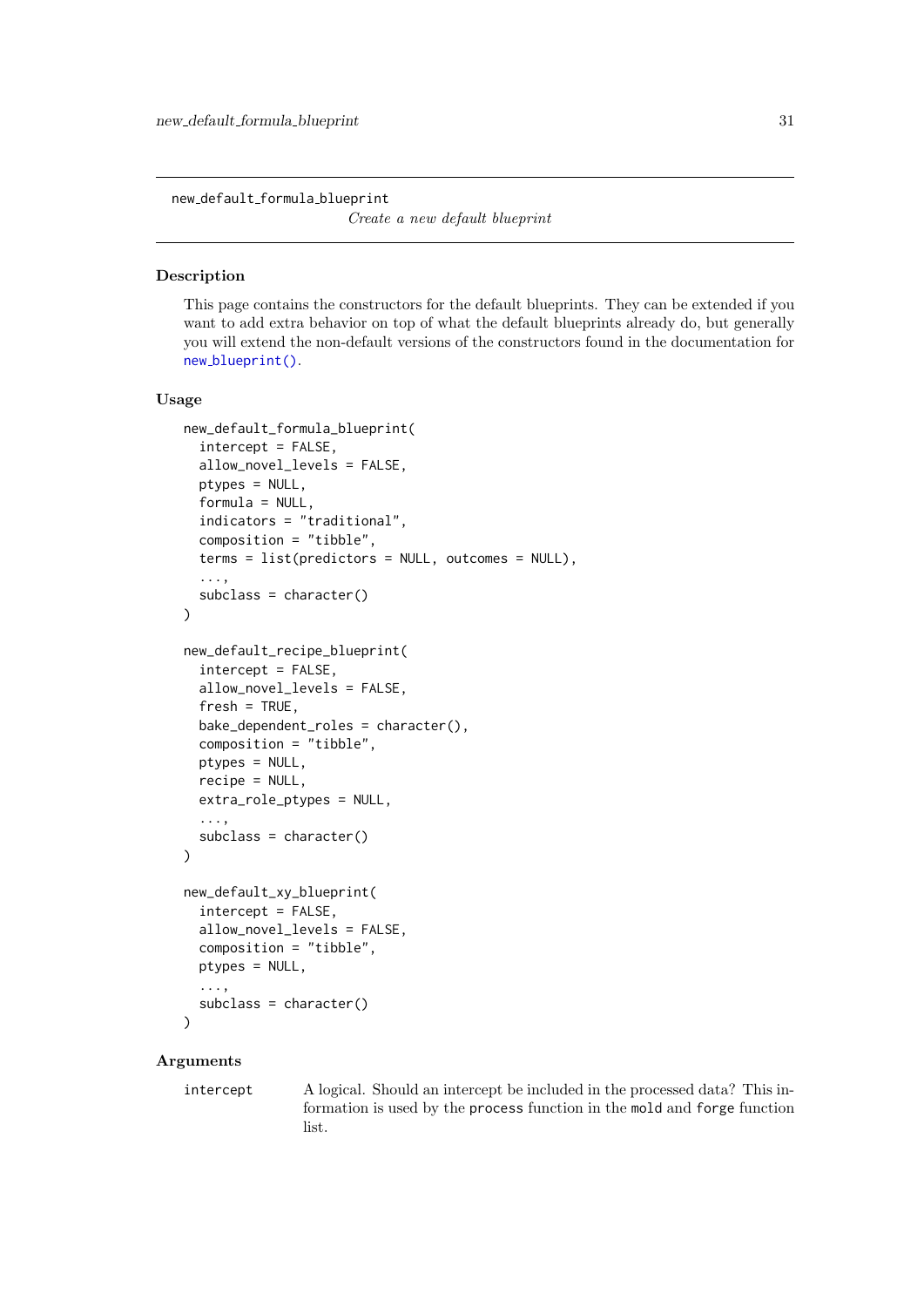## new_default_formula_blueprint

*Create a new default blueprint*

### Description

This page contains the constructors for the default blueprints. They can be extended if you want to add extra behavior on top of what the default blueprints already do, but generally you will extend the non-default versions of the constructors found in the documentation for new_blueprint().

### Usage

```
new_default_formula_blueprint(
  intercept = FALSE,
  allow_novel_levels = FALSE,
  ptypes = NULL,
  formula = NULL,
  indicators = "traditional",
  composition = "tibble",
  terms = list(predictors = NULL, outcomes = NULL),
  ...,
  subclass = character()
)

new_default_recipe_blueprint(
  intercept = FALSE,
  allow_novel_levels = FALSE,
  fresh = TRUE,
  bake_dependent_roles = character(),
  composition = "tibble",
  ptypes = NULL,
  recipe = NULL,
  extra_role_ptypes = NULL,
  ...,
  subclass = character()
)

new_default_xy_blueprint(
  intercept = FALSE,
  allow_novel_levels = FALSE,
  composition = "tibble",
  ptypes = NULL,
  ...,
  subclass = character()
)
```

### Arguments

| | |
|---|---|
| `intercept` | A logical. Should an intercept be included in the processed data? This information is used by the `process` function in the `mold` and `forge` function list. |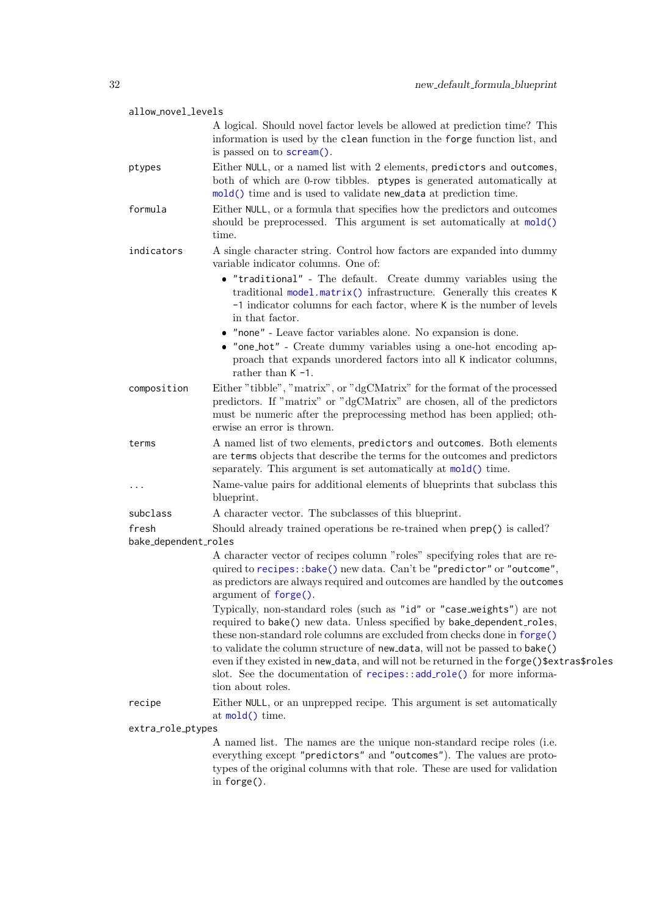allow_novel_levels
: A logical. Should novel factor levels be allowed at prediction time? This information is used by the `clean` function in the `forge` function list, and is passed on to `scream()`.

ptypes
: Either `NULL`, or a named list with 2 elements, `predictors` and `outcomes`, both of which are 0-row tibbles. `ptypes` is generated automatically at `mold()` time and is used to validate `new_data` at prediction time.

formula
: Either `NULL`, or a formula that specifies how the predictors and outcomes should be preprocessed. This argument is set automatically at `mold()` time.

indicators
: A single character string. Control how factors are expanded into dummy variable indicator columns. One of:

  - `"traditional"` - The default. Create dummy variables using the traditional `model.matrix()` infrastructure. Generally this creates `K -1` indicator columns for each factor, where `K` is the number of levels in that factor.
  - `"none"` - Leave factor variables alone. No expansion is done.
  - `"one_hot"` - Create dummy variables using a one-hot encoding approach that expands unordered factors into all `K` indicator columns, rather than `K -1`.

composition
: Either "tibble", "matrix", or "dgCMatrix" for the format of the processed predictors. If "matrix" or "dgCMatrix" are chosen, all of the predictors must be numeric after the preprocessing method has been applied; otherwise an error is thrown.

terms
: A named list of two elements, `predictors` and `outcomes`. Both elements are `terms` objects that describe the terms for the outcomes and predictors separately. This argument is set automatically at `mold()` time.

...
: Name-value pairs for additional elements of blueprints that subclass this blueprint.

subclass
: A character vector. The subclasses of this blueprint.

fresh
: Should already trained operations be re-trained when `prep()` is called?

bake_dependent_roles
: A character vector of recipes column "roles" specifying roles that are required to `recipes::bake()` new data. Can't be `"predictor"` or `"outcome"`, as predictors are always required and outcomes are handled by the `outcomes` argument of `forge()`.

  Typically, non-standard roles (such as `"id"` or `"case_weights"`) are not required to `bake()` new data. Unless specified by `bake_dependent_roles`, these non-standard role columns are excluded from checks done in `forge()` to validate the column structure of `new_data`, will not be passed to `bake()` even if they existed in `new_data`, and will not be returned in the `forge()$extras$roles` slot. See the documentation of `recipes::add_role()` for more information about roles.

recipe
: Either `NULL`, or an unprepped recipe. This argument is set automatically at `mold()` time.

extra_role_ptypes
: A named list. The names are the unique non-standard recipe roles (i.e. everything except `"predictors"` and `"outcomes"`). The values are prototypes of the original columns with that role. These are used for validation in `forge()`.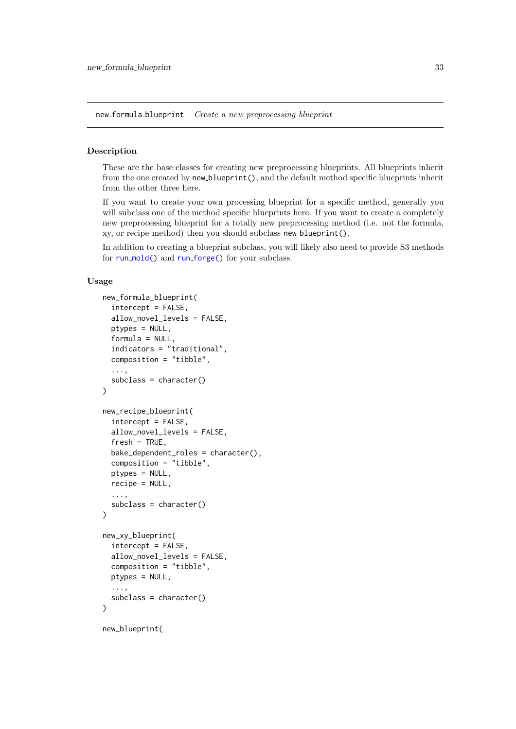## new_formula_blueprint *Create a new preprocessing blueprint*

### Description

These are the base classes for creating new preprocessing blueprints. All blueprints inherit from the one created by `new_blueprint()`, and the default method specific blueprints inherit from the other three here.

If you want to create your own processing blueprint for a specific method, generally you will subclass one of the method specific blueprints here. If you want to create a completely new preprocessing blueprint for a totally new preprocessing method (i.e. not the formula, xy, or recipe method) then you should subclass `new_blueprint()`.

In addition to creating a blueprint subclass, you will likely also need to provide S3 methods for `run_mold()` and `run_forge()` for your subclass.

### Usage

```
new_formula_blueprint(
  intercept = FALSE,
  allow_novel_levels = FALSE,
  ptypes = NULL,
  formula = NULL,
  indicators = "traditional",
  composition = "tibble",
  ...,
  subclass = character()
)

new_recipe_blueprint(
  intercept = FALSE,
  allow_novel_levels = FALSE,
  fresh = TRUE,
  bake_dependent_roles = character(),
  composition = "tibble",
  ptypes = NULL,
  recipe = NULL,
  ...,
  subclass = character()
)

new_xy_blueprint(
  intercept = FALSE,
  allow_novel_levels = FALSE,
  composition = "tibble",
  ptypes = NULL,
  ...,
  subclass = character()
)

new_blueprint(
```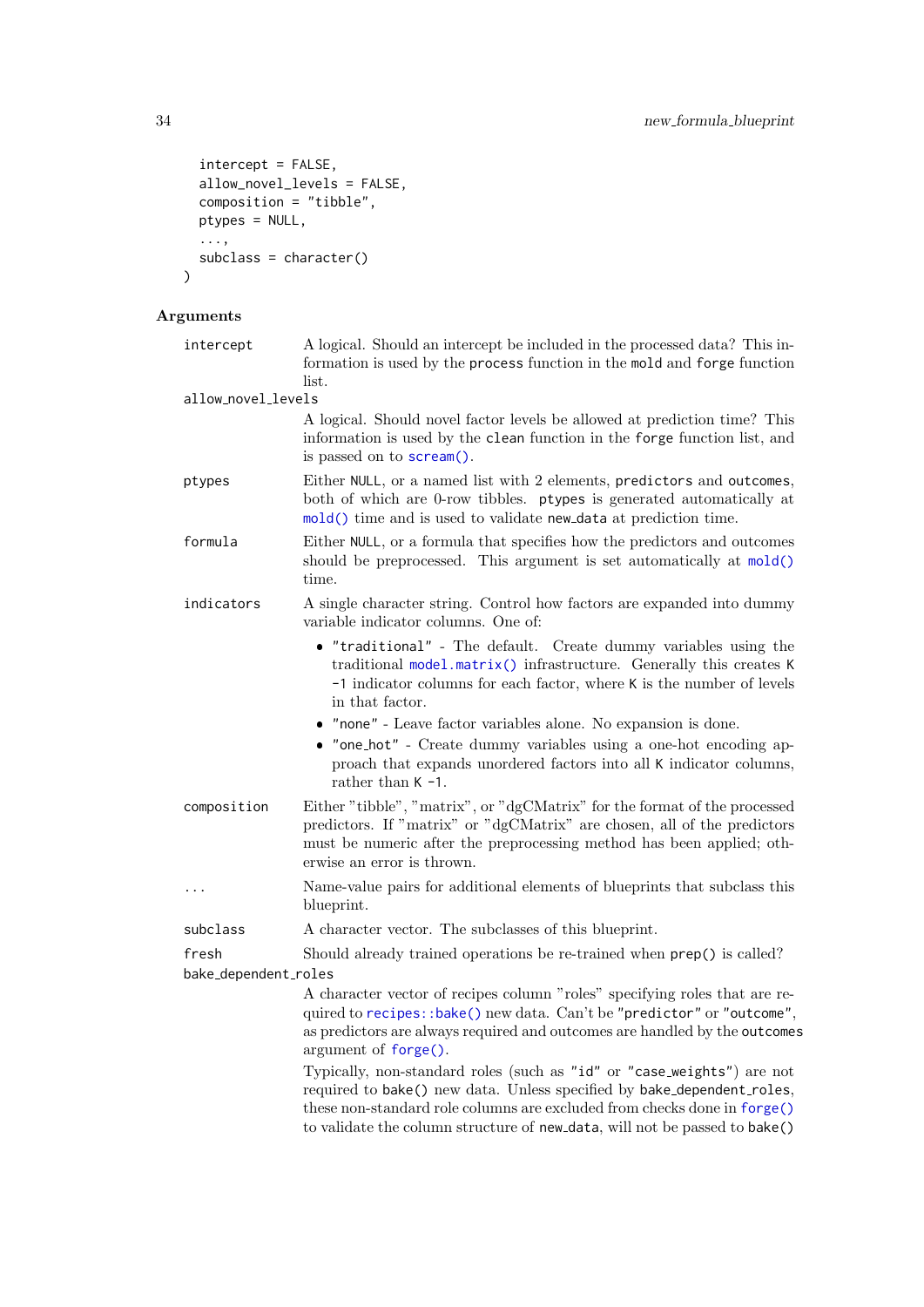```
  intercept = FALSE,
  allow_novel_levels = FALSE,
  composition = "tibble",
  ptypes = NULL,
  ...,
  subclass = character()
)
```

## Arguments

**intercept** — A logical. Should an intercept be included in the processed data? This information is used by the `process` function in the `mold` and `forge` function list.

**allow_novel_levels** — A logical. Should novel factor levels be allowed at prediction time? This information is used by the `clean` function in the `forge` function list, and is passed on to `scream()`.

**ptypes** — Either `NULL`, or a named list with 2 elements, `predictors` and `outcomes`, both of which are 0-row tibbles. `ptypes` is generated automatically at `mold()` time and is used to validate `new_data` at prediction time.

**formula** — Either `NULL`, or a formula that specifies how the predictors and outcomes should be preprocessed. This argument is set automatically at `mold()` time.

**indicators** — A single character string. Control how factors are expanded into dummy variable indicator columns. One of:

- `"traditional"` - The default. Create dummy variables using the traditional `model.matrix()` infrastructure. Generally this creates `K -1` indicator columns for each factor, where `K` is the number of levels in that factor.
- `"none"` - Leave factor variables alone. No expansion is done.
- `"one_hot"` - Create dummy variables using a one-hot encoding approach that expands unordered factors into all `K` indicator columns, rather than `K -1`.

**composition** — Either "tibble", "matrix", or "dgCMatrix" for the format of the processed predictors. If "matrix" or "dgCMatrix" are chosen, all of the predictors must be numeric after the preprocessing method has been applied; otherwise an error is thrown.

**...** — Name-value pairs for additional elements of blueprints that subclass this blueprint.

**subclass** — A character vector. The subclasses of this blueprint.

**fresh** — Should already trained operations be re-trained when `prep()` is called?

**bake_dependent_roles** — A character vector of recipes column "roles" specifying roles that are required to `recipes::bake()` new data. Can't be `"predictor"` or `"outcome"`, as predictors are always required and outcomes are handled by the `outcomes` argument of `forge()`.

Typically, non-standard roles (such as `"id"` or `"case_weights"`) are not required to `bake()` new data. Unless specified by `bake_dependent_roles`, these non-standard role columns are excluded from checks done in `forge()` to validate the column structure of `new_data`, will not be passed to `bake()`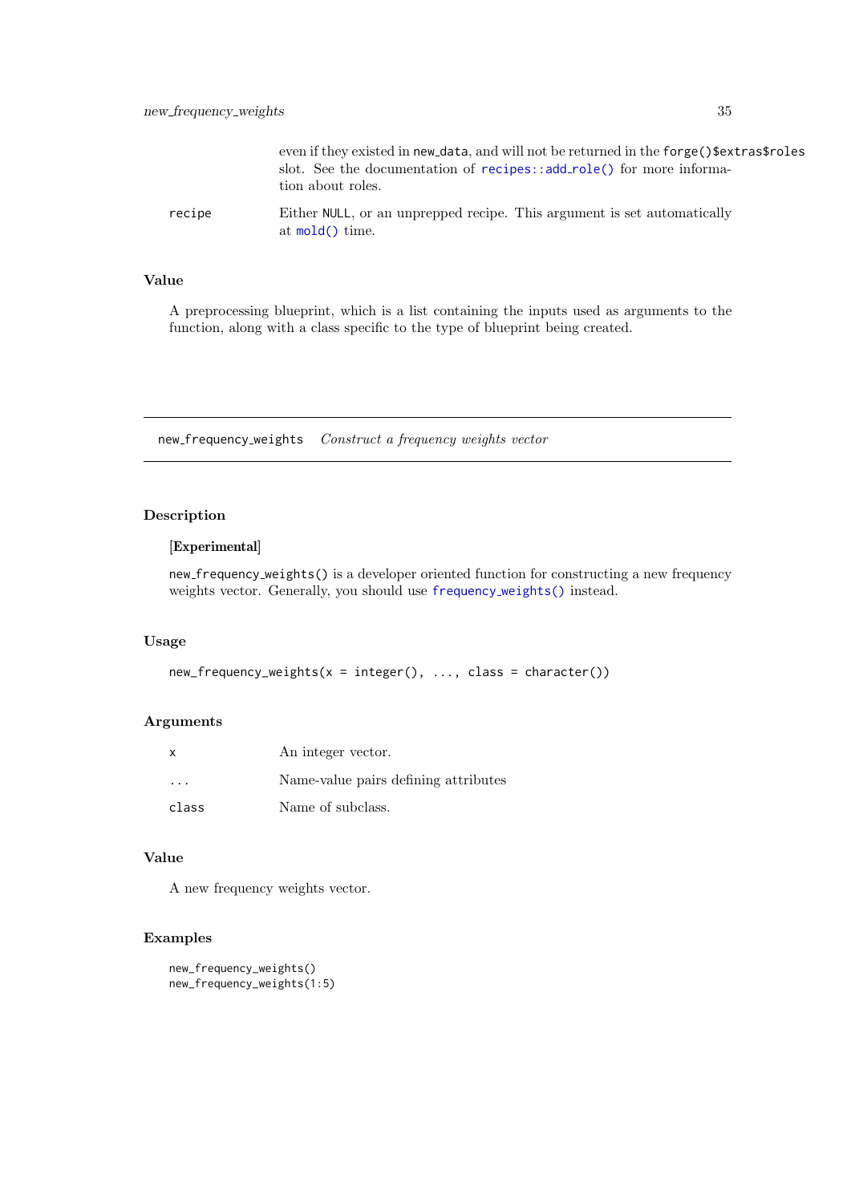even if they existed in `new_data`, and will not be returned in the `forge()$extras$roles` slot. See the documentation of `recipes::add_role()` for more information about roles.

`recipe` Either `NULL`, or an unprepped recipe. This argument is set automatically at `mold()` time.

## Value

A preprocessing blueprint, which is a list containing the inputs used as arguments to the function, along with a class specific to the type of blueprint being created.

---

# new_frequency_weights *Construct a frequency weights vector*

## Description

**[Experimental]**

`new_frequency_weights()` is a developer oriented function for constructing a new frequency weights vector. Generally, you should use `frequency_weights()` instead.

## Usage

```
new_frequency_weights(x = integer(), ..., class = character())
```

## Arguments

| | |
|---|---|
| `x` | An integer vector. |
| `...` | Name-value pairs defining attributes |
| `class` | Name of subclass. |

## Value

A new frequency weights vector.

## Examples

```
new_frequency_weights()
new_frequency_weights(1:5)
```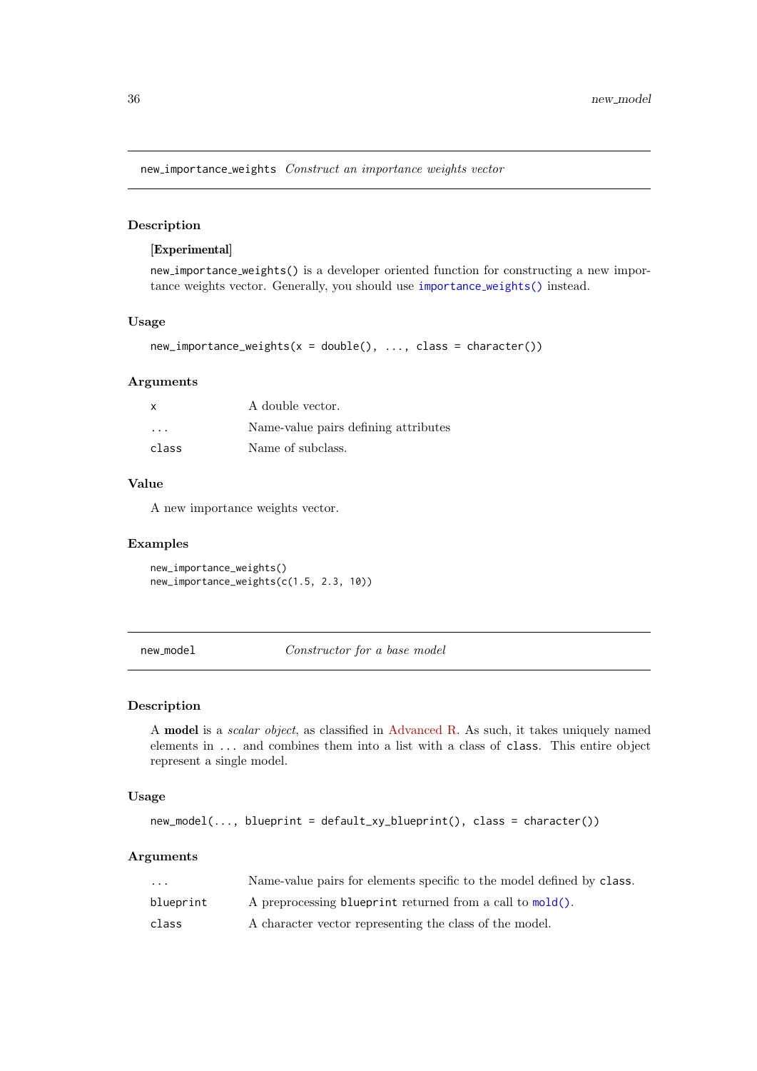## new_importance_weights — *Construct an importance weights vector*

### Description

**[Experimental]**

`new_importance_weights()` is a developer oriented function for constructing a new importance weights vector. Generally, you should use `importance_weights()` instead.

### Usage

```
new_importance_weights(x = double(), ..., class = character())
```

### Arguments

| | |
|---|---|
| `x` | A double vector. |
| `...` | Name-value pairs defining attributes |
| `class` | Name of subclass. |

### Value

A new importance weights vector.

### Examples

```
new_importance_weights()
new_importance_weights(c(1.5, 2.3, 10))
```

## new_model — *Constructor for a base model*

### Description

A **model** is a *scalar object*, as classified in Advanced R. As such, it takes uniquely named elements in `...` and combines them into a list with a class of `class`. This entire object represent a single model.

### Usage

```
new_model(..., blueprint = default_xy_blueprint(), class = character())
```

### Arguments

| | |
|---|---|
| `...` | Name-value pairs for elements specific to the model defined by `class`. |
| `blueprint` | A preprocessing `blueprint` returned from a call to `mold()`. |
| `class` | A character vector representing the class of the model. |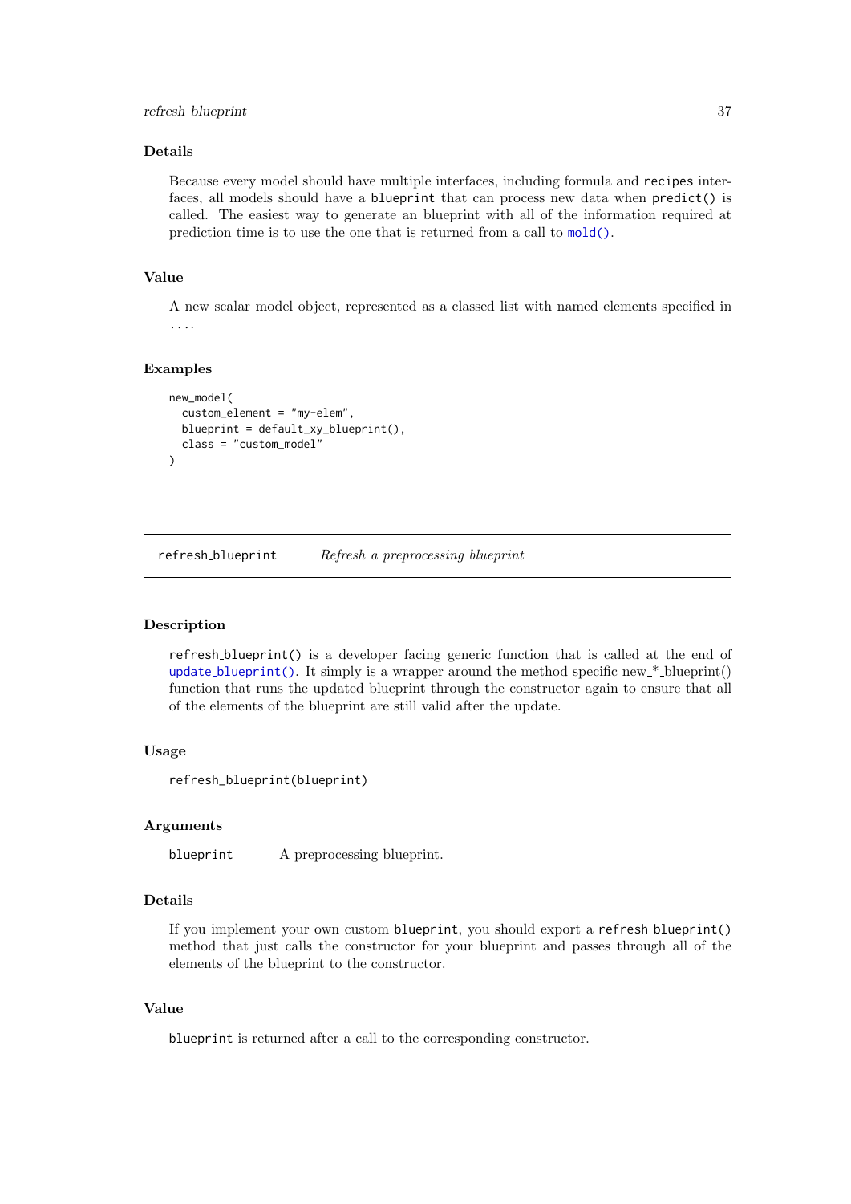### Details

Because every model should have multiple interfaces, including formula and `recipes` interfaces, all models should have a `blueprint` that can process new data when `predict()` is called. The easiest way to generate an blueprint with all of the information required at prediction time is to use the one that is returned from a call to `mold()`.

### Value

A new scalar model object, represented as a classed list with named elements specified in `...`.

### Examples

```
new_model(
  custom_element = "my-elem",
  blueprint = default_xy_blueprint(),
  class = "custom_model"
)
```

---

## refresh_blueprint *Refresh a preprocessing blueprint*

---

### Description

`refresh_blueprint()` is a developer facing generic function that is called at the end of `update_blueprint()`. It simply is a wrapper around the method specific new_*_blueprint() function that runs the updated blueprint through the constructor again to ensure that all of the elements of the blueprint are still valid after the update.

### Usage

```
refresh_blueprint(blueprint)
```

### Arguments

| | |
|---|---|
| `blueprint` | A preprocessing blueprint. |

### Details

If you implement your own custom `blueprint`, you should export a `refresh_blueprint()` method that just calls the constructor for your blueprint and passes through all of the elements of the blueprint to the constructor.

### Value

`blueprint` is returned after a call to the corresponding constructor.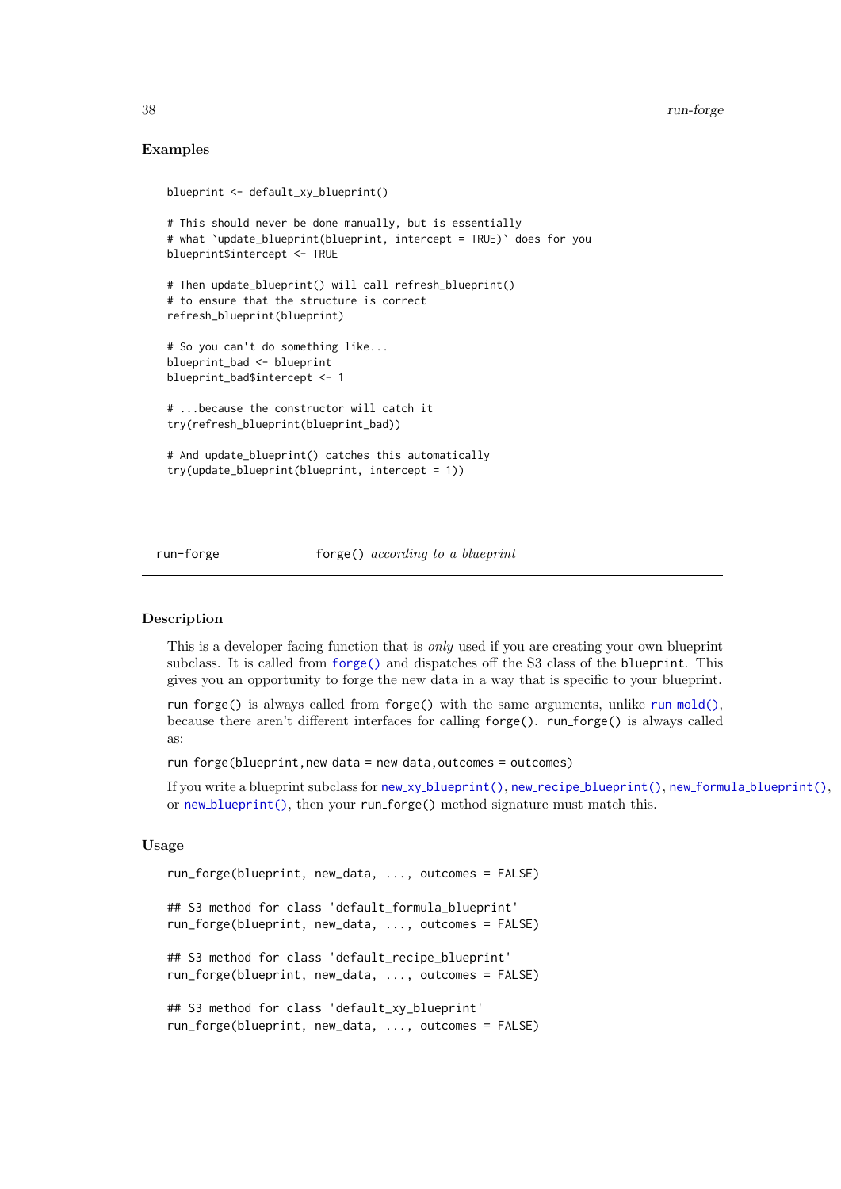### Examples

```
blueprint <- default_xy_blueprint()

# This should never be done manually, but is essentially
# what `update_blueprint(blueprint, intercept = TRUE)` does for you
blueprint$intercept <- TRUE

# Then update_blueprint() will call refresh_blueprint()
# to ensure that the structure is correct
refresh_blueprint(blueprint)

# So you can't do something like...
blueprint_bad <- blueprint
blueprint_bad$intercept <- 1

# ...because the constructor will catch it
try(refresh_blueprint(blueprint_bad))

# And update_blueprint() catches this automatically
try(update_blueprint(blueprint, intercept = 1))
```

---

## run-forge    `forge()` *according to a blueprint*

---

### Description

This is a developer facing function that is *only* used if you are creating your own blueprint subclass. It is called from `forge()` and dispatches off the S3 class of the `blueprint`. This gives you an opportunity to forge the new data in a way that is specific to your blueprint.

`run_forge()` is always called from `forge()` with the same arguments, unlike `run_mold()`, because there aren't different interfaces for calling `forge()`. `run_forge()` is always called as:

`run_forge(blueprint,new_data = new_data,outcomes = outcomes)`

If you write a blueprint subclass for `new_xy_blueprint()`, `new_recipe_blueprint()`, `new_formula_blueprint()`, or `new_blueprint()`, then your `run_forge()` method signature must match this.

### Usage

```
run_forge(blueprint, new_data, ..., outcomes = FALSE)

## S3 method for class 'default_formula_blueprint'
run_forge(blueprint, new_data, ..., outcomes = FALSE)

## S3 method for class 'default_recipe_blueprint'
run_forge(blueprint, new_data, ..., outcomes = FALSE)

## S3 method for class 'default_xy_blueprint'
run_forge(blueprint, new_data, ..., outcomes = FALSE)
```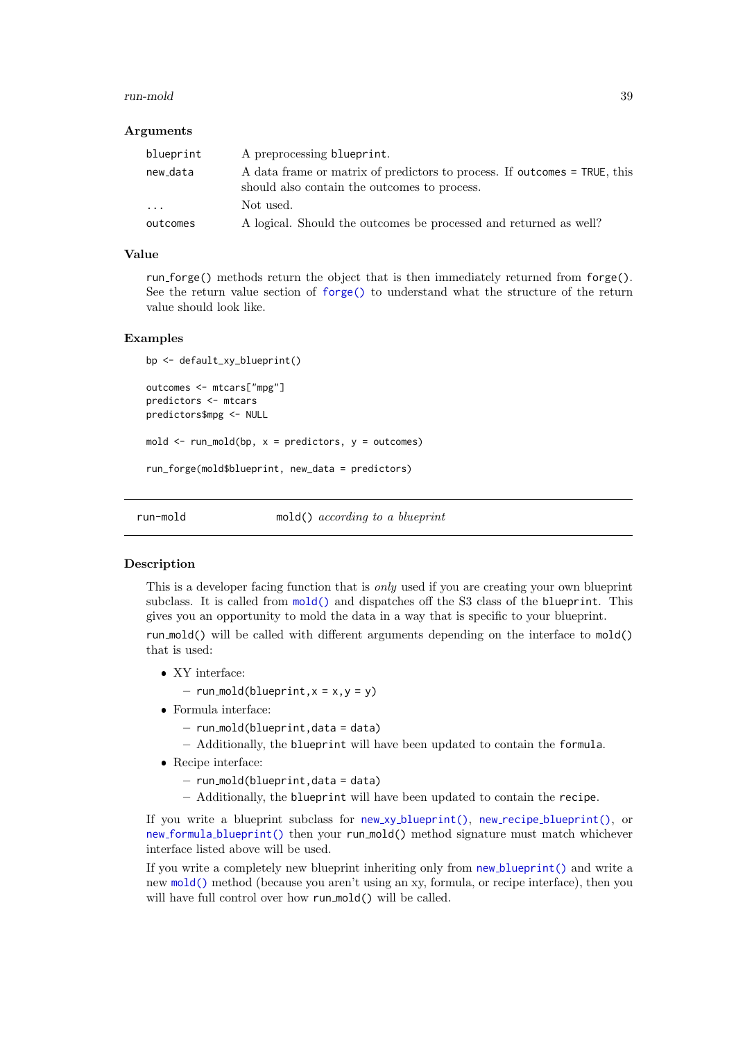### Arguments

| | |
|---|---|
| blueprint | A preprocessing blueprint. |
| new_data | A data frame or matrix of predictors to process. If outcomes = TRUE, this should also contain the outcomes to process. |
| ... | Not used. |
| outcomes | A logical. Should the outcomes be processed and returned as well? |

### Value

run_forge() methods return the object that is then immediately returned from forge(). See the return value section of forge() to understand what the structure of the return value should look like.

### Examples

```
bp <- default_xy_blueprint()

outcomes <- mtcars["mpg"]
predictors <- mtcars
predictors$mpg <- NULL

mold <- run_mold(bp, x = predictors, y = outcomes)

run_forge(mold$blueprint, new_data = predictors)
```

---

## run-mold — mold() *according to a blueprint*

### Description

This is a developer facing function that is *only* used if you are creating your own blueprint subclass. It is called from mold() and dispatches off the S3 class of the blueprint. This gives you an opportunity to mold the data in a way that is specific to your blueprint.

run_mold() will be called with different arguments depending on the interface to mold() that is used:

- XY interface:
  - run_mold(blueprint,x = x,y = y)
- Formula interface:
  - run_mold(blueprint,data = data)
  - Additionally, the blueprint will have been updated to contain the formula.
- Recipe interface:
  - run_mold(blueprint,data = data)
  - Additionally, the blueprint will have been updated to contain the recipe.

If you write a blueprint subclass for new_xy_blueprint(), new_recipe_blueprint(), or new_formula_blueprint() then your run_mold() method signature must match whichever interface listed above will be used.

If you write a completely new blueprint inheriting only from new_blueprint() and write a new mold() method (because you aren't using an xy, formula, or recipe interface), then you will have full control over how run_mold() will be called.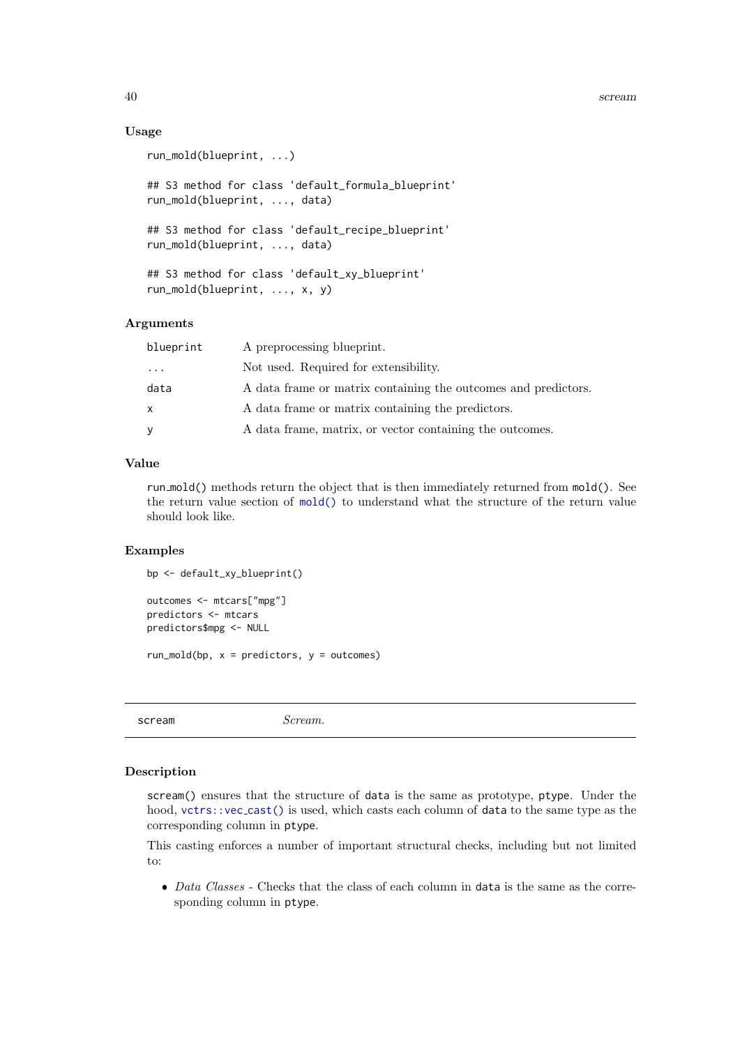### Usage

```
run_mold(blueprint, ...)

## S3 method for class 'default_formula_blueprint'
run_mold(blueprint, ..., data)

## S3 method for class 'default_recipe_blueprint'
run_mold(blueprint, ..., data)

## S3 method for class 'default_xy_blueprint'
run_mold(blueprint, ..., x, y)
```

### Arguments

| | |
|---|---|
| blueprint | A preprocessing blueprint. |
| ... | Not used. Required for extensibility. |
| data | A data frame or matrix containing the outcomes and predictors. |
| x | A data frame or matrix containing the predictors. |
| y | A data frame, matrix, or vector containing the outcomes. |

### Value

`run_mold()` methods return the object that is then immediately returned from `mold()`. See the return value section of `mold()` to understand what the structure of the return value should look like.

### Examples

```
bp <- default_xy_blueprint()

outcomes <- mtcars["mpg"]
predictors <- mtcars
predictors$mpg <- NULL

run_mold(bp, x = predictors, y = outcomes)
```

---

## scream — *Scream.*

---

### Description

`scream()` ensures that the structure of `data` is the same as prototype, `ptype`. Under the hood, `vctrs::vec_cast()` is used, which casts each column of `data` to the same type as the corresponding column in `ptype`.

This casting enforces a number of important structural checks, including but not limited to:

- *Data Classes* - Checks that the class of each column in `data` is the same as the corresponding column in `ptype`.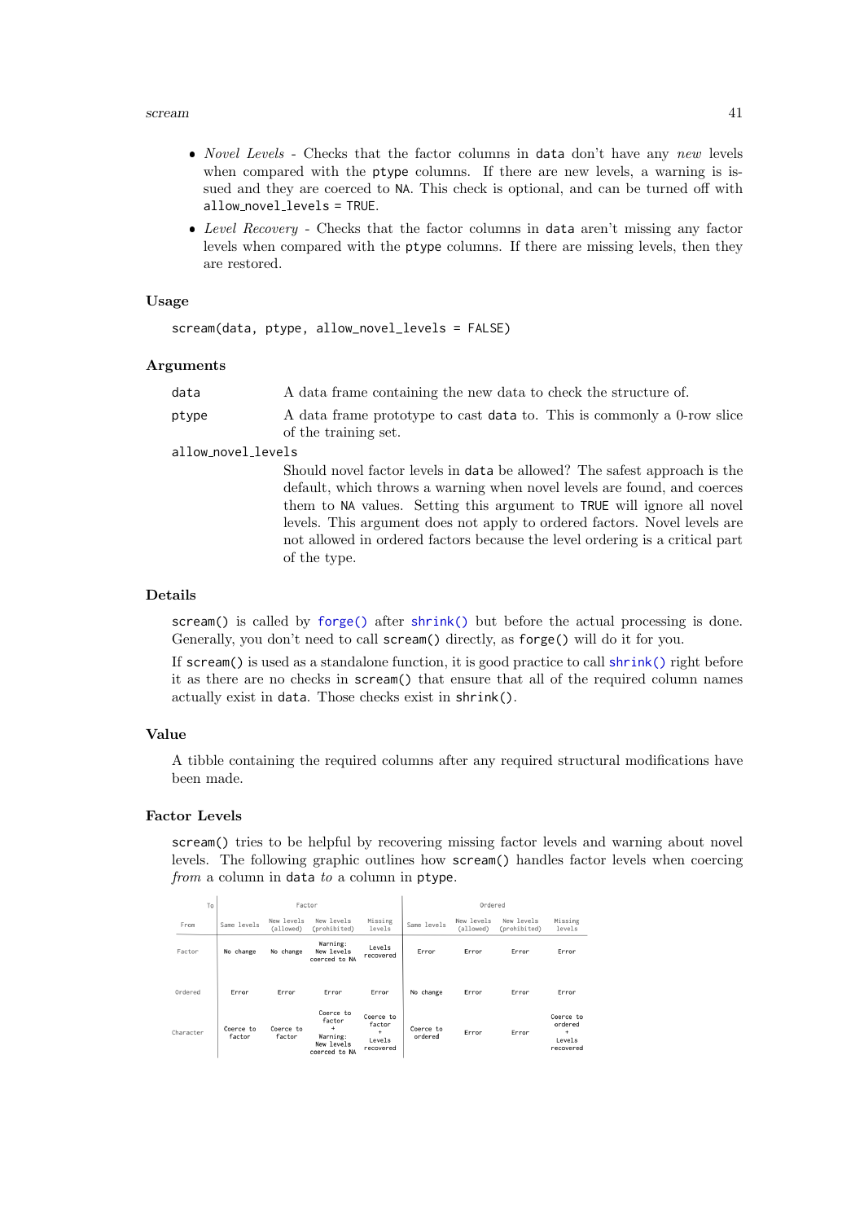- *Novel Levels* - Checks that the factor columns in `data` don't have any *new* levels when compared with the `ptype` columns. If there are new levels, a warning is issued and they are coerced to `NA`. This check is optional, and can be turned off with `allow_novel_levels = TRUE`.
- *Level Recovery* - Checks that the factor columns in `data` aren't missing any factor levels when compared with the `ptype` columns. If there are missing levels, then they are restored.

### Usage

```
scream(data, ptype, allow_novel_levels = FALSE)
```

### Arguments

`data` A data frame containing the new data to check the structure of.

`ptype` A data frame prototype to cast `data` to. This is commonly a 0-row slice of the training set.

`allow_novel_levels` Should novel factor levels in `data` be allowed? The safest approach is the default, which throws a warning when novel levels are found, and coerces them to `NA` values. Setting this argument to `TRUE` will ignore all novel levels. This argument does not apply to ordered factors. Novel levels are not allowed in ordered factors because the level ordering is a critical part of the type.

### Details

`scream()` is called by `forge()` after `shrink()` but before the actual processing is done. Generally, you don't need to call `scream()` directly, as `forge()` will do it for you.

If `scream()` is used as a standalone function, it is good practice to call `shrink()` right before it as there are no checks in `scream()` that ensure that all of the required column names actually exist in `data`. Those checks exist in `shrink()`.

### Value

A tibble containing the required columns after any required structural modifications have been made.

### Factor Levels

`scream()` tries to be helpful by recovering missing factor levels and warning about novel levels. The following graphic outlines how `scream()` handles factor levels when coercing *from* a column in `data` *to* a column in `ptype`.

| From \ To | Factor: Same levels | Factor: New levels (allowed) | Factor: New levels (prohibited) | Factor: Missing levels | Ordered: Same levels | Ordered: New levels (allowed) | Ordered: New levels (prohibited) | Ordered: Missing levels |
|---|---|---|---|---|---|---|---|---|
| Factor | No change | No change | Warning: New levels coerced to NA | Levels recovered | Error | Error | Error | Error |
| Ordered | Error | Error | Error | Error | No change | Error | Error | Error |
| Character | Coerce to factor | Coerce to factor | Coerce to factor + Warning: New levels coerced to NA | Coerce to factor + Levels recovered | Coerce to ordered | Error | Error | Coerce to ordered + Levels recovered |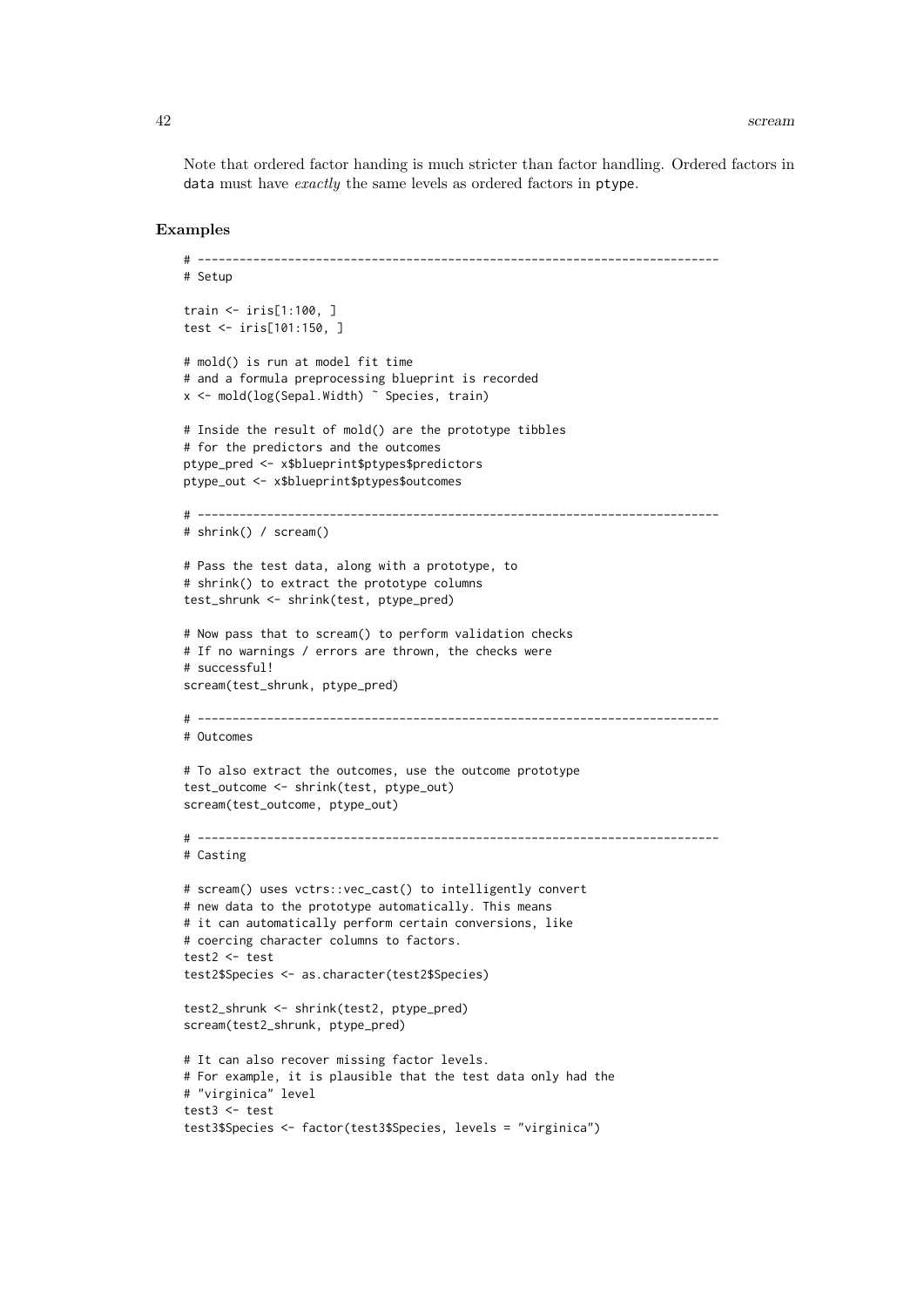Note that ordered factor handing is much stricter than factor handling. Ordered factors in `data` must have *exactly* the same levels as ordered factors in `ptype`.

### Examples

```
# ---------------------------------------------------------------------------
# Setup

train <- iris[1:100, ]
test <- iris[101:150, ]

# mold() is run at model fit time
# and a formula preprocessing blueprint is recorded
x <- mold(log(Sepal.Width) ~ Species, train)

# Inside the result of mold() are the prototype tibbles
# for the predictors and the outcomes
ptype_pred <- x$blueprint$ptypes$predictors
ptype_out <- x$blueprint$ptypes$outcomes

# ---------------------------------------------------------------------------
# shrink() / scream()

# Pass the test data, along with a prototype, to
# shrink() to extract the prototype columns
test_shrunk <- shrink(test, ptype_pred)

# Now pass that to scream() to perform validation checks
# If no warnings / errors are thrown, the checks were
# successful!
scream(test_shrunk, ptype_pred)

# ---------------------------------------------------------------------------
# Outcomes

# To also extract the outcomes, use the outcome prototype
test_outcome <- shrink(test, ptype_out)
scream(test_outcome, ptype_out)

# ---------------------------------------------------------------------------
# Casting

# scream() uses vctrs::vec_cast() to intelligently convert
# new data to the prototype automatically. This means
# it can automatically perform certain conversions, like
# coercing character columns to factors.
test2 <- test
test2$Species <- as.character(test2$Species)

test2_shrunk <- shrink(test2, ptype_pred)
scream(test2_shrunk, ptype_pred)

# It can also recover missing factor levels.
# For example, it is plausible that the test data only had the
# "virginica" level
test3 <- test
test3$Species <- factor(test3$Species, levels = "virginica")
```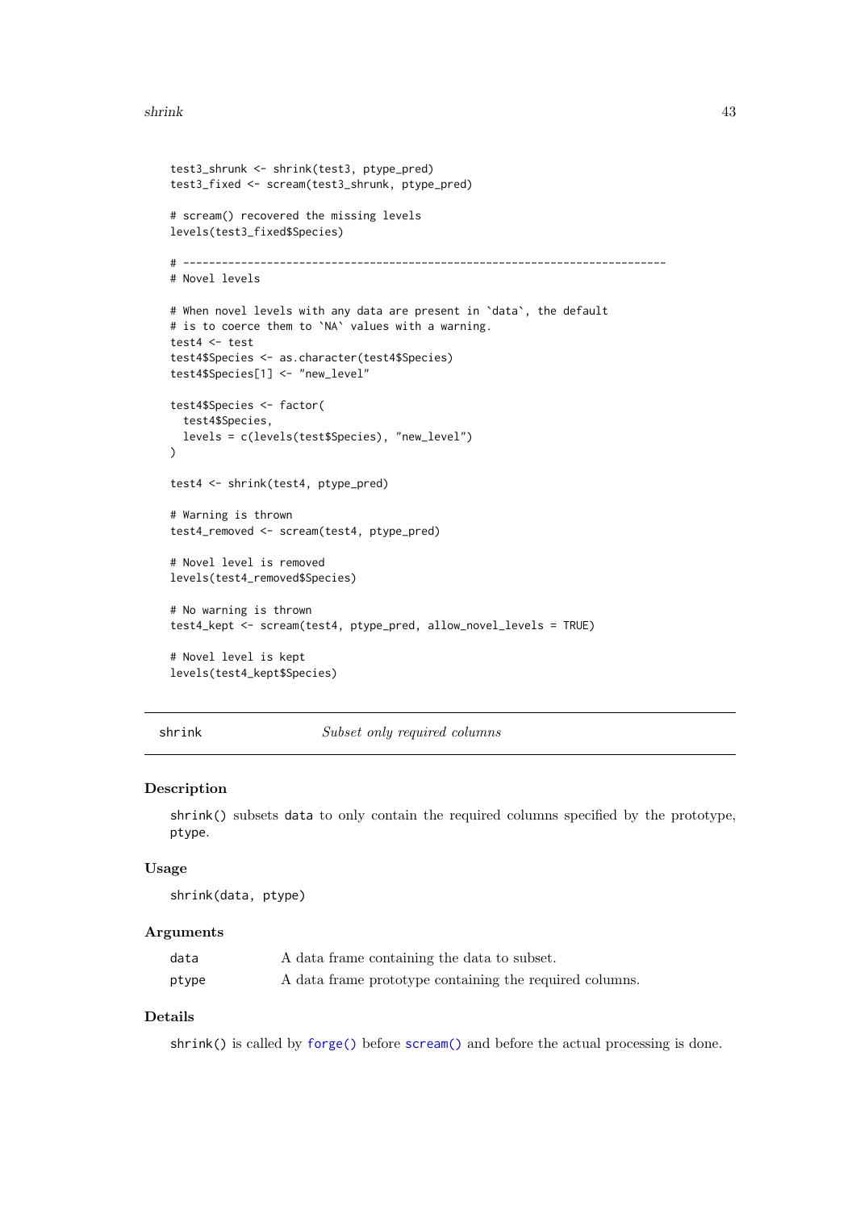```
test3_shrunk <- shrink(test3, ptype_pred)
test3_fixed <- scream(test3_shrunk, ptype_pred)

# scream() recovered the missing levels
levels(test3_fixed$Species)

# ---------------------------------------------------------------------------
# Novel levels

# When novel levels with any data are present in `data`, the default
# is to coerce them to `NA` values with a warning.
test4 <- test
test4$Species <- as.character(test4$Species)
test4$Species[1] <- "new_level"

test4$Species <- factor(
  test4$Species,
  levels = c(levels(test$Species), "new_level")
)

test4 <- shrink(test4, ptype_pred)

# Warning is thrown
test4_removed <- scream(test4, ptype_pred)

# Novel level is removed
levels(test4_removed$Species)

# No warning is thrown
test4_kept <- scream(test4, ptype_pred, allow_novel_levels = TRUE)

# Novel level is kept
levels(test4_kept$Species)
```

## shrink — *Subset only required columns*

### Description

`shrink()` subsets `data` to only contain the required columns specified by the prototype, `ptype`.

### Usage

```
shrink(data, ptype)
```

### Arguments

| | |
|---|---|
| `data` | A data frame containing the data to subset. |
| `ptype` | A data frame prototype containing the required columns. |

### Details

`shrink()` is called by `forge()` before `scream()` and before the actual processing is done.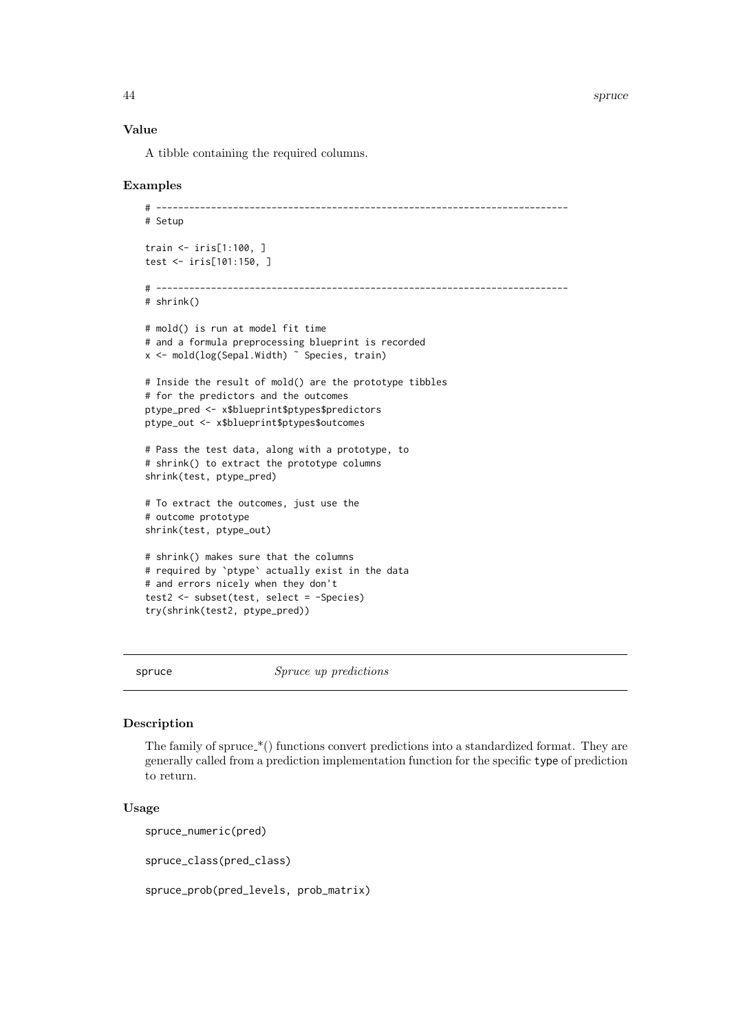### Value

A tibble containing the required columns.

### Examples

```
# ---------------------------------------------------------------------------
# Setup

train <- iris[1:100, ]
test <- iris[101:150, ]

# ---------------------------------------------------------------------------
# shrink()

# mold() is run at model fit time
# and a formula preprocessing blueprint is recorded
x <- mold(log(Sepal.Width) ~ Species, train)

# Inside the result of mold() are the prototype tibbles
# for the predictors and the outcomes
ptype_pred <- x$blueprint$ptypes$predictors
ptype_out <- x$blueprint$ptypes$outcomes

# Pass the test data, along with a prototype, to
# shrink() to extract the prototype columns
shrink(test, ptype_pred)

# To extract the outcomes, just use the
# outcome prototype
shrink(test, ptype_out)

# shrink() makes sure that the columns
# required by `ptype` actually exist in the data
# and errors nicely when they don't
test2 <- subset(test, select = -Species)
try(shrink(test2, ptype_pred))
```

---

## spruce — *Spruce up predictions*

---

### Description

The family of spruce_*() functions convert predictions into a standardized format. They are generally called from a prediction implementation function for the specific `type` of prediction to return.

### Usage

```
spruce_numeric(pred)

spruce_class(pred_class)

spruce_prob(pred_levels, prob_matrix)
```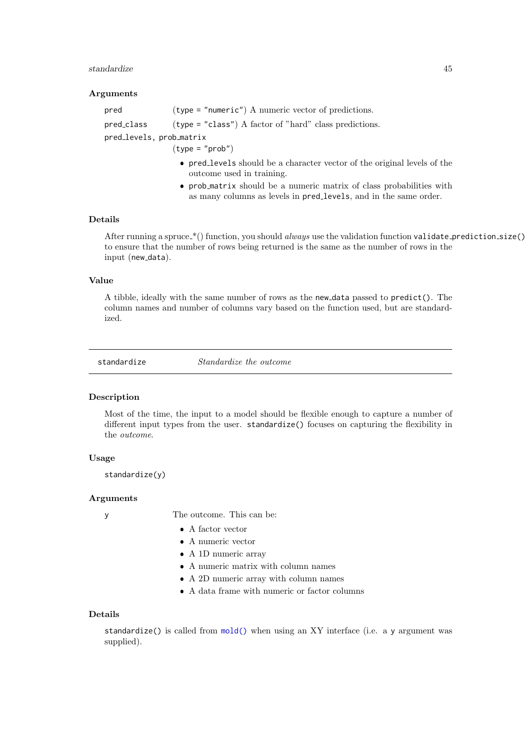### Arguments

- `pred` — (`type = "numeric"`) A numeric vector of predictions.
- `pred_class` — (`type = "class"`) A factor of "hard" class predictions.
- `pred_levels, prob_matrix` — (`type = "prob"`)
  - `pred_levels` should be a character vector of the original levels of the outcome used in training.
  - `prob_matrix` should be a numeric matrix of class probabilities with as many columns as levels in `pred_levels`, and in the same order.

### Details

After running a spruce_*() function, you should *always* use the validation function `validate_prediction_size()` to ensure that the number of rows being returned is the same as the number of rows in the input (`new_data`).

### Value

A tibble, ideally with the same number of rows as the `new_data` passed to `predict()`. The column names and number of columns vary based on the function used, but are standardized.

---

## standardize — *Standardize the outcome*

---

### Description

Most of the time, the input to a model should be flexible enough to capture a number of different input types from the user. `standardize()` focuses on capturing the flexibility in the *outcome*.

### Usage

```
standardize(y)
```

### Arguments

- `y` — The outcome. This can be:
  - A factor vector
  - A numeric vector
  - A 1D numeric array
  - A numeric matrix with column names
  - A 2D numeric array with column names
  - A data frame with numeric or factor columns

### Details

`standardize()` is called from `mold()` when using an XY interface (i.e. a `y` argument was supplied).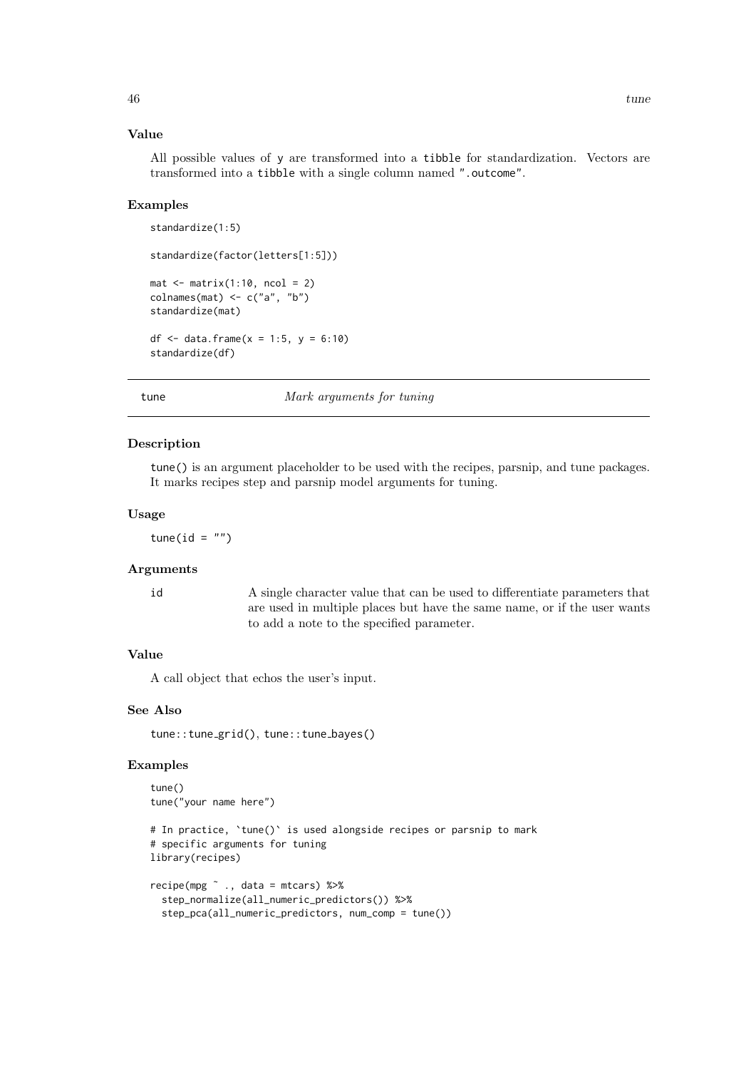### Value

All possible values of `y` are transformed into a `tibble` for standardization. Vectors are transformed into a `tibble` with a single column named `".outcome"`.

### Examples

```
standardize(1:5)

standardize(factor(letters[1:5]))

mat <- matrix(1:10, ncol = 2)
colnames(mat) <- c("a", "b")
standardize(mat)

df <- data.frame(x = 1:5, y = 6:10)
standardize(df)
```

---

## tune — *Mark arguments for tuning*

### Description

`tune()` is an argument placeholder to be used with the recipes, parsnip, and tune packages. It marks recipes step and parsnip model arguments for tuning.

### Usage

```
tune(id = "")
```

### Arguments

| | |
|---|---|
| `id` | A single character value that can be used to differentiate parameters that are used in multiple places but have the same name, or if the user wants to add a note to the specified parameter. |

### Value

A call object that echos the user's input.

### See Also

`tune::tune_grid()`, `tune::tune_bayes()`

### Examples

```
tune()
tune("your name here")

# In practice, `tune()` is used alongside recipes or parsnip to mark
# specific arguments for tuning
library(recipes)

recipe(mpg ~ ., data = mtcars) %>%
  step_normalize(all_numeric_predictors()) %>%
  step_pca(all_numeric_predictors, num_comp = tune())
```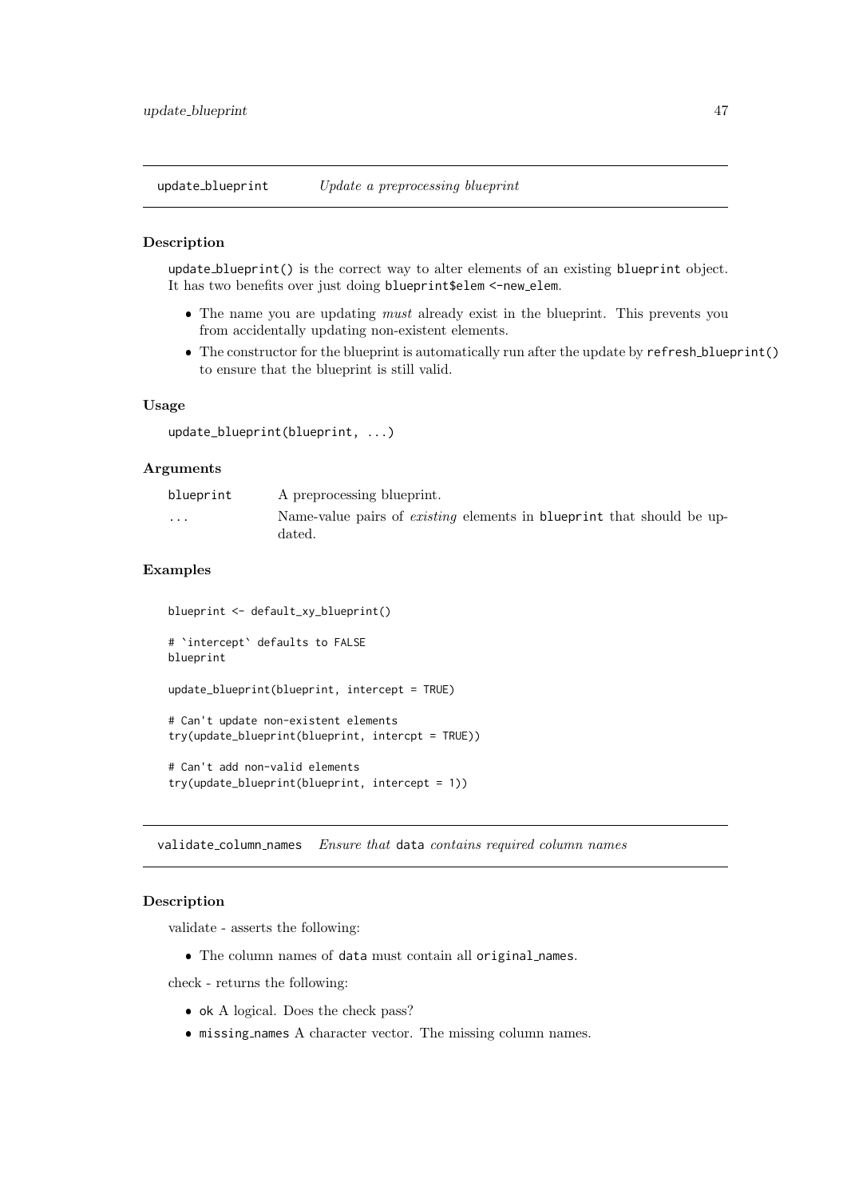## update_blueprint — *Update a preprocessing blueprint*

### Description

`update_blueprint()` is the correct way to alter elements of an existing `blueprint` object. It has two benefits over just doing `blueprint$elem <-new_elem`.

- The name you are updating *must* already exist in the blueprint. This prevents you from accidentally updating non-existent elements.
- The constructor for the blueprint is automatically run after the update by `refresh_blueprint()` to ensure that the blueprint is still valid.

### Usage

```
update_blueprint(blueprint, ...)
```

### Arguments

| | |
|---|---|
| `blueprint` | A preprocessing blueprint. |
| `...` | Name-value pairs of *existing* elements in `blueprint` that should be updated. |

### Examples

```
blueprint <- default_xy_blueprint()

# `intercept` defaults to FALSE
blueprint

update_blueprint(blueprint, intercept = TRUE)

# Can't update non-existent elements
try(update_blueprint(blueprint, intercpt = TRUE))

# Can't add non-valid elements
try(update_blueprint(blueprint, intercept = 1))
```

## validate_column_names — *Ensure that `data` contains required column names*

### Description

validate - asserts the following:

- The column names of `data` must contain all `original_names`.

check - returns the following:

- `ok` A logical. Does the check pass?
- `missing_names` A character vector. The missing column names.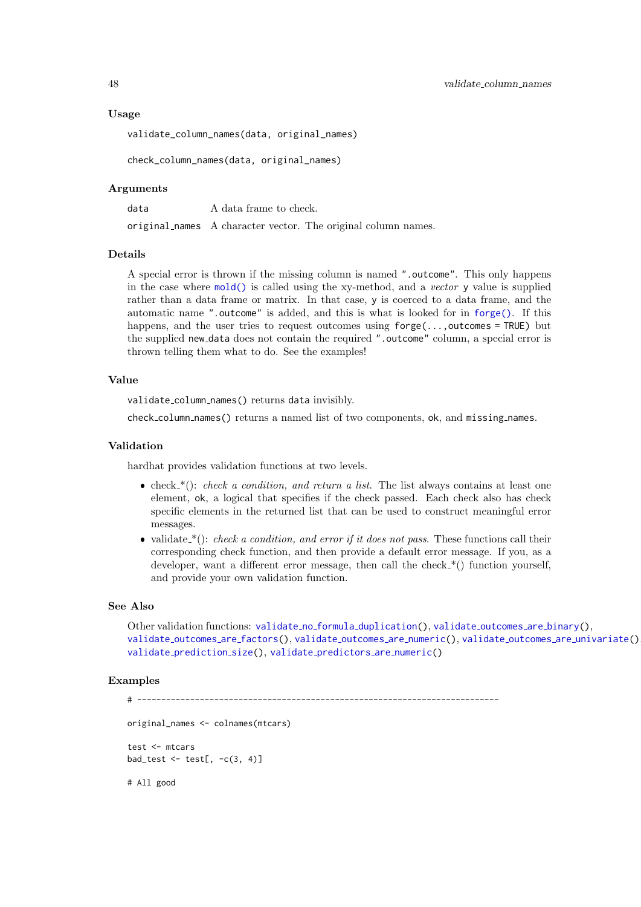## Usage

```
validate_column_names(data, original_names)

check_column_names(data, original_names)
```

## Arguments

| | |
|---|---|
| `data` | A data frame to check. |
| `original_names` | A character vector. The original column names. |

## Details

A special error is thrown if the missing column is named `".outcome"`. This only happens in the case where `mold()` is called using the xy-method, and a *vector* `y` value is supplied rather than a data frame or matrix. In that case, `y` is coerced to a data frame, and the automatic name `".outcome"` is added, and this is what is looked for in `forge()`. If this happens, and the user tries to request outcomes using `forge(...,outcomes = TRUE)` but the supplied `new_data` does not contain the required `".outcome"` column, a special error is thrown telling them what to do. See the examples!

## Value

`validate_column_names()` returns `data` invisibly.

`check_column_names()` returns a named list of two components, `ok`, and `missing_names`.

## Validation

hardhat provides validation functions at two levels.

- check_*(): *check a condition, and return a list.* The list always contains at least one element, `ok`, a logical that specifies if the check passed. Each check also has check specific elements in the returned list that can be used to construct meaningful error messages.
- validate_*(): *check a condition, and error if it does not pass.* These functions call their corresponding check function, and then provide a default error message. If you, as a developer, want a different error message, then call the check_*() function yourself, and provide your own validation function.

## See Also

Other validation functions: `validate_no_formula_duplication()`, `validate_outcomes_are_binary()`, `validate_outcomes_are_factors()`, `validate_outcomes_are_numeric()`, `validate_outcomes_are_univariate()`, `validate_prediction_size()`, `validate_predictors_are_numeric()`

## Examples

```
# ---------------------------------------------------------------------------

original_names <- colnames(mtcars)

test <- mtcars
bad_test <- test[, -c(3, 4)]

# All good
```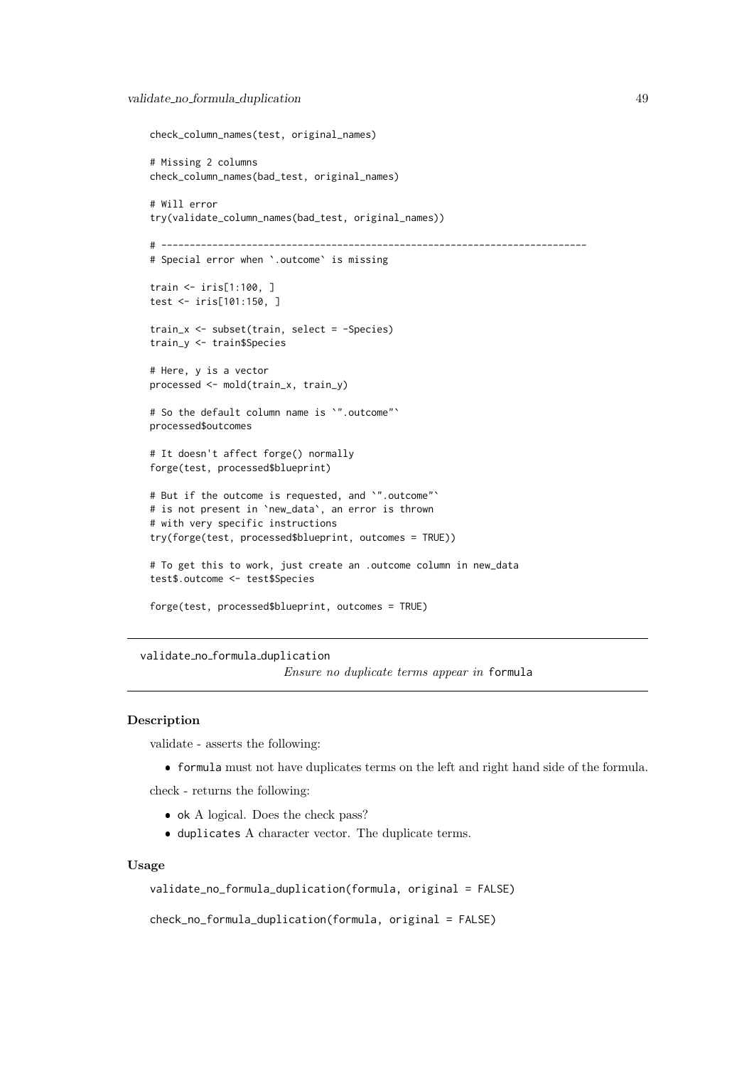```
check_column_names(test, original_names)

# Missing 2 columns
check_column_names(bad_test, original_names)

# Will error
try(validate_column_names(bad_test, original_names))

# ---------------------------------------------------------------------------
# Special error when `.outcome` is missing

train <- iris[1:100, ]
test <- iris[101:150, ]

train_x <- subset(train, select = -Species)
train_y <- train$Species

# Here, y is a vector
processed <- mold(train_x, train_y)

# So the default column name is `".outcome"`
processed$outcomes

# It doesn't affect forge() normally
forge(test, processed$blueprint)

# But if the outcome is requested, and `".outcome"`
# is not present in `new_data`, an error is thrown
# with very specific instructions
try(forge(test, processed$blueprint, outcomes = TRUE))

# To get this to work, just create an .outcome column in new_data
test$.outcome <- test$Species

forge(test, processed$blueprint, outcomes = TRUE)
```

---

## validate_no_formula_duplication

*Ensure no duplicate terms appear in* `formula`

---

### Description

validate - asserts the following:

- `formula` must not have duplicates terms on the left and right hand side of the formula.

check - returns the following:

- `ok` A logical. Does the check pass?
- `duplicates` A character vector. The duplicate terms.

### Usage

```
validate_no_formula_duplication(formula, original = FALSE)

check_no_formula_duplication(formula, original = FALSE)
```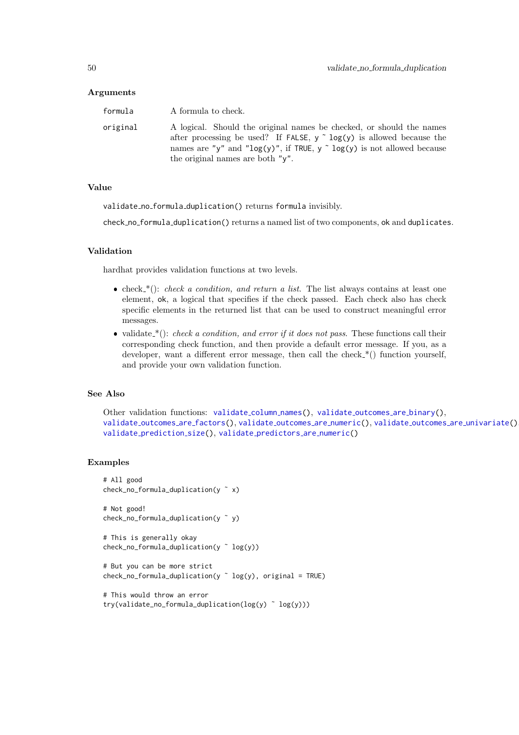## Arguments

| | |
|---|---|
| `formula` | A formula to check. |
| `original` | A logical. Should the original names be checked, or should the names after processing be used? If `FALSE`, `y ~ log(y)` is allowed because the names are `"y"` and `"log(y)"`, if `TRUE`, `y ~ log(y)` is not allowed because the original names are both `"y"`. |

## Value

`validate_no_formula_duplication()` returns `formula` invisibly.

`check_no_formula_duplication()` returns a named list of two components, `ok` and `duplicates`.

## Validation

hardhat provides validation functions at two levels.

- check_*(): *check a condition, and return a list.* The list always contains at least one element, `ok`, a logical that specifies if the check passed. Each check also has check specific elements in the returned list that can be used to construct meaningful error messages.
- validate_*(): *check a condition, and error if it does not pass.* These functions call their corresponding check function, and then provide a default error message. If you, as a developer, want a different error message, then call the check_*() function yourself, and provide your own validation function.

## See Also

Other validation functions: `validate_column_names()`, `validate_outcomes_are_binary()`, `validate_outcomes_are_factors()`, `validate_outcomes_are_numeric()`, `validate_outcomes_are_univariate()`, `validate_prediction_size()`, `validate_predictors_are_numeric()`

## Examples

```
# All good
check_no_formula_duplication(y ~ x)

# Not good!
check_no_formula_duplication(y ~ y)

# This is generally okay
check_no_formula_duplication(y ~ log(y))

# But you can be more strict
check_no_formula_duplication(y ~ log(y), original = TRUE)

# This would throw an error
try(validate_no_formula_duplication(log(y) ~ log(y)))
```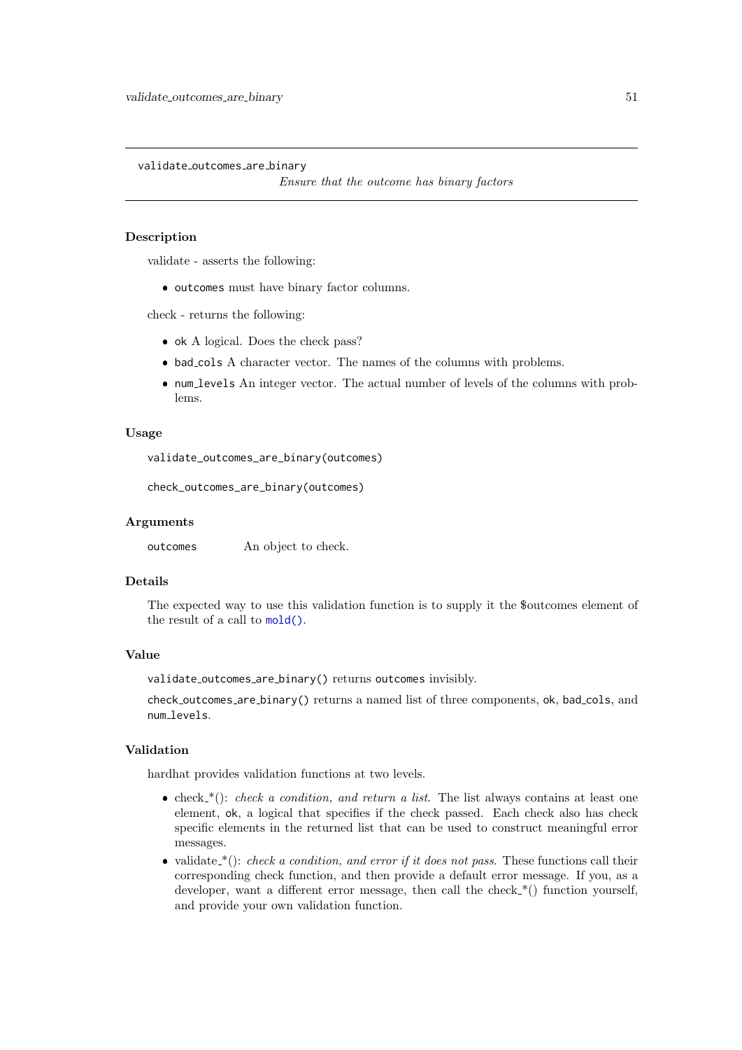`validate_outcomes_are_binary` — *Ensure that the outcome has binary factors*

### Description

validate - asserts the following:

- `outcomes` must have binary factor columns.

check - returns the following:

- `ok` A logical. Does the check pass?
- `bad_cols` A character vector. The names of the columns with problems.
- `num_levels` An integer vector. The actual number of levels of the columns with problems.

### Usage

```
validate_outcomes_are_binary(outcomes)

check_outcomes_are_binary(outcomes)
```

### Arguments

| | |
|---|---|
| `outcomes` | An object to check. |

### Details

The expected way to use this validation function is to supply it the $outcomes element of the result of a call to `mold()`.

### Value

`validate_outcomes_are_binary()` returns `outcomes` invisibly.

`check_outcomes_are_binary()` returns a named list of three components, `ok`, `bad_cols`, and `num_levels`.

### Validation

hardhat provides validation functions at two levels.

- check_*(): *check a condition, and return a list.* The list always contains at least one element, `ok`, a logical that specifies if the check passed. Each check also has check specific elements in the returned list that can be used to construct meaningful error messages.
- validate_*(): *check a condition, and error if it does not pass.* These functions call their corresponding check function, and then provide a default error message. If you, as a developer, want a different error message, then call the check_*() function yourself, and provide your own validation function.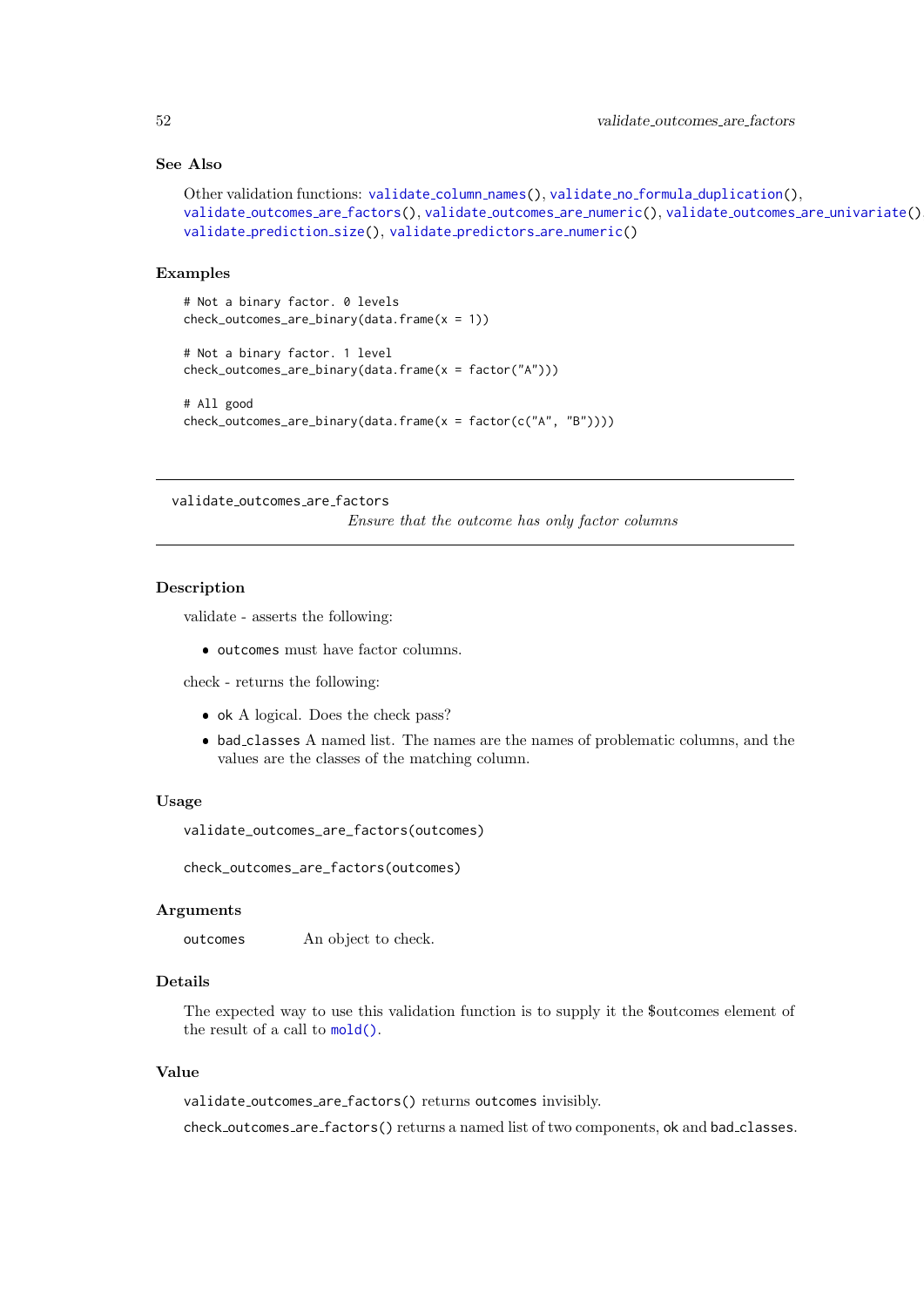### See Also

Other validation functions: validate_column_names(), validate_no_formula_duplication(), validate_outcomes_are_factors(), validate_outcomes_are_numeric(), validate_outcomes_are_univariate(), validate_prediction_size(), validate_predictors_are_numeric()

### Examples

```
# Not a binary factor. 0 levels
check_outcomes_are_binary(data.frame(x = 1))

# Not a binary factor. 1 level
check_outcomes_are_binary(data.frame(x = factor("A")))

# All good
check_outcomes_are_binary(data.frame(x = factor(c("A", "B"))))
```

---

## validate_outcomes_are_factors

*Ensure that the outcome has only factor columns*

---

### Description

validate - asserts the following:

- outcomes must have factor columns.

check - returns the following:

- ok A logical. Does the check pass?
- bad_classes A named list. The names are the names of problematic columns, and the values are the classes of the matching column.

### Usage

```
validate_outcomes_are_factors(outcomes)

check_outcomes_are_factors(outcomes)
```

### Arguments

| | |
|---|---|
| outcomes | An object to check. |

### Details

The expected way to use this validation function is to supply it the $outcomes element of the result of a call to mold().

### Value

validate_outcomes_are_factors() returns outcomes invisibly.

check_outcomes_are_factors() returns a named list of two components, ok and bad_classes.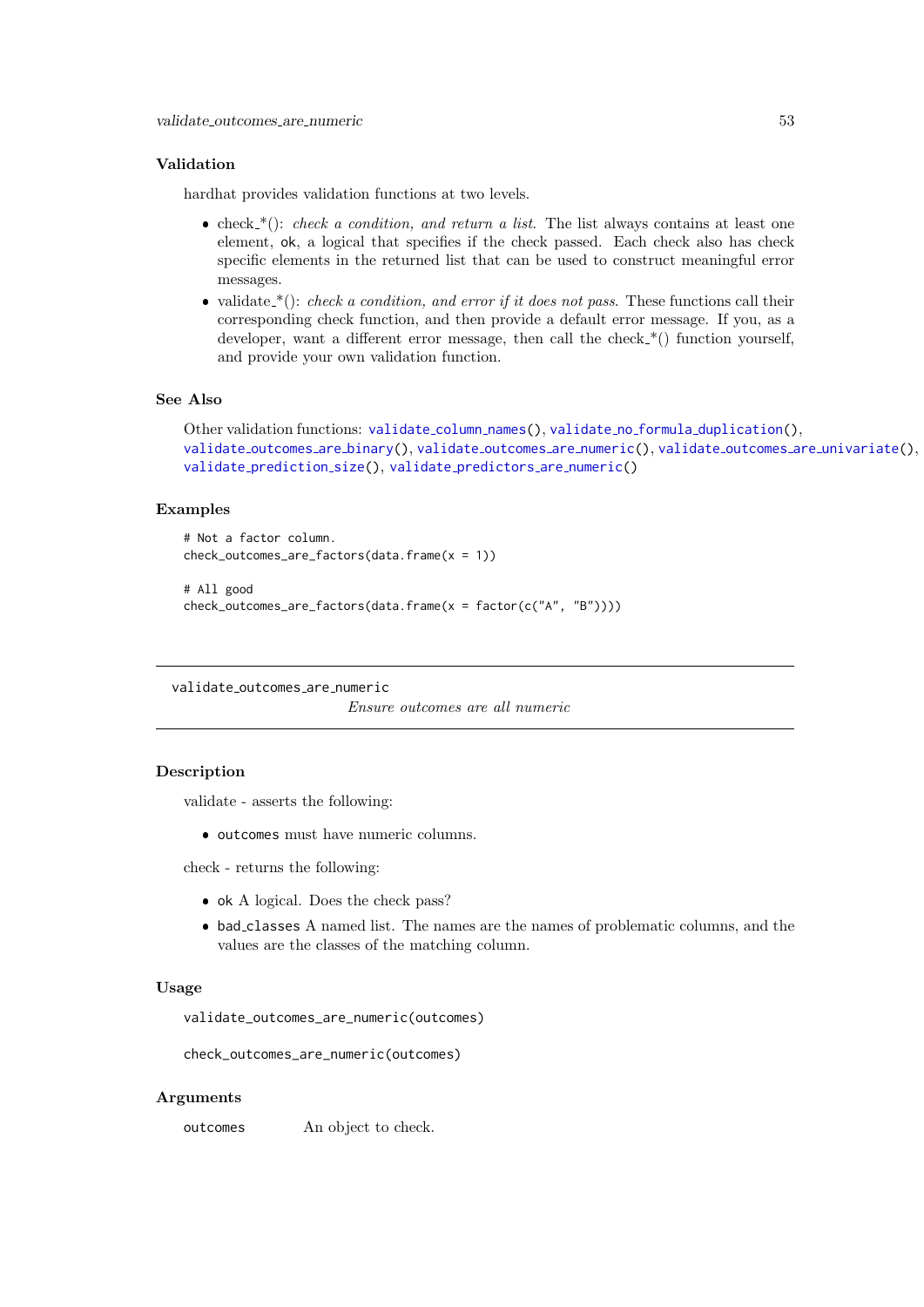### Validation

hardhat provides validation functions at two levels.

- check_*(): *check a condition, and return a list*. The list always contains at least one element, `ok`, a logical that specifies if the check passed. Each check also has check specific elements in the returned list that can be used to construct meaningful error messages.
- validate_*(): *check a condition, and error if it does not pass*. These functions call their corresponding check function, and then provide a default error message. If you, as a developer, want a different error message, then call the check_*() function yourself, and provide your own validation function.

### See Also

Other validation functions: `validate_column_names()`, `validate_no_formula_duplication()`, `validate_outcomes_are_binary()`, `validate_outcomes_are_numeric()`, `validate_outcomes_are_univariate()`, `validate_prediction_size()`, `validate_predictors_are_numeric()`

### Examples

```
# Not a factor column.
check_outcomes_are_factors(data.frame(x = 1))

# All good
check_outcomes_are_factors(data.frame(x = factor(c("A", "B"))))
```

---

## validate_outcomes_are_numeric

*Ensure outcomes are all numeric*

---

### Description

validate - asserts the following:

- `outcomes` must have numeric columns.

check - returns the following:

- `ok` A logical. Does the check pass?
- `bad_classes` A named list. The names are the names of problematic columns, and the values are the classes of the matching column.

### Usage

```
validate_outcomes_are_numeric(outcomes)

check_outcomes_are_numeric(outcomes)
```

### Arguments

| | |
|---|---|
| `outcomes` | An object to check. |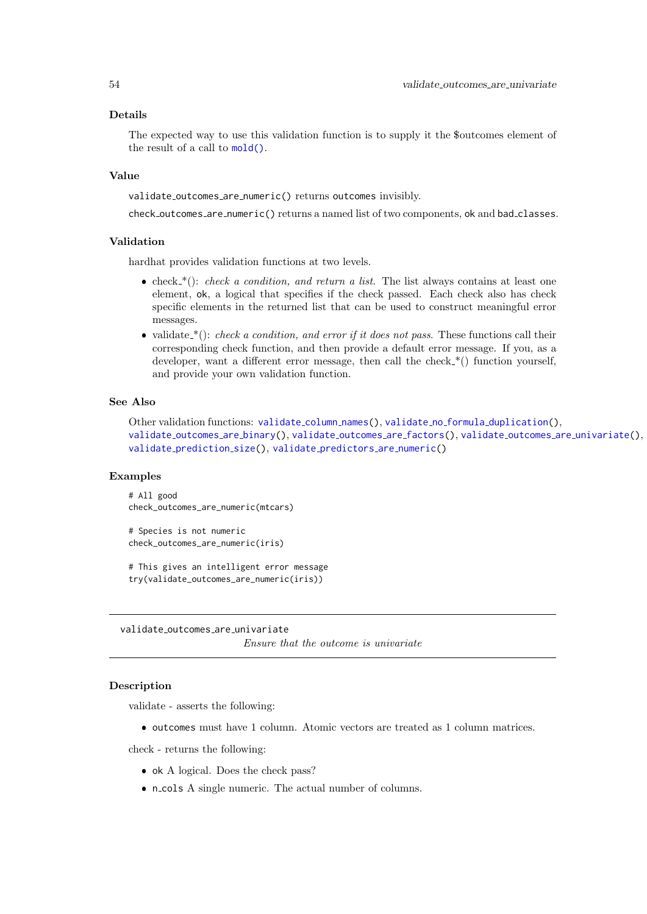### Details

The expected way to use this validation function is to supply it the $outcomes element of the result of a call to mold().

### Value

`validate_outcomes_are_numeric()` returns `outcomes` invisibly.

`check_outcomes_are_numeric()` returns a named list of two components, `ok` and `bad_classes`.

### Validation

hardhat provides validation functions at two levels.

- check_*(): *check a condition, and return a list.* The list always contains at least one element, `ok`, a logical that specifies if the check passed. Each check also has check specific elements in the returned list that can be used to construct meaningful error messages.
- validate_*(): *check a condition, and error if it does not pass.* These functions call their corresponding check function, and then provide a default error message. If you, as a developer, want a different error message, then call the check_*() function yourself, and provide your own validation function.

### See Also

Other validation functions: `validate_column_names()`, `validate_no_formula_duplication()`, `validate_outcomes_are_binary()`, `validate_outcomes_are_factors()`, `validate_outcomes_are_univariate()`, `validate_prediction_size()`, `validate_predictors_are_numeric()`

### Examples

```
# All good
check_outcomes_are_numeric(mtcars)

# Species is not numeric
check_outcomes_are_numeric(iris)

# This gives an intelligent error message
try(validate_outcomes_are_numeric(iris))
```

---

## validate_outcomes_are_univariate

*Ensure that the outcome is univariate*

---

### Description

validate - asserts the following:

- `outcomes` must have 1 column. Atomic vectors are treated as 1 column matrices.

check - returns the following:

- `ok` A logical. Does the check pass?
- `n_cols` A single numeric. The actual number of columns.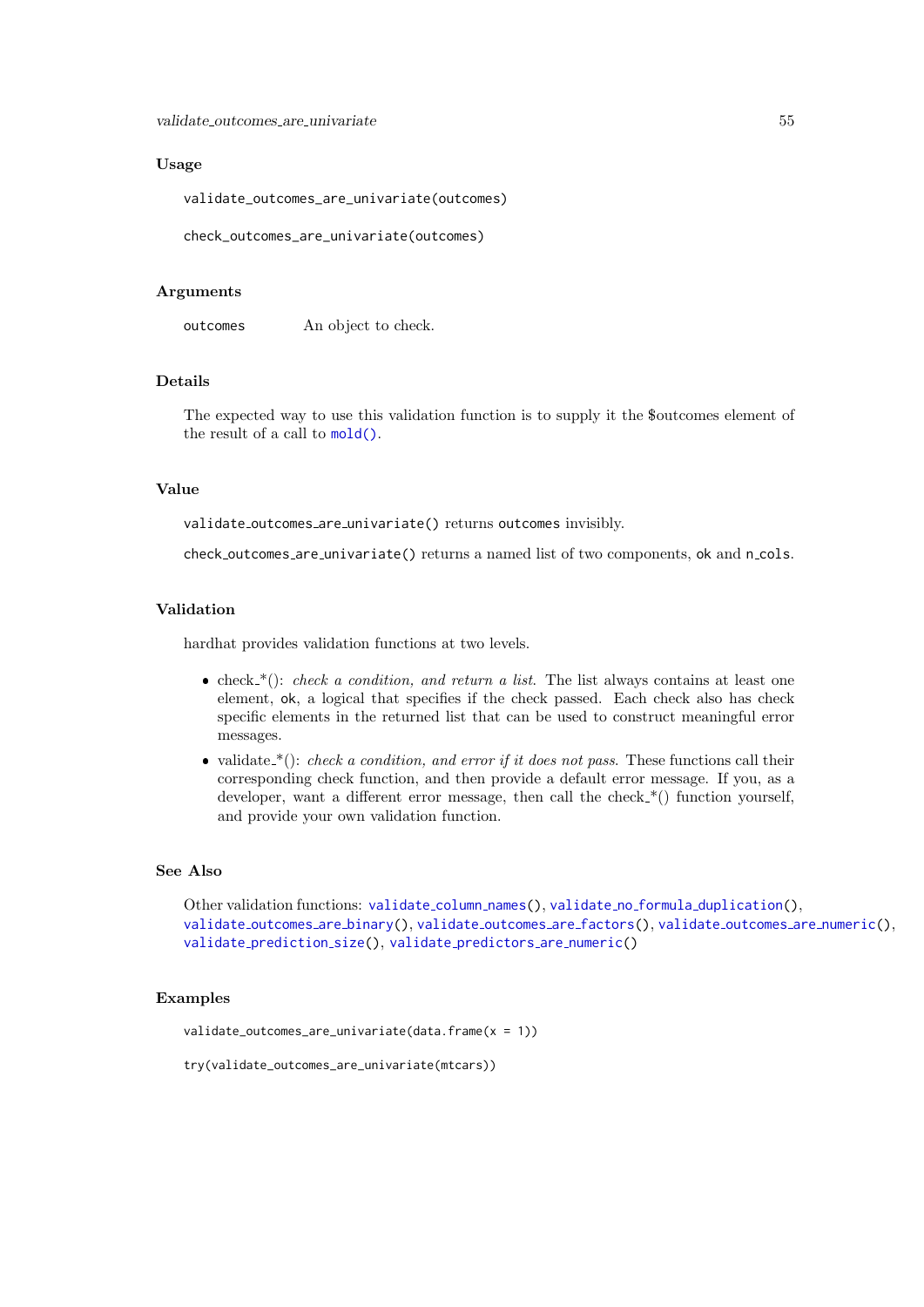## Usage

```
validate_outcomes_are_univariate(outcomes)

check_outcomes_are_univariate(outcomes)
```

## Arguments

`outcomes` An object to check.

## Details

The expected way to use this validation function is to supply it the $outcomes element of the result of a call to `mold()`.

## Value

`validate_outcomes_are_univariate()` returns `outcomes` invisibly.

`check_outcomes_are_univariate()` returns a named list of two components, `ok` and `n_cols`.

## Validation

hardhat provides validation functions at two levels.

- check_*(): *check a condition, and return a list.* The list always contains at least one element, `ok`, a logical that specifies if the check passed. Each check also has check specific elements in the returned list that can be used to construct meaningful error messages.
- validate_*(): *check a condition, and error if it does not pass.* These functions call their corresponding check function, and then provide a default error message. If you, as a developer, want a different error message, then call the check_*() function yourself, and provide your own validation function.

## See Also

Other validation functions: `validate_column_names()`, `validate_no_formula_duplication()`, `validate_outcomes_are_binary()`, `validate_outcomes_are_factors()`, `validate_outcomes_are_numeric()`, `validate_prediction_size()`, `validate_predictors_are_numeric()`

## Examples

```
validate_outcomes_are_univariate(data.frame(x = 1))

try(validate_outcomes_are_univariate(mtcars))
```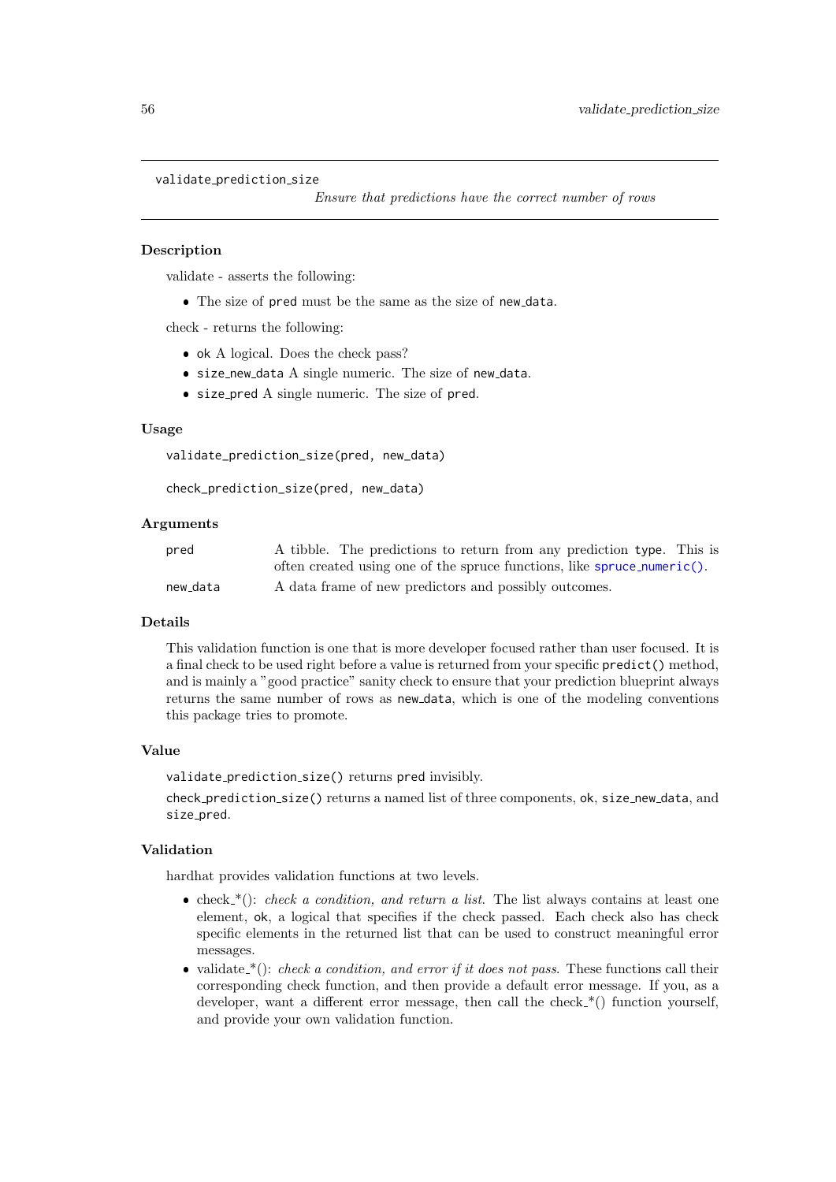## validate_prediction_size

*Ensure that predictions have the correct number of rows*

### Description

validate - asserts the following:

- The size of `pred` must be the same as the size of `new_data`.

check - returns the following:

- `ok` A logical. Does the check pass?
- `size_new_data` A single numeric. The size of `new_data`.
- `size_pred` A single numeric. The size of `pred`.

### Usage

```
validate_prediction_size(pred, new_data)

check_prediction_size(pred, new_data)
```

### Arguments

| | |
|---|---|
| `pred` | A tibble. The predictions to return from any prediction `type`. This is often created using one of the spruce functions, like `spruce_numeric()`. |
| `new_data` | A data frame of new predictors and possibly outcomes. |

### Details

This validation function is one that is more developer focused rather than user focused. It is a final check to be used right before a value is returned from your specific `predict()` method, and is mainly a "good practice" sanity check to ensure that your prediction blueprint always returns the same number of rows as `new_data`, which is one of the modeling conventions this package tries to promote.

### Value

`validate_prediction_size()` returns `pred` invisibly.

`check_prediction_size()` returns a named list of three components, `ok`, `size_new_data`, and `size_pred`.

### Validation

hardhat provides validation functions at two levels.

- check_*(): *check a condition, and return a list*. The list always contains at least one element, `ok`, a logical that specifies if the check passed. Each check also has check specific elements in the returned list that can be used to construct meaningful error messages.
- validate_*(): *check a condition, and error if it does not pass*. These functions call their corresponding check function, and then provide a default error message. If you, as a developer, want a different error message, then call the check_*() function yourself, and provide your own validation function.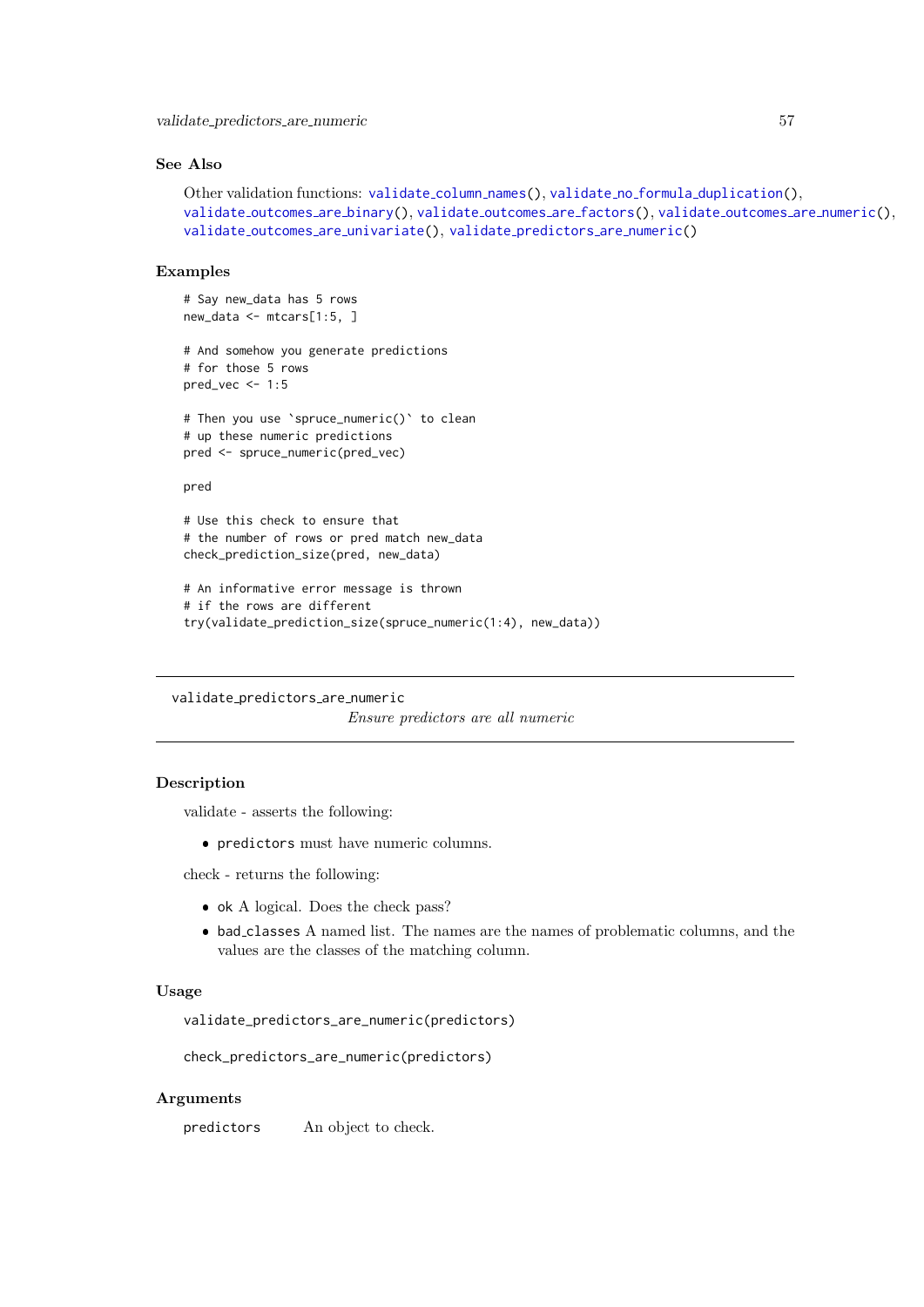### See Also

Other validation functions: `validate_column_names()`, `validate_no_formula_duplication()`, `validate_outcomes_are_binary()`, `validate_outcomes_are_factors()`, `validate_outcomes_are_numeric()`, `validate_outcomes_are_univariate()`, `validate_predictors_are_numeric()`

### Examples

```
# Say new_data has 5 rows
new_data <- mtcars[1:5, ]

# And somehow you generate predictions
# for those 5 rows
pred_vec <- 1:5

# Then you use `spruce_numeric()` to clean
# up these numeric predictions
pred <- spruce_numeric(pred_vec)

pred

# Use this check to ensure that
# the number of rows or pred match new_data
check_prediction_size(pred, new_data)

# An informative error message is thrown
# if the rows are different
try(validate_prediction_size(spruce_numeric(1:4), new_data))
```

---

## validate_predictors_are_numeric

*Ensure predictors are all numeric*

---

### Description

validate - asserts the following:

- `predictors` must have numeric columns.

check - returns the following:

- `ok` A logical. Does the check pass?
- `bad_classes` A named list. The names are the names of problematic columns, and the values are the classes of the matching column.

### Usage

```
validate_predictors_are_numeric(predictors)

check_predictors_are_numeric(predictors)
```

### Arguments

| | |
|---|---|
| `predictors` | An object to check. |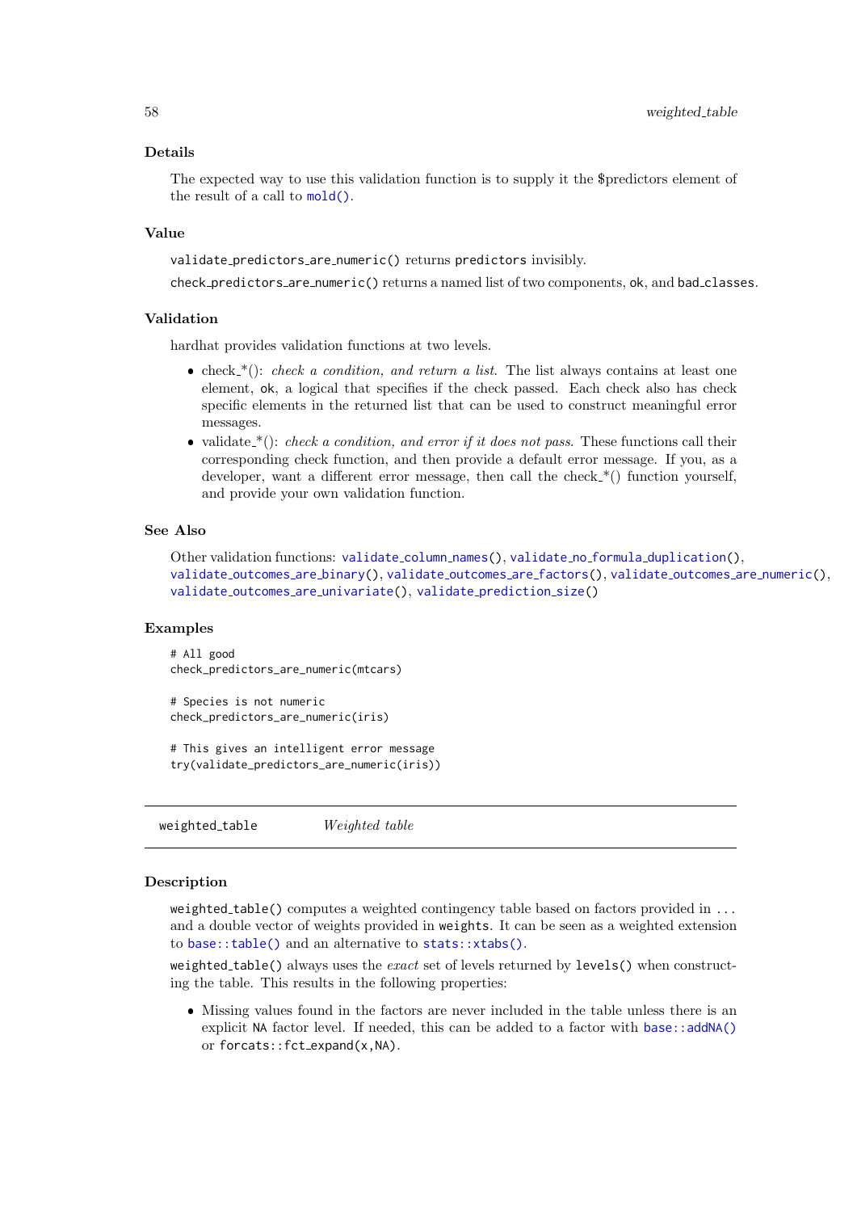### Details

The expected way to use this validation function is to supply it the $predictors element of the result of a call to `mold()`.

### Value

`validate_predictors_are_numeric()` returns `predictors` invisibly.

`check_predictors_are_numeric()` returns a named list of two components, `ok`, and `bad_classes`.

### Validation

hardhat provides validation functions at two levels.

- check_*(): *check a condition, and return a list.* The list always contains at least one element, `ok`, a logical that specifies if the check passed. Each check also has check specific elements in the returned list that can be used to construct meaningful error messages.
- validate_*(): *check a condition, and error if it does not pass.* These functions call their corresponding check function, and then provide a default error message. If you, as a developer, want a different error message, then call the check_*() function yourself, and provide your own validation function.

### See Also

Other validation functions: `validate_column_names()`, `validate_no_formula_duplication()`, `validate_outcomes_are_binary()`, `validate_outcomes_are_factors()`, `validate_outcomes_are_numeric()`, `validate_outcomes_are_univariate()`, `validate_prediction_size()`

### Examples

```
# All good
check_predictors_are_numeric(mtcars)

# Species is not numeric
check_predictors_are_numeric(iris)

# This gives an intelligent error message
try(validate_predictors_are_numeric(iris))
```

---

## weighted_table — *Weighted table*

---

### Description

`weighted_table()` computes a weighted contingency table based on factors provided in `...` and a double vector of weights provided in `weights`. It can be seen as a weighted extension to `base::table()` and an alternative to `stats::xtabs()`.

`weighted_table()` always uses the *exact* set of levels returned by `levels()` when constructing the table. This results in the following properties:

- Missing values found in the factors are never included in the table unless there is an explicit `NA` factor level. If needed, this can be added to a factor with `base::addNA()` or `forcats::fct_expand(x,NA)`.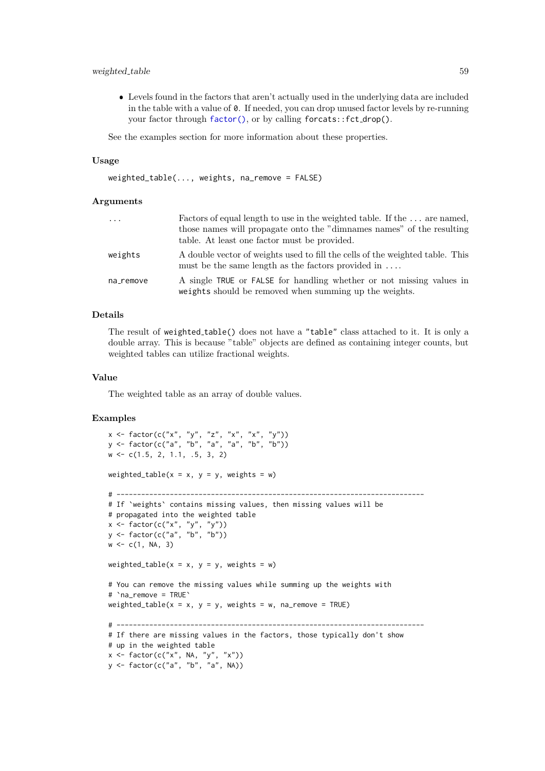- Levels found in the factors that aren't actually used in the underlying data are included in the table with a value of `0`. If needed, you can drop unused factor levels by re-running your factor through `factor()`, or by calling `forcats::fct_drop()`.

See the examples section for more information about these properties.

### Usage

```
weighted_table(..., weights, na_remove = FALSE)
```

### Arguments

| | |
|---|---|
| `...` | Factors of equal length to use in the weighted table. If the ... are named, those names will propagate onto the "dimnames names" of the resulting table. At least one factor must be provided. |
| `weights` | A double vector of weights used to fill the cells of the weighted table. This must be the same length as the factors provided in .... |
| `na_remove` | A single `TRUE` or `FALSE` for handling whether or not missing values in `weights` should be removed when summing up the weights. |

### Details

The result of `weighted_table()` does not have a `"table"` class attached to it. It is only a double array. This is because "table" objects are defined as containing integer counts, but weighted tables can utilize fractional weights.

### Value

The weighted table as an array of double values.

### Examples

```
x <- factor(c("x", "y", "z", "x", "x", "y"))
y <- factor(c("a", "b", "a", "a", "b", "b"))
w <- c(1.5, 2, 1.1, .5, 3, 2)

weighted_table(x = x, y = y, weights = w)

# ---------------------------------------------------------------------------
# If `weights` contains missing values, then missing values will be
# propagated into the weighted table
x <- factor(c("x", "y", "y"))
y <- factor(c("a", "b", "b"))
w <- c(1, NA, 3)

weighted_table(x = x, y = y, weights = w)

# You can remove the missing values while summing up the weights with
# `na_remove = TRUE`
weighted_table(x = x, y = y, weights = w, na_remove = TRUE)

# ---------------------------------------------------------------------------
# If there are missing values in the factors, those typically don't show
# up in the weighted table
x <- factor(c("x", NA, "y", "x"))
y <- factor(c("a", "b", "a", NA))
```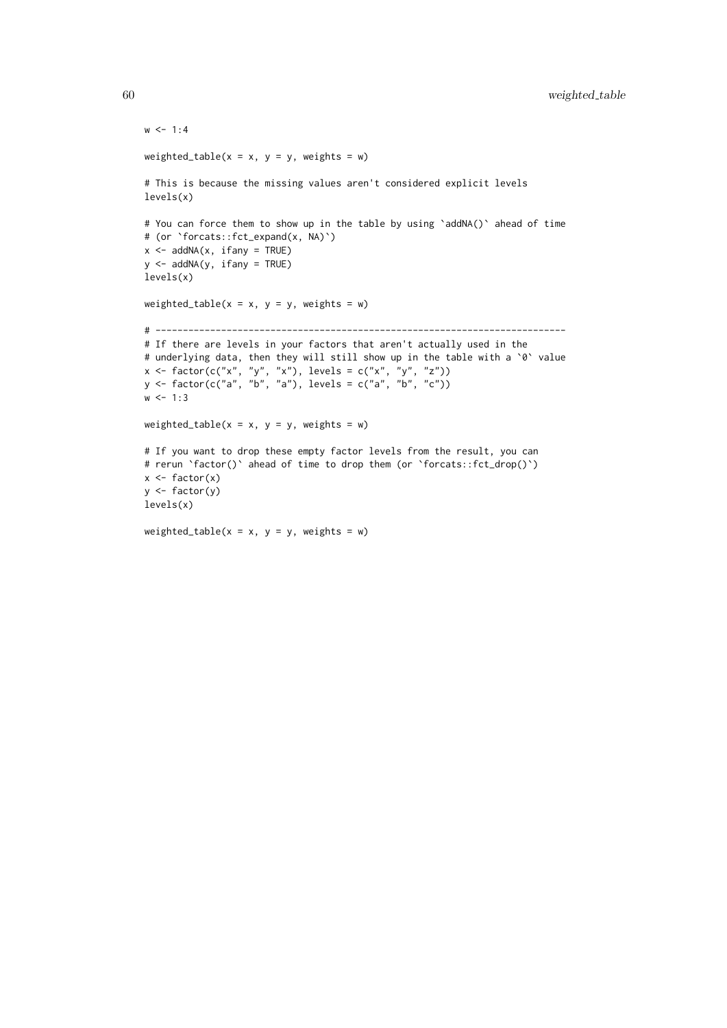```
w <- 1:4

weighted_table(x = x, y = y, weights = w)

# This is because the missing values aren't considered explicit levels
levels(x)

# You can force them to show up in the table by using `addNA()` ahead of time
# (or `forcats::fct_expand(x, NA)`)
x <- addNA(x, ifany = TRUE)
y <- addNA(y, ifany = TRUE)
levels(x)

weighted_table(x = x, y = y, weights = w)

# ---------------------------------------------------------------------------
# If there are levels in your factors that aren't actually used in the
# underlying data, then they will still show up in the table with a `0` value
x <- factor(c("x", "y", "x"), levels = c("x", "y", "z"))
y <- factor(c("a", "b", "a"), levels = c("a", "b", "c"))
w <- 1:3

weighted_table(x = x, y = y, weights = w)

# If you want to drop these empty factor levels from the result, you can
# rerun `factor()` ahead of time to drop them (or `forcats::fct_drop()`)
x <- factor(x)
y <- factor(y)
levels(x)

weighted_table(x = x, y = y, weights = w)
```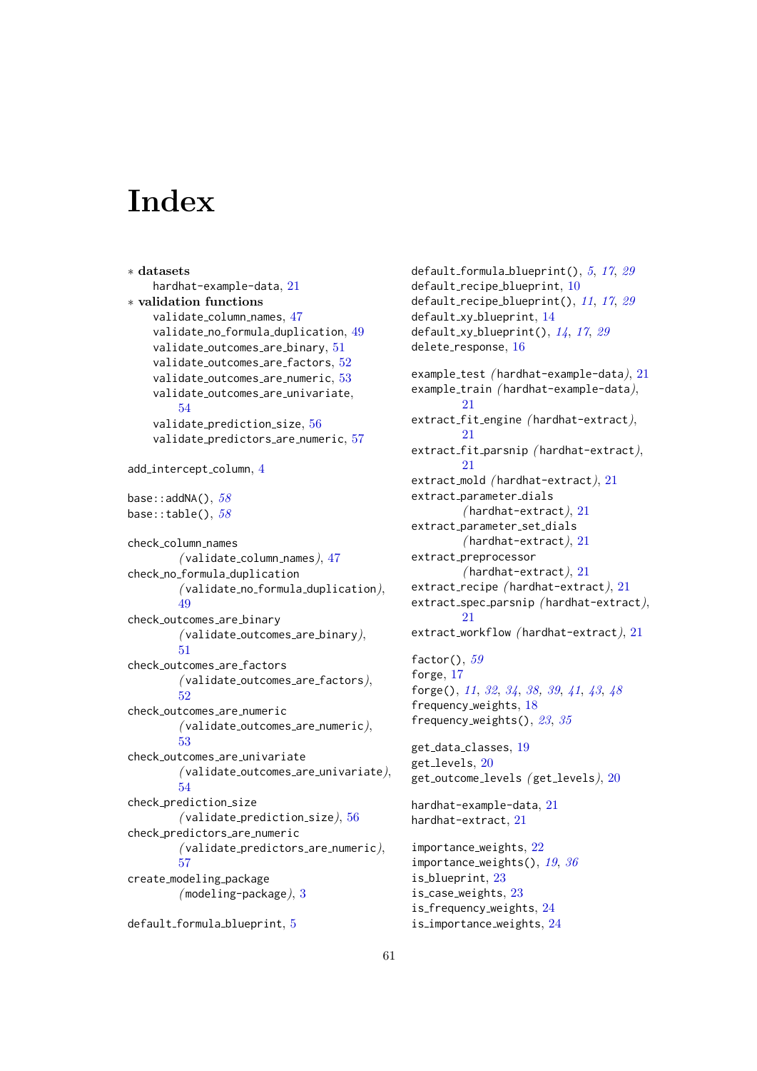# Index

∗ **datasets**
 hardhat-example-data, 21

∗ **validation functions**
 validate_column_names, 47
 validate_no_formula_duplication, 49
 validate_outcomes_are_binary, 51
 validate_outcomes_are_factors, 52
 validate_outcomes_are_numeric, 53
 validate_outcomes_are_univariate, 54
 validate_prediction_size, 56
 validate_predictors_are_numeric, 57

add_intercept_column, 4

base::addNA(), *58*
base::table(), *58*

check_column_names (validate_column_names), 47
check_no_formula_duplication (validate_no_formula_duplication), 49
check_outcomes_are_binary (validate_outcomes_are_binary), 51
check_outcomes_are_factors (validate_outcomes_are_factors), 52
check_outcomes_are_numeric (validate_outcomes_are_numeric), 53
check_outcomes_are_univariate (validate_outcomes_are_univariate), 54
check_prediction_size (validate_prediction_size), 56
check_predictors_are_numeric (validate_predictors_are_numeric), 57
create_modeling_package (modeling-package), 3

default_formula_blueprint, 5
default_formula_blueprint(), *5*, *17*, *29*
default_recipe_blueprint, 10
default_recipe_blueprint(), *11*, *17*, *29*
default_xy_blueprint, 14
default_xy_blueprint(), *14*, *17*, *29*
delete_response, 16

example_test (hardhat-example-data), 21
example_train (hardhat-example-data), 21
extract_fit_engine (hardhat-extract), 21
extract_fit_parsnip (hardhat-extract), 21
extract_mold (hardhat-extract), 21
extract_parameter_dials (hardhat-extract), 21
extract_parameter_set_dials (hardhat-extract), 21
extract_preprocessor (hardhat-extract), 21
extract_recipe (hardhat-extract), 21
extract_spec_parsnip (hardhat-extract), 21
extract_workflow (hardhat-extract), 21

factor(), *59*
forge, 17
forge(), *11*, *32*, *34*, *38*, *39*, *41*, *43*, *48*
frequency_weights, 18
frequency_weights(), *23*, *35*

get_data_classes, 19
get_levels, 20
get_outcome_levels (get_levels), 20

hardhat-example-data, 21
hardhat-extract, 21

importance_weights, 22
importance_weights(), *19*, *36*
is_blueprint, 23
is_case_weights, 23
is_frequency_weights, 24
is_importance_weights, 24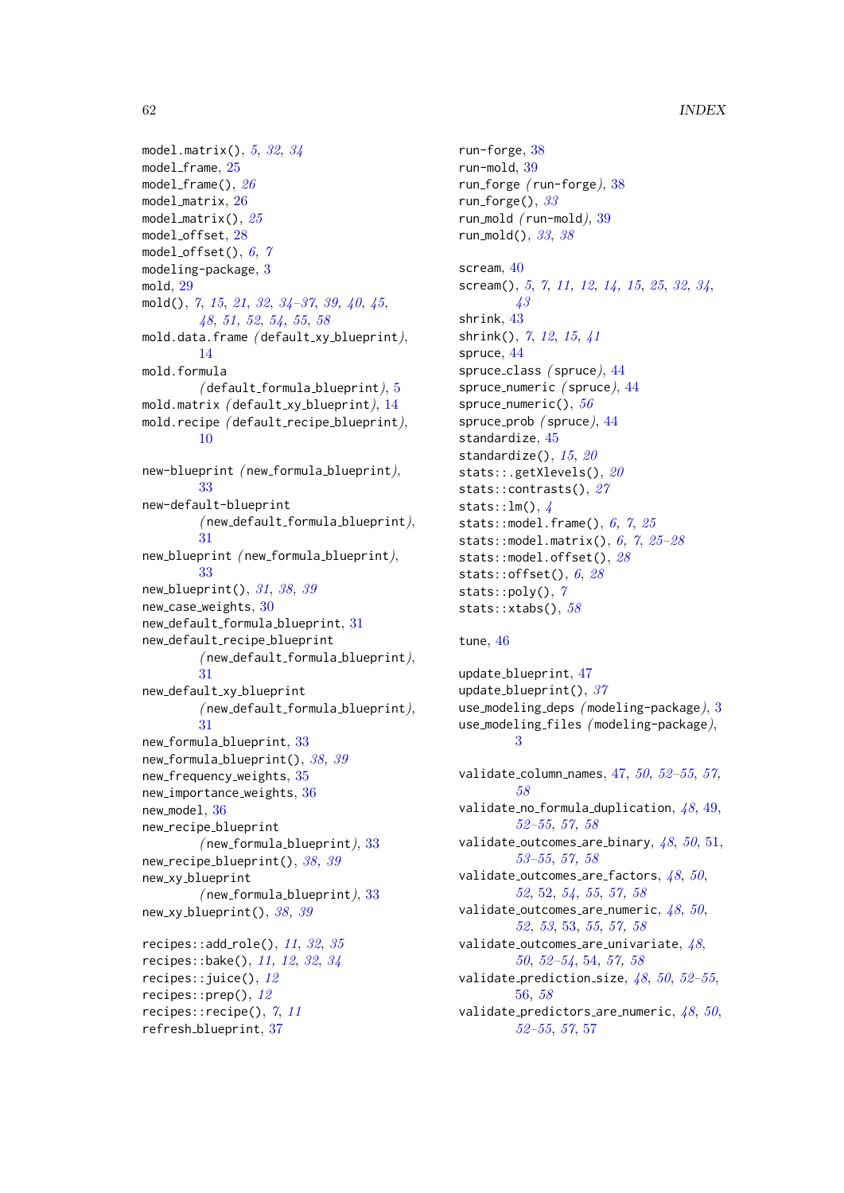model.matrix(), *5*, *32*, *34*
model_frame, 25
model_frame(), *26*
model_matrix, 26
model_matrix(), *25*
model_offset, 28
model_offset(), *6, 7*
modeling-package, 3
mold, 29
mold(), *7*, *15*, *21*, *32*, *34–37*, *39*, *40*, *45*, *48*, *51*, *52*, *54*, *55*, *58*
mold.data.frame *(*default_xy_blueprint*)*, 14
mold.formula *(*default_formula_blueprint*)*, 5
mold.matrix *(*default_xy_blueprint*)*, 14
mold.recipe *(*default_recipe_blueprint*)*, 10

new-blueprint *(*new_formula_blueprint*)*, 33
new-default-blueprint *(*new_default_formula_blueprint*)*, 31
new_blueprint *(*new_formula_blueprint*)*, 33
new_blueprint(), *31*, *38*, *39*
new_case_weights, 30
new_default_formula_blueprint, 31
new_default_recipe_blueprint *(*new_default_formula_blueprint*)*, 31
new_default_xy_blueprint *(*new_default_formula_blueprint*)*, 31
new_formula_blueprint, 33
new_formula_blueprint(), *38*, *39*
new_frequency_weights, 35
new_importance_weights, 36
new_model, 36
new_recipe_blueprint *(*new_formula_blueprint*)*, 33
new_recipe_blueprint(), *38*, *39*
new_xy_blueprint *(*new_formula_blueprint*)*, 33
new_xy_blueprint(), *38*, *39*

recipes::add_role(), *11*, *32*, *35*
recipes::bake(), *11*, *12*, *32*, *34*
recipes::juice(), *12*
recipes::prep(), *12*
recipes::recipe(), *7*, *11*
refresh_blueprint, 37
run-forge, 38
run-mold, 39
run_forge *(*run-forge*)*, 38
run_forge(), *33*
run_mold *(*run-mold*)*, 39
run_mold(), *33*, *38*

scream, 40
scream(), *5*, *7*, *11*, *12*, *14*, *15*, *25*, *32*, *34*, *43*
shrink, 43
shrink(), *7*, *12*, *15*, *41*
spruce, 44
spruce_class *(*spruce*)*, 44
spruce_numeric *(*spruce*)*, 44
spruce_numeric(), *56*
spruce_prob *(*spruce*)*, 44
standardize, 45
standardize(), *15*, *20*
stats::.getXlevels(), *20*
stats::contrasts(), *27*
stats::lm(), *4*
stats::model.frame(), *6*, *7*, *25*
stats::model.matrix(), *6*, *7*, *25–28*
stats::model.offset(), *28*
stats::offset(), *6*, *28*
stats::poly(), *7*
stats::xtabs(), *58*

tune, 46

update_blueprint, 47
update_blueprint(), *37*
use_modeling_deps *(*modeling-package*)*, 3
use_modeling_files *(*modeling-package*)*, 3

validate_column_names, 47, *50*, *52–55*, *57*, *58*
validate_no_formula_duplication, *48*, 49, *52–55*, *57*, *58*
validate_outcomes_are_binary, *48*, *50*, 51, *53–55*, *57*, *58*
validate_outcomes_are_factors, *48*, *50*, *52*, 52, *54*, *55*, *57*, *58*
validate_outcomes_are_numeric, *48*, *50*, *52*, *53*, 53, *55*, *57*, *58*
validate_outcomes_are_univariate, *48*, *50*, *52–54*, 54, *57*, *58*
validate_prediction_size, *48*, *50*, *52–55*, 56, *58*
validate_predictors_are_numeric, *48*, *50*, *52–55*, *57*, 57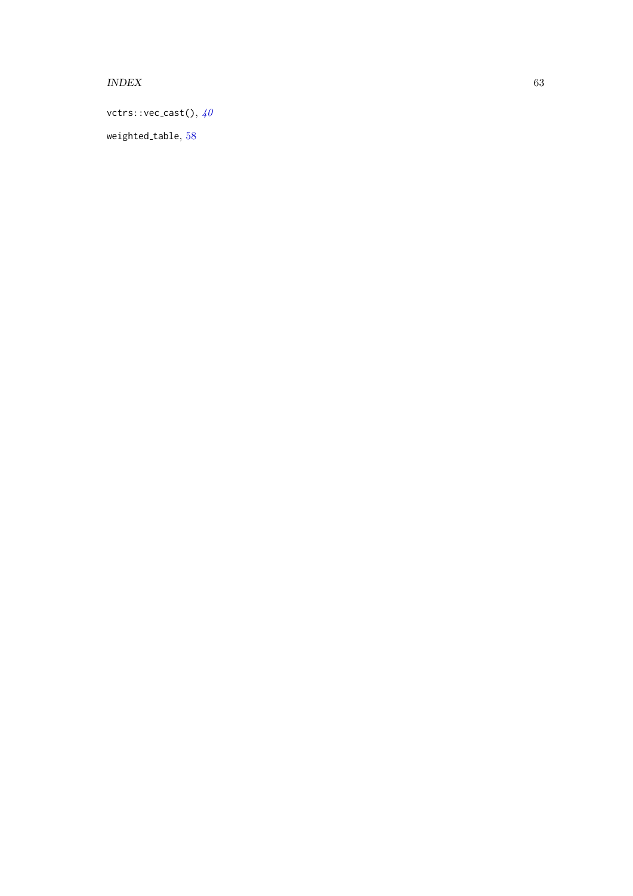vctrs::vec_cast(), *40*

weighted_table, 58